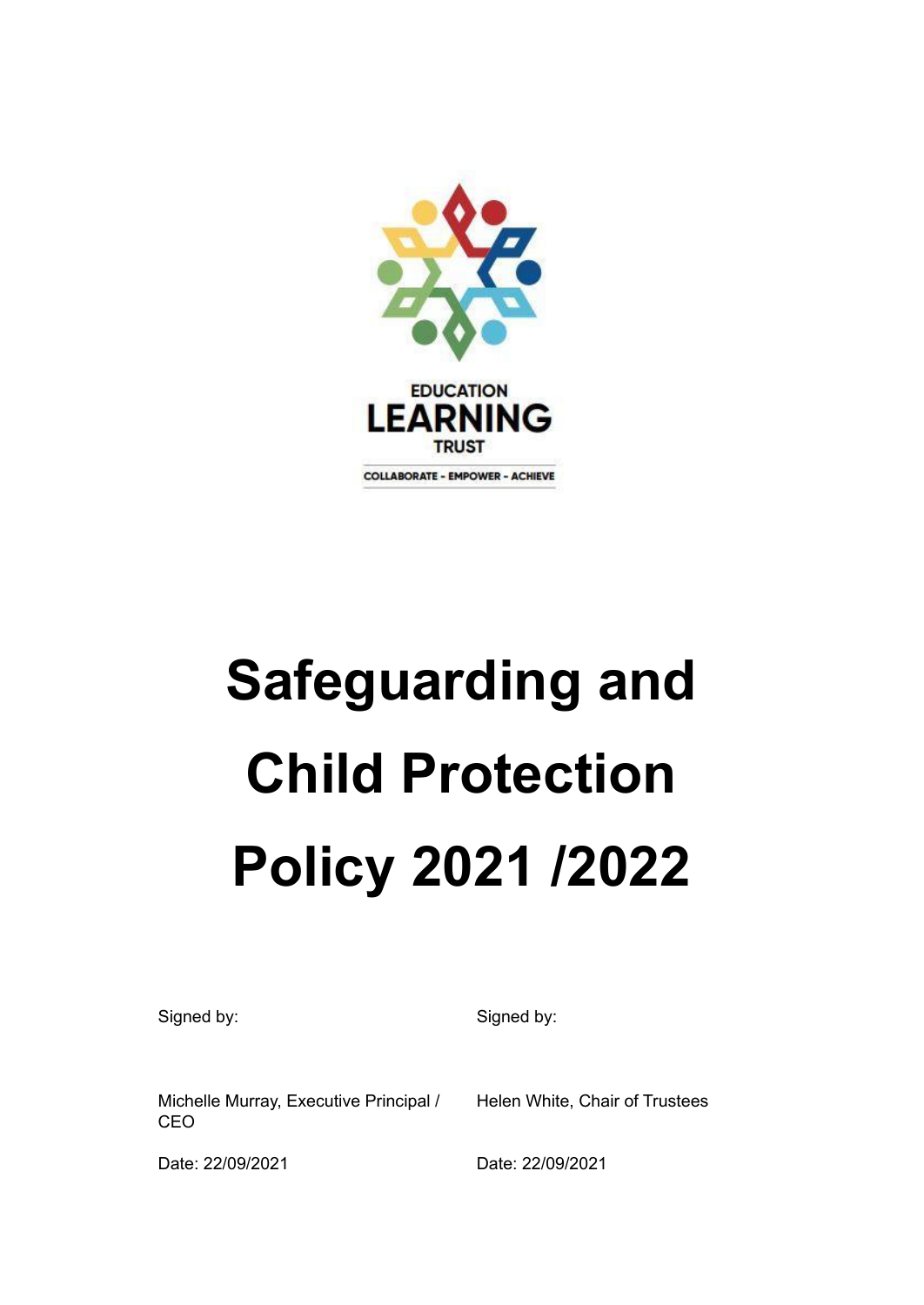EDUCATION

LEARNING

TRUST

COLLABORATE - EMPOWER - ACHIEVE

# Safeguarding and Child Protection Policy 2021 /2022

Signed by:

Michelle Murray, Executive Principal / CEO

Date: 22/09/2021

Signed by:

Helen White, Chair of Trustees

Date: 22/09/2021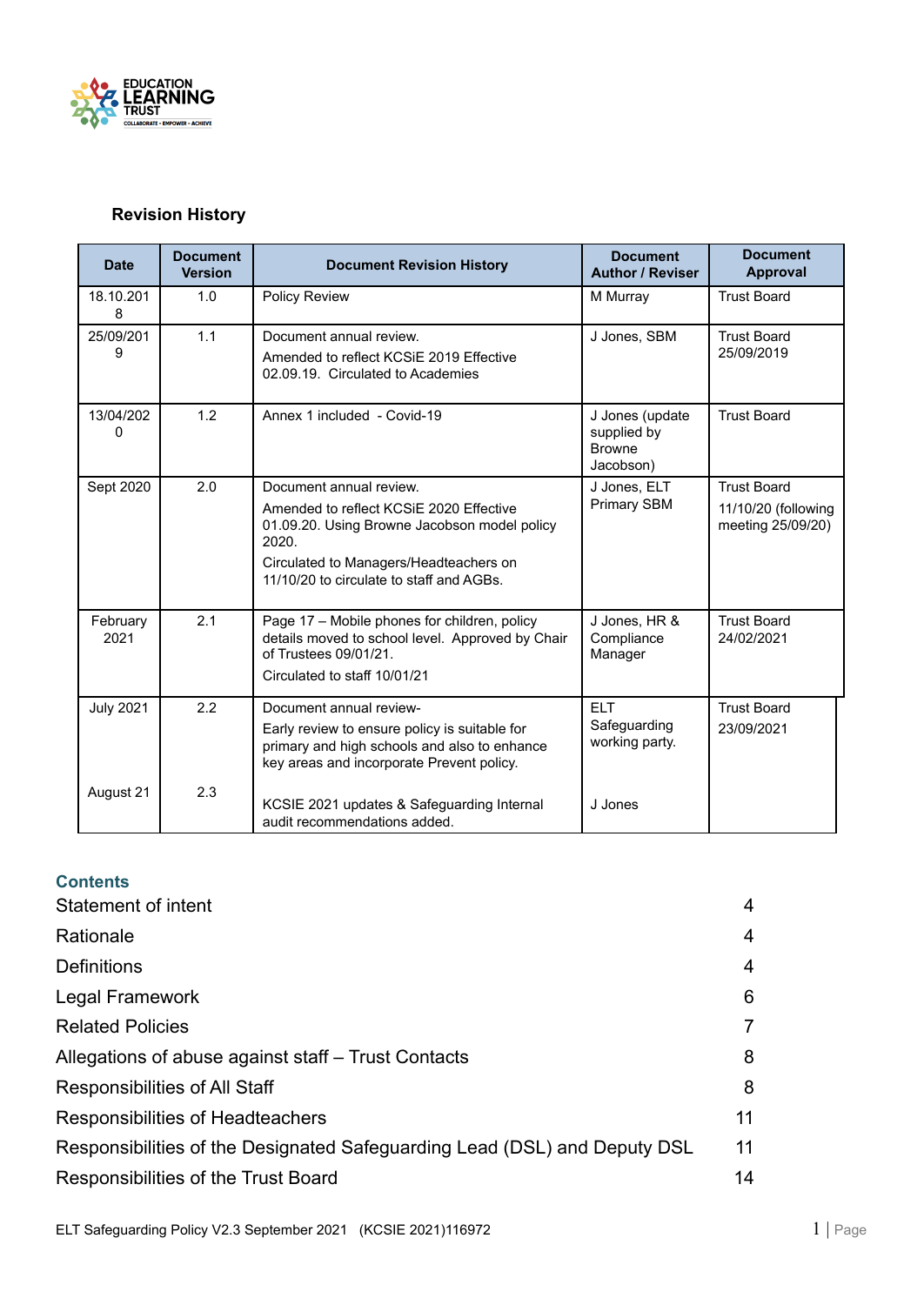## Revision History

| Date | Document Version | Document Revision History | Document Author / Reviser | Document Approval |
|---|---|---|---|---|
| 18.10.2018 | 1.0 | Policy Review | M Murray | Trust Board |
| 25/09/2019 | 1.1 | Document annual review. Amended to reflect KCSiE 2019 Effective 02.09.19. Circulated to Academies | J Jones, SBM | Trust Board 25/09/2019 |
| 13/04/2020 | 1.2 | Annex 1 included - Covid-19 | J Jones (update supplied by Browne Jacobson) | Trust Board |
| Sept 2020 | 2.0 | Document annual review. Amended to reflect KCSiE 2020 Effective 01.09.20. Using Browne Jacobson model policy 2020. Circulated to Managers/Headteachers on 11/10/20 to circulate to staff and AGBs. | J Jones, ELT Primary SBM | Trust Board 11/10/20 (following meeting 25/09/20) |
| February 2021 | 2.1 | Page 17 – Mobile phones for children, policy details moved to school level. Approved by Chair of Trustees 09/01/21. Circulated to staff 10/01/21 | J Jones, HR & Compliance Manager | Trust Board 24/02/2021 |
| July 2021 | 2.2 | Document annual review- Early review to ensure policy is suitable for primary and high schools and also to enhance key areas and incorporate Prevent policy. | ELT Safeguarding working party. | Trust Board 23/09/2021 |
| August 21 | 2.3 | KCSIE 2021 updates & Safeguarding Internal audit recommendations added. | J Jones | |

## Contents

| | |
|---|---|
| Statement of intent | 4 |
| Rationale | 4 |
| Definitions | 4 |
| Legal Framework | 6 |
| Related Policies | 7 |
| Allegations of abuse against staff – Trust Contacts | 8 |
| Responsibilities of All Staff | 8 |
| Responsibilities of Headteachers | 11 |
| Responsibilities of the Designated Safeguarding Lead (DSL) and Deputy DSL | 11 |
| Responsibilities of the Trust Board | 14 |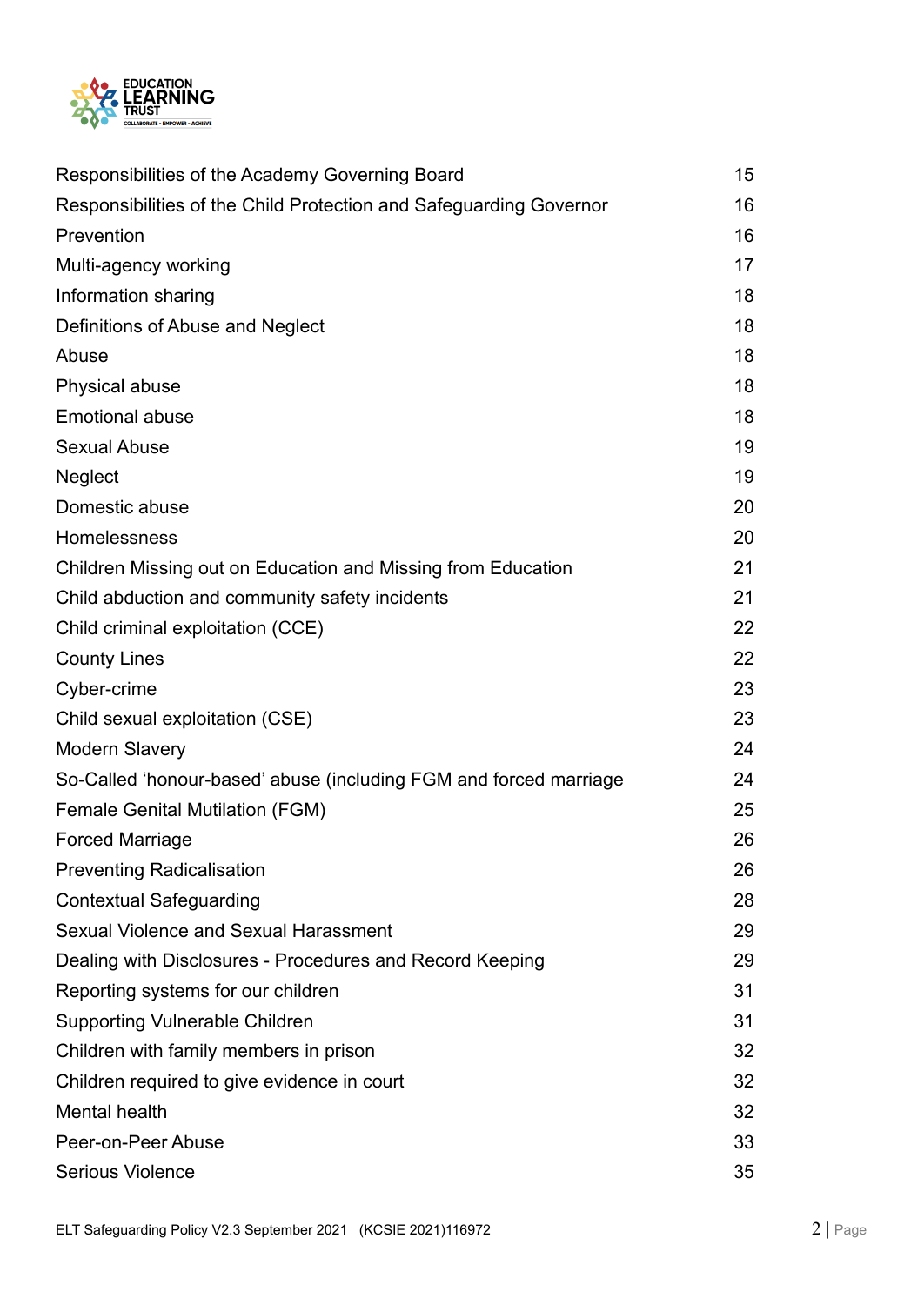| | |
|---|---|
| Responsibilities of the Academy Governing Board | 15 |
| Responsibilities of the Child Protection and Safeguarding Governor | 16 |
| Prevention | 16 |
| Multi-agency working | 17 |
| Information sharing | 18 |
| Definitions of Abuse and Neglect | 18 |
| Abuse | 18 |
| Physical abuse | 18 |
| Emotional abuse | 18 |
| Sexual Abuse | 19 |
| Neglect | 19 |
| Domestic abuse | 20 |
| Homelessness | 20 |
| Children Missing out on Education and Missing from Education | 21 |
| Child abduction and community safety incidents | 21 |
| Child criminal exploitation (CCE) | 22 |
| County Lines | 22 |
| Cyber-crime | 23 |
| Child sexual exploitation (CSE) | 23 |
| Modern Slavery | 24 |
| So-Called 'honour-based' abuse (including FGM and forced marriage | 24 |
| Female Genital Mutilation (FGM) | 25 |
| Forced Marriage | 26 |
| Preventing Radicalisation | 26 |
| Contextual Safeguarding | 28 |
| Sexual Violence and Sexual Harassment | 29 |
| Dealing with Disclosures - Procedures and Record Keeping | 29 |
| Reporting systems for our children | 31 |
| Supporting Vulnerable Children | 31 |
| Children with family members in prison | 32 |
| Children required to give evidence in court | 32 |
| Mental health | 32 |
| Peer-on-Peer Abuse | 33 |
| Serious Violence | 35 |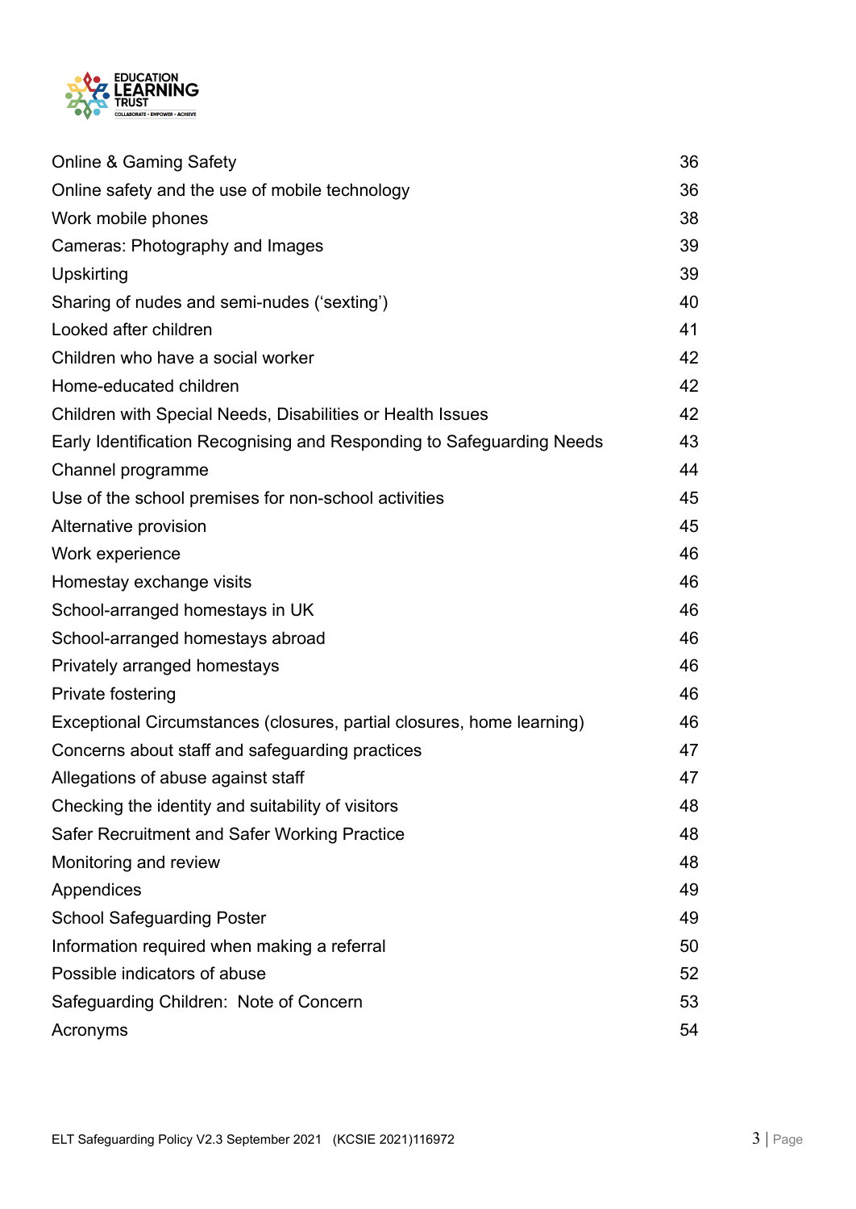| | |
|---|---|
| Online & Gaming Safety | 36 |
| Online safety and the use of mobile technology | 36 |
| Work mobile phones | 38 |
| Cameras: Photography and Images | 39 |
| Upskirting | 39 |
| Sharing of nudes and semi-nudes ('sexting') | 40 |
| Looked after children | 41 |
| Children who have a social worker | 42 |
| Home-educated children | 42 |
| Children with Special Needs, Disabilities or Health Issues | 42 |
| Early Identification Recognising and Responding to Safeguarding Needs | 43 |
| Channel programme | 44 |
| Use of the school premises for non-school activities | 45 |
| Alternative provision | 45 |
| Work experience | 46 |
| Homestay exchange visits | 46 |
| School-arranged homestays in UK | 46 |
| School-arranged homestays abroad | 46 |
| Privately arranged homestays | 46 |
| Private fostering | 46 |
| Exceptional Circumstances (closures, partial closures, home learning) | 46 |
| Concerns about staff and safeguarding practices | 47 |
| Allegations of abuse against staff | 47 |
| Checking the identity and suitability of visitors | 48 |
| Safer Recruitment and Safer Working Practice | 48 |
| Monitoring and review | 48 |
| Appendices | 49 |
| School Safeguarding Poster | 49 |
| Information required when making a referral | 50 |
| Possible indicators of abuse | 52 |
| Safeguarding Children: Note of Concern | 53 |
| Acronyms | 54 |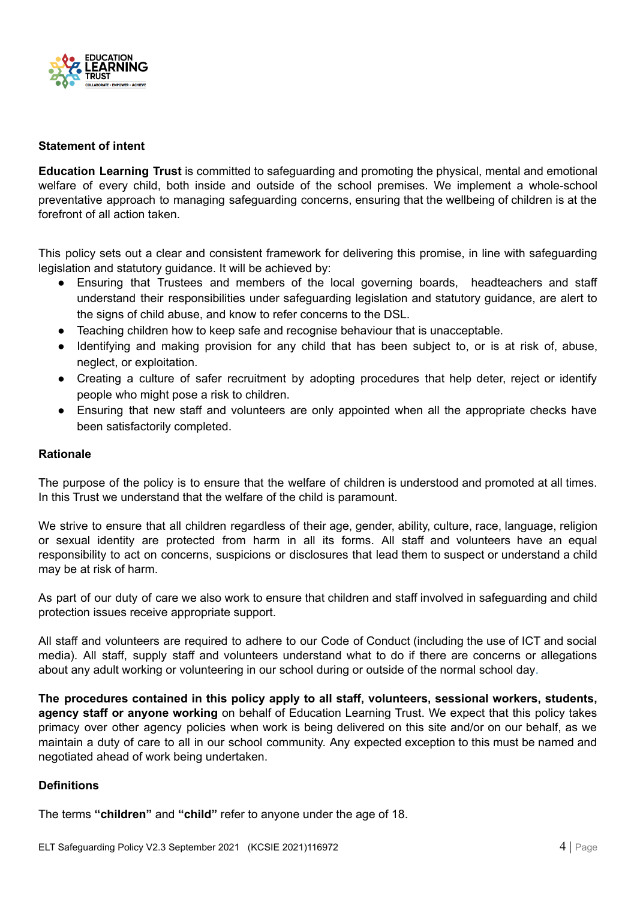**Statement of intent**

**Education Learning Trust** is committed to safeguarding and promoting the physical, mental and emotional welfare of every child, both inside and outside of the school premises. We implement a whole-school preventative approach to managing safeguarding concerns, ensuring that the wellbeing of children is at the forefront of all action taken.

This policy sets out a clear and consistent framework for delivering this promise, in line with safeguarding legislation and statutory guidance. It will be achieved by:

- Ensuring that Trustees and members of the local governing boards, headteachers and staff understand their responsibilities under safeguarding legislation and statutory guidance, are alert to the signs of child abuse, and know to refer concerns to the DSL.
- Teaching children how to keep safe and recognise behaviour that is unacceptable.
- Identifying and making provision for any child that has been subject to, or is at risk of, abuse, neglect, or exploitation.
- Creating a culture of safer recruitment by adopting procedures that help deter, reject or identify people who might pose a risk to children.
- Ensuring that new staff and volunteers are only appointed when all the appropriate checks have been satisfactorily completed.

**Rationale**

The purpose of the policy is to ensure that the welfare of children is understood and promoted at all times. In this Trust we understand that the welfare of the child is paramount.

We strive to ensure that all children regardless of their age, gender, ability, culture, race, language, religion or sexual identity are protected from harm in all its forms. All staff and volunteers have an equal responsibility to act on concerns, suspicions or disclosures that lead them to suspect or understand a child may be at risk of harm.

As part of our duty of care we also work to ensure that children and staff involved in safeguarding and child protection issues receive appropriate support.

All staff and volunteers are required to adhere to our Code of Conduct (including the use of ICT and social media). All staff, supply staff and volunteers understand what to do if there are concerns or allegations about any adult working or volunteering in our school during or outside of the normal school day.

**The procedures contained in this policy apply to all staff, volunteers, sessional workers, students, agency staff or anyone working** on behalf of Education Learning Trust. We expect that this policy takes primacy over other agency policies when work is being delivered on this site and/or on our behalf, as we maintain a duty of care to all in our school community. Any expected exception to this must be named and negotiated ahead of work being undertaken.

**Definitions**

The terms **"children"** and **"child"** refer to anyone under the age of 18.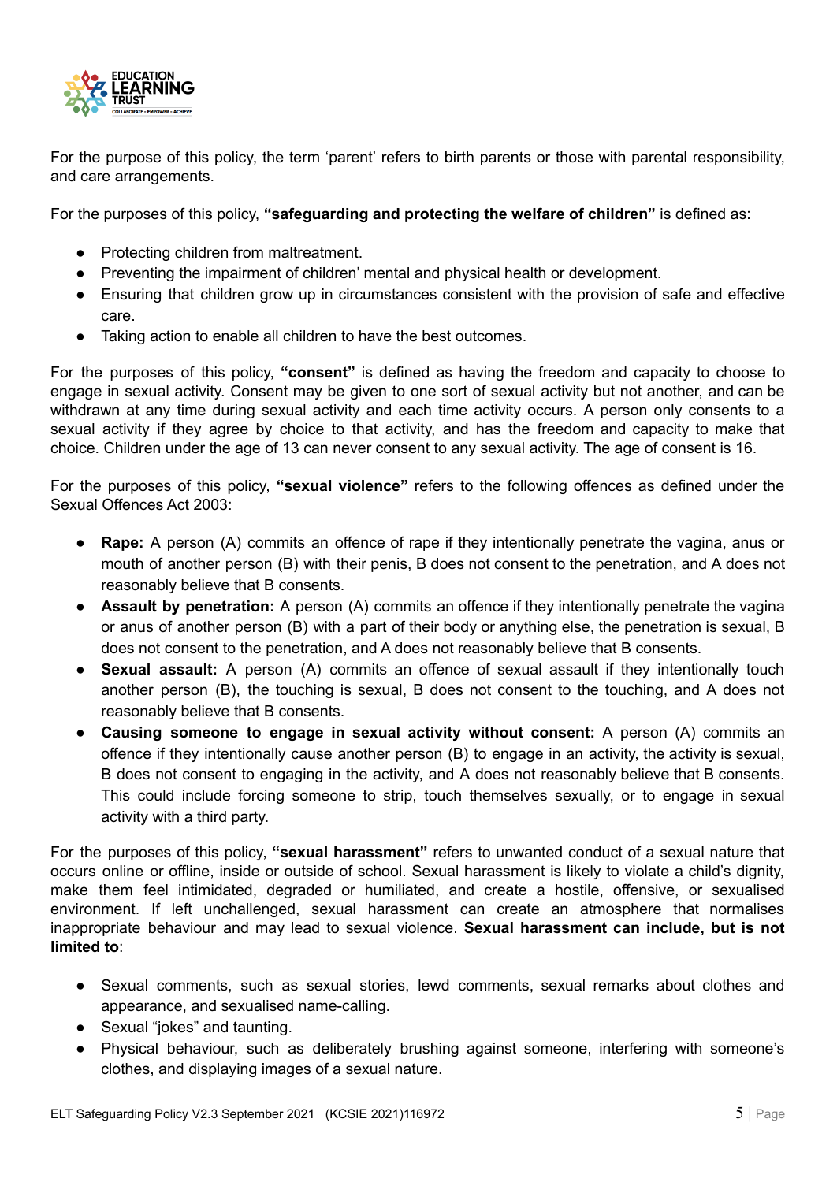For the purpose of this policy, the term 'parent' refers to birth parents or those with parental responsibility, and care arrangements.

For the purposes of this policy, **"safeguarding and protecting the welfare of children"** is defined as:

- Protecting children from maltreatment.
- Preventing the impairment of children' mental and physical health or development.
- Ensuring that children grow up in circumstances consistent with the provision of safe and effective care.
- Taking action to enable all children to have the best outcomes.

For the purposes of this policy, **"consent"** is defined as having the freedom and capacity to choose to engage in sexual activity. Consent may be given to one sort of sexual activity but not another, and can be withdrawn at any time during sexual activity and each time activity occurs. A person only consents to a sexual activity if they agree by choice to that activity, and has the freedom and capacity to make that choice. Children under the age of 13 can never consent to any sexual activity. The age of consent is 16.

For the purposes of this policy, **"sexual violence"** refers to the following offences as defined under the Sexual Offences Act 2003:

- **Rape:** A person (A) commits an offence of rape if they intentionally penetrate the vagina, anus or mouth of another person (B) with their penis, B does not consent to the penetration, and A does not reasonably believe that B consents.
- **Assault by penetration:** A person (A) commits an offence if they intentionally penetrate the vagina or anus of another person (B) with a part of their body or anything else, the penetration is sexual, B does not consent to the penetration, and A does not reasonably believe that B consents.
- **Sexual assault:** A person (A) commits an offence of sexual assault if they intentionally touch another person (B), the touching is sexual, B does not consent to the touching, and A does not reasonably believe that B consents.
- **Causing someone to engage in sexual activity without consent:** A person (A) commits an offence if they intentionally cause another person (B) to engage in an activity, the activity is sexual, B does not consent to engaging in the activity, and A does not reasonably believe that B consents. This could include forcing someone to strip, touch themselves sexually, or to engage in sexual activity with a third party.

For the purposes of this policy, **"sexual harassment"** refers to unwanted conduct of a sexual nature that occurs online or offline, inside or outside of school. Sexual harassment is likely to violate a child's dignity, make them feel intimidated, degraded or humiliated, and create a hostile, offensive, or sexualised environment. If left unchallenged, sexual harassment can create an atmosphere that normalises inappropriate behaviour and may lead to sexual violence. **Sexual harassment can include, but is not limited to**:

- Sexual comments, such as sexual stories, lewd comments, sexual remarks about clothes and appearance, and sexualised name-calling.
- Sexual "jokes" and taunting.
- Physical behaviour, such as deliberately brushing against someone, interfering with someone's clothes, and displaying images of a sexual nature.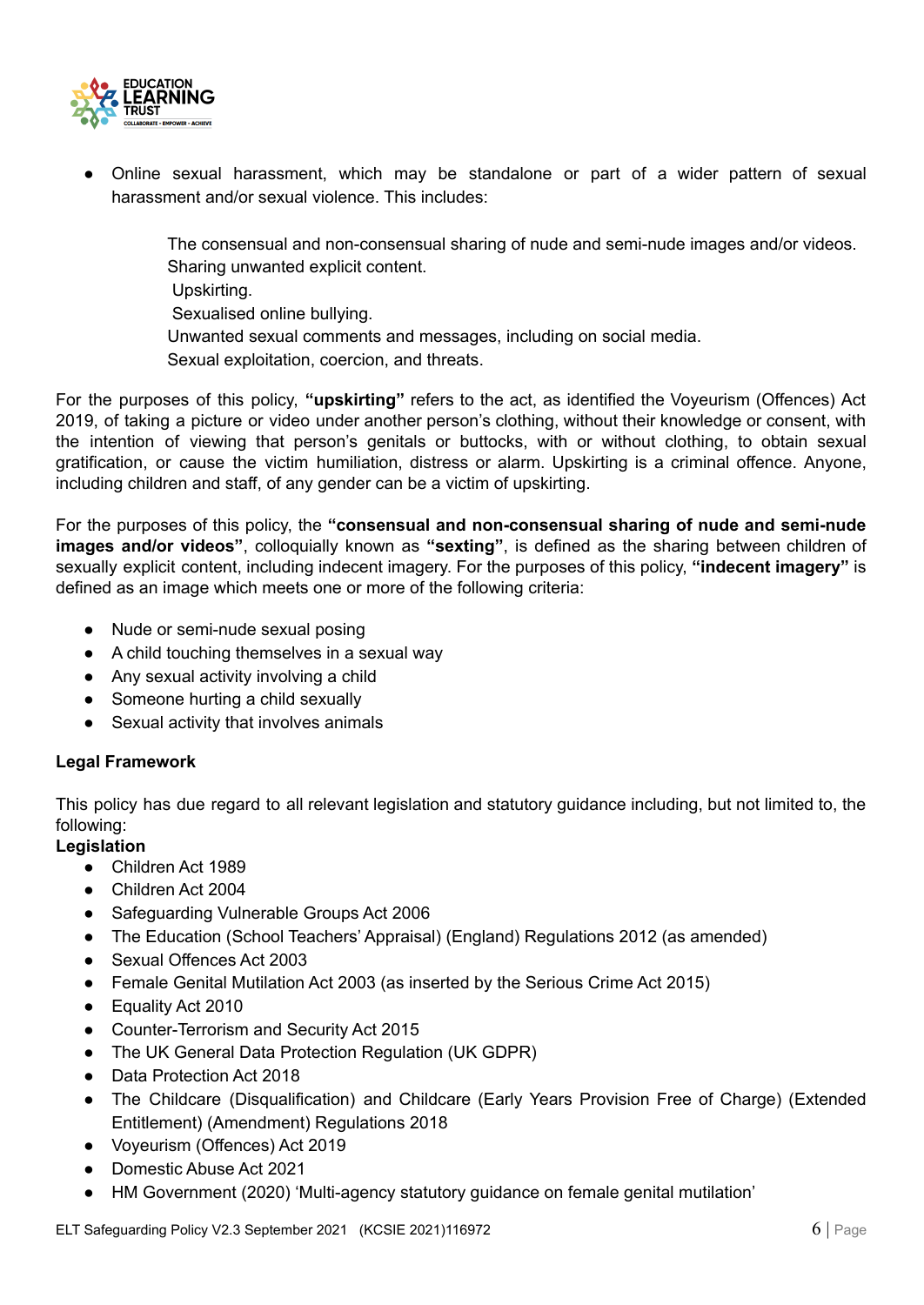- Online sexual harassment, which may be standalone or part of a wider pattern of sexual harassment and/or sexual violence. This includes:

    The consensual and non-consensual sharing of nude and semi-nude images and/or videos.
    Sharing unwanted explicit content.
    Upskirting.
    Sexualised online bullying.
    Unwanted sexual comments and messages, including on social media.
    Sexual exploitation, coercion, and threats.

For the purposes of this policy, **"upskirting"** refers to the act, as identified the Voyeurism (Offences) Act 2019, of taking a picture or video under another person's clothing, without their knowledge or consent, with the intention of viewing that person's genitals or buttocks, with or without clothing, to obtain sexual gratification, or cause the victim humiliation, distress or alarm. Upskirting is a criminal offence. Anyone, including children and staff, of any gender can be a victim of upskirting.

For the purposes of this policy, the **"consensual and non-consensual sharing of nude and semi-nude images and/or videos"**, colloquially known as **"sexting"**, is defined as the sharing between children of sexually explicit content, including indecent imagery. For the purposes of this policy, **"indecent imagery"** is defined as an image which meets one or more of the following criteria:

- Nude or semi-nude sexual posing
- A child touching themselves in a sexual way
- Any sexual activity involving a child
- Someone hurting a child sexually
- Sexual activity that involves animals

**Legal Framework**

This policy has due regard to all relevant legislation and statutory guidance including, but not limited to, the following:

**Legislation**

- Children Act 1989
- Children Act 2004
- Safeguarding Vulnerable Groups Act 2006
- The Education (School Teachers' Appraisal) (England) Regulations 2012 (as amended)
- Sexual Offences Act 2003
- Female Genital Mutilation Act 2003 (as inserted by the Serious Crime Act 2015)
- Equality Act 2010
- Counter-Terrorism and Security Act 2015
- The UK General Data Protection Regulation (UK GDPR)
- Data Protection Act 2018
- The Childcare (Disqualification) and Childcare (Early Years Provision Free of Charge) (Extended Entitlement) (Amendment) Regulations 2018
- Voyeurism (Offences) Act 2019
- Domestic Abuse Act 2021
- HM Government (2020) 'Multi-agency statutory guidance on female genital mutilation'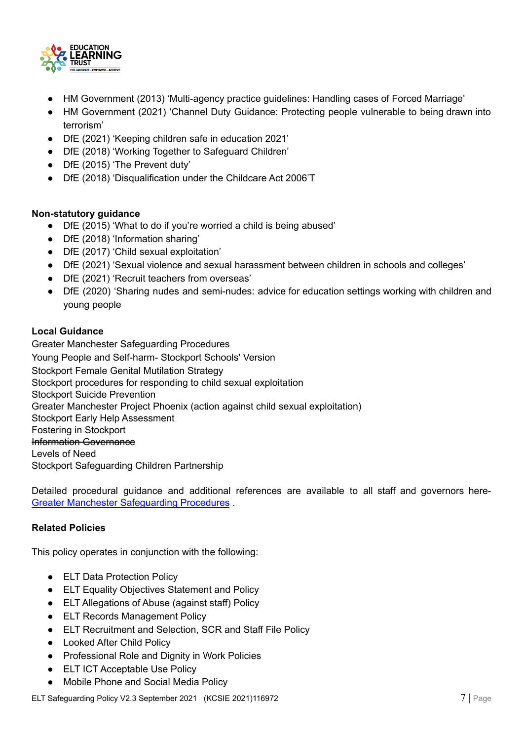- HM Government (2013) 'Multi-agency practice guidelines: Handling cases of Forced Marriage'
- HM Government (2021) 'Channel Duty Guidance: Protecting people vulnerable to being drawn into terrorism'
- DfE (2021) 'Keeping children safe in education 2021'
- DfE (2018) 'Working Together to Safeguard Children'
- DfE (2015) 'The Prevent duty'
- DfE (2018) 'Disqualification under the Childcare Act 2006'T

**Non-statutory guidance**

- DfE (2015) 'What to do if you're worried a child is being abused'
- DfE (2018) 'Information sharing'
- DfE (2017) 'Child sexual exploitation'
- DfE (2021) 'Sexual violence and sexual harassment between children in schools and colleges'
- DfE (2021) 'Recruit teachers from overseas'
- DfE (2020) 'Sharing nudes and semi-nudes: advice for education settings working with children and young people

**Local Guidance**

Greater Manchester Safeguarding Procedures
Young People and Self-harm- Stockport Schools' Version
Stockport Female Genital Mutilation Strategy
Stockport procedures for responding to child sexual exploitation
Stockport Suicide Prevention
Greater Manchester Project Phoenix (action against child sexual exploitation)
Stockport Early Help Assessment
Fostering in Stockport
~~Information Governance~~
Levels of Need
Stockport Safeguarding Children Partnership

Detailed procedural guidance and additional references are available to all staff and governors here- Greater Manchester Safeguarding Procedures .

**Related Policies**

This policy operates in conjunction with the following:

- ELT Data Protection Policy
- ELT Equality Objectives Statement and Policy
- ELT Allegations of Abuse (against staff) Policy
- ELT Records Management Policy
- ELT Recruitment and Selection, SCR and Staff File Policy
- Looked After Child Policy
- Professional Role and Dignity in Work Policies
- ELT ICT Acceptable Use Policy
- Mobile Phone and Social Media Policy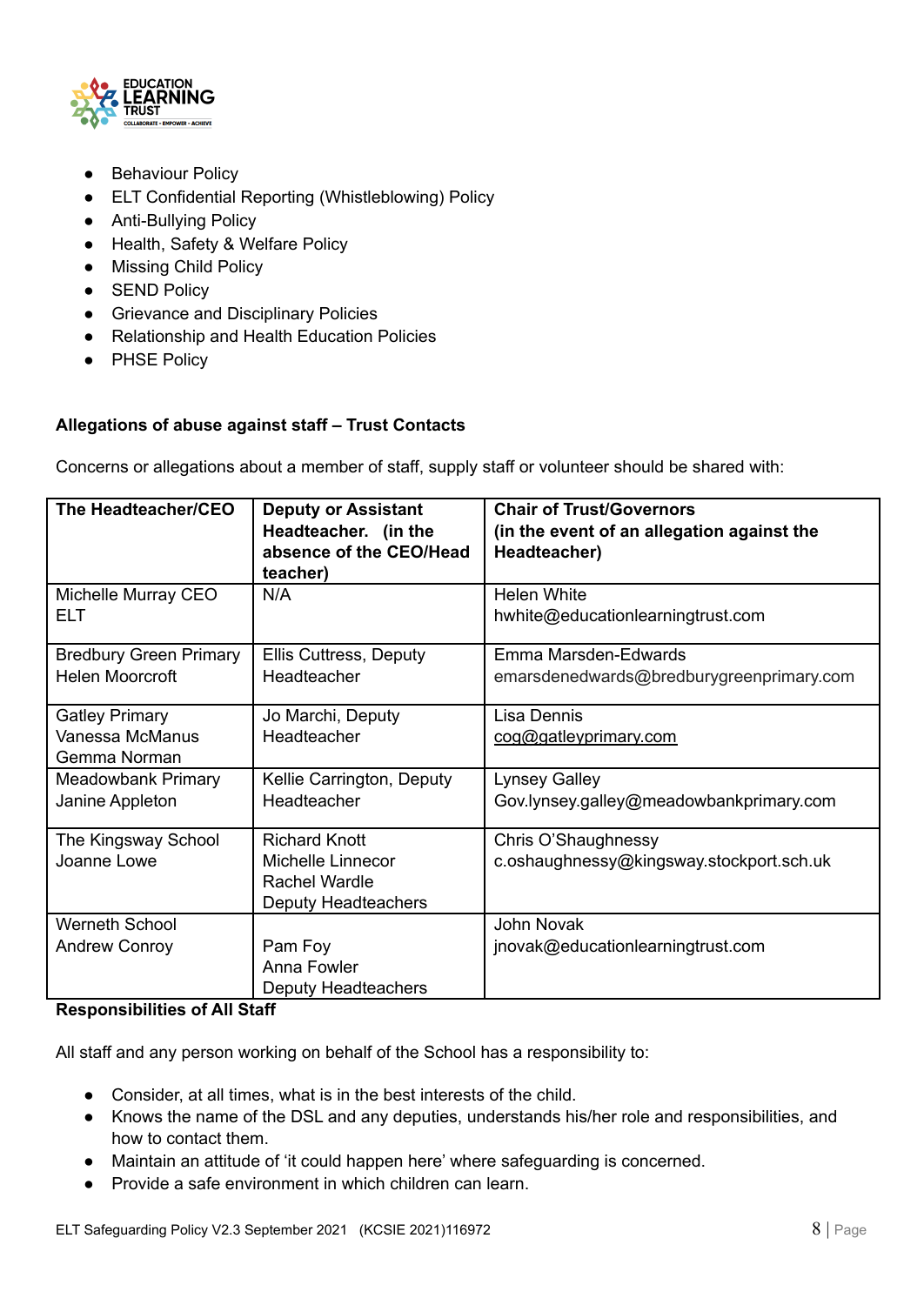- Behaviour Policy
- ELT Confidential Reporting (Whistleblowing) Policy
- Anti-Bullying Policy
- Health, Safety & Welfare Policy
- Missing Child Policy
- SEND Policy
- Grievance and Disciplinary Policies
- Relationship and Health Education Policies
- PHSE Policy

**Allegations of abuse against staff – Trust Contacts**

Concerns or allegations about a member of staff, supply staff or volunteer should be shared with:

| **The Headteacher/CEO** | **Deputy or Assistant Headteacher. (in the absence of the CEO/Head teacher)** | **Chair of Trust/Governors (in the event of an allegation against the Headteacher)** |
|---|---|---|
| Michelle Murray CEO ELT | N/A | Helen White hwhite@educationlearningtrust.com |
| Bredbury Green Primary Helen Moorcroft | Ellis Cuttress, Deputy Headteacher | Emma Marsden-Edwards emarsdenedwards@bredburygreenprimary.com |
| Gatley Primary Vanessa McManus Gemma Norman | Jo Marchi, Deputy Headteacher | Lisa Dennis cog@gatleyprimary.com |
| Meadowbank Primary Janine Appleton | Kellie Carrington, Deputy Headteacher | Lynsey Galley Gov.lynsey.galley@meadowbankprimary.com |
| The Kingsway School Joanne Lowe | Richard Knott Michelle Linnecor Rachel Wardle Deputy Headteachers | Chris O'Shaughnessy c.oshaughnessy@kingsway.stockport.sch.uk |
| Werneth School Andrew Conroy | Pam Foy Anna Fowler Deputy Headteachers | John Novak jnovak@educationlearningtrust.com |

**Responsibilities of All Staff**

All staff and any person working on behalf of the School has a responsibility to:

- Consider, at all times, what is in the best interests of the child.
- Knows the name of the DSL and any deputies, understands his/her role and responsibilities, and how to contact them.
- Maintain an attitude of 'it could happen here' where safeguarding is concerned.
- Provide a safe environment in which children can learn.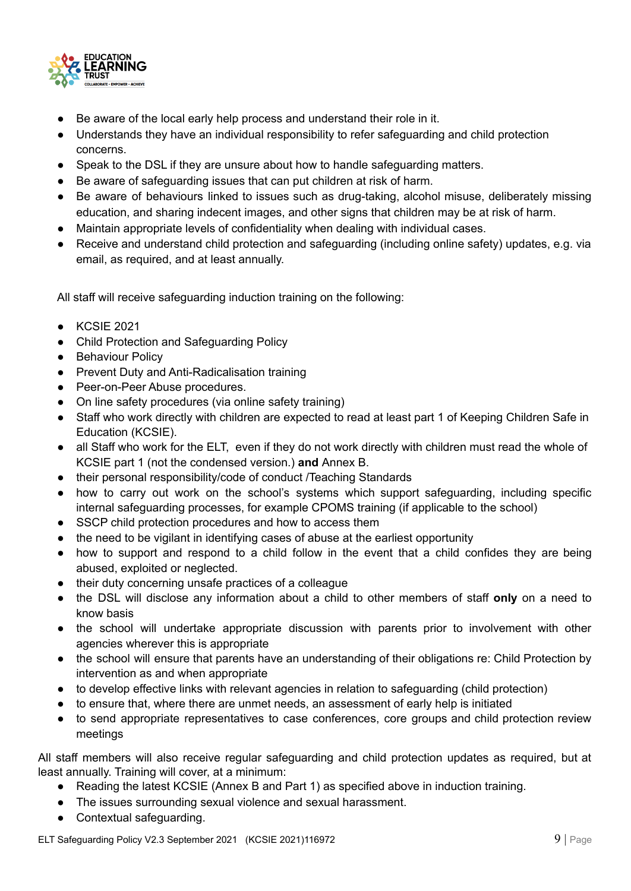- Be aware of the local early help process and understand their role in it.
- Understands they have an individual responsibility to refer safeguarding and child protection concerns.
- Speak to the DSL if they are unsure about how to handle safeguarding matters.
- Be aware of safeguarding issues that can put children at risk of harm.
- Be aware of behaviours linked to issues such as drug-taking, alcohol misuse, deliberately missing education, and sharing indecent images, and other signs that children may be at risk of harm.
- Maintain appropriate levels of confidentiality when dealing with individual cases.
- Receive and understand child protection and safeguarding (including online safety) updates, e.g. via email, as required, and at least annually.

All staff will receive safeguarding induction training on the following:

- KCSIE 2021
- Child Protection and Safeguarding Policy
- Behaviour Policy
- Prevent Duty and Anti-Radicalisation training
- Peer-on-Peer Abuse procedures.
- On line safety procedures (via online safety training)
- Staff who work directly with children are expected to read at least part 1 of Keeping Children Safe in Education (KCSIE).
- all Staff who work for the ELT, even if they do not work directly with children must read the whole of KCSIE part 1 (not the condensed version.) **and** Annex B.
- their personal responsibility/code of conduct /Teaching Standards
- how to carry out work on the school's systems which support safeguarding, including specific internal safeguarding processes, for example CPOMS training (if applicable to the school)
- SSCP child protection procedures and how to access them
- the need to be vigilant in identifying cases of abuse at the earliest opportunity
- how to support and respond to a child follow in the event that a child confides they are being abused, exploited or neglected.
- their duty concerning unsafe practices of a colleague
- the DSL will disclose any information about a child to other members of staff **only** on a need to know basis
- the school will undertake appropriate discussion with parents prior to involvement with other agencies wherever this is appropriate
- the school will ensure that parents have an understanding of their obligations re: Child Protection by intervention as and when appropriate
- to develop effective links with relevant agencies in relation to safeguarding (child protection)
- to ensure that, where there are unmet needs, an assessment of early help is initiated
- to send appropriate representatives to case conferences, core groups and child protection review meetings

All staff members will also receive regular safeguarding and child protection updates as required, but at least annually. Training will cover, at a minimum:

- Reading the latest KCSIE (Annex B and Part 1) as specified above in induction training.
- The issues surrounding sexual violence and sexual harassment.
- Contextual safeguarding.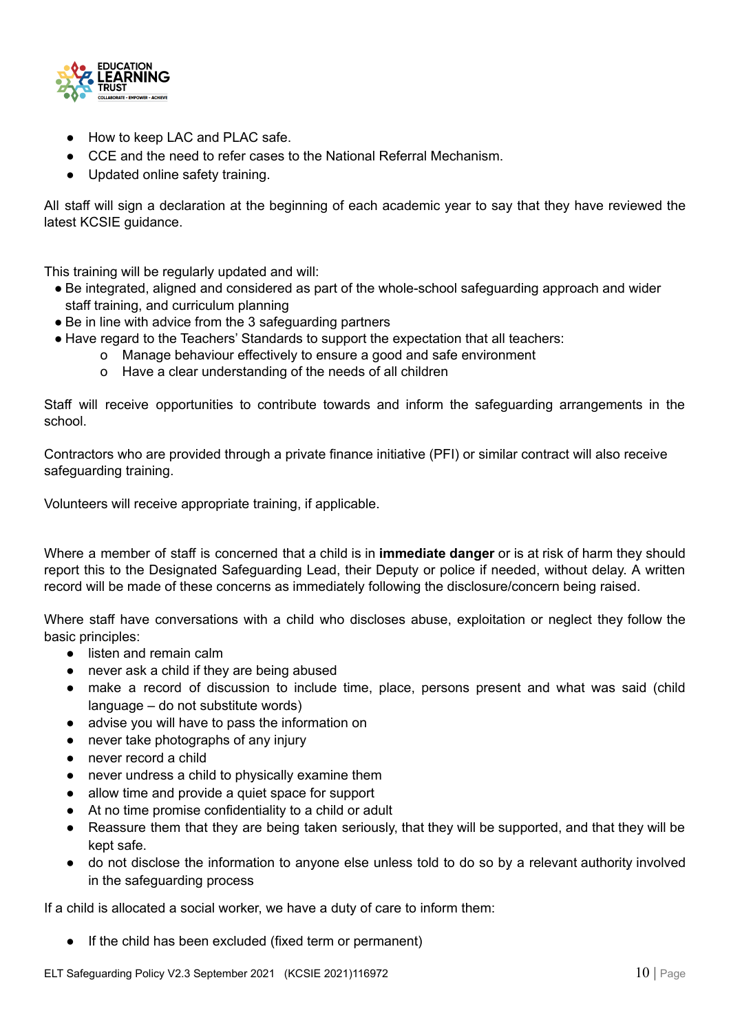- How to keep LAC and PLAC safe.
- CCE and the need to refer cases to the National Referral Mechanism.
- Updated online safety training.

All staff will sign a declaration at the beginning of each academic year to say that they have reviewed the latest KCSIE guidance.

This training will be regularly updated and will:

- Be integrated, aligned and considered as part of the whole-school safeguarding approach and wider staff training, and curriculum planning
- Be in line with advice from the 3 safeguarding partners
- Have regard to the Teachers' Standards to support the expectation that all teachers:
    - Manage behaviour effectively to ensure a good and safe environment
    - Have a clear understanding of the needs of all children

Staff will receive opportunities to contribute towards and inform the safeguarding arrangements in the school.

Contractors who are provided through a private finance initiative (PFI) or similar contract will also receive safeguarding training.

Volunteers will receive appropriate training, if applicable.

Where a member of staff is concerned that a child is in **immediate danger** or is at risk of harm they should report this to the Designated Safeguarding Lead, their Deputy or police if needed, without delay. A written record will be made of these concerns as immediately following the disclosure/concern being raised.

Where staff have conversations with a child who discloses abuse, exploitation or neglect they follow the basic principles:

- listen and remain calm
- never ask a child if they are being abused
- make a record of discussion to include time, place, persons present and what was said (child language – do not substitute words)
- advise you will have to pass the information on
- never take photographs of any injury
- never record a child
- never undress a child to physically examine them
- allow time and provide a quiet space for support
- At no time promise confidentiality to a child or adult
- Reassure them that they are being taken seriously, that they will be supported, and that they will be kept safe.
- do not disclose the information to anyone else unless told to do so by a relevant authority involved in the safeguarding process

If a child is allocated a social worker, we have a duty of care to inform them:

- If the child has been excluded (fixed term or permanent)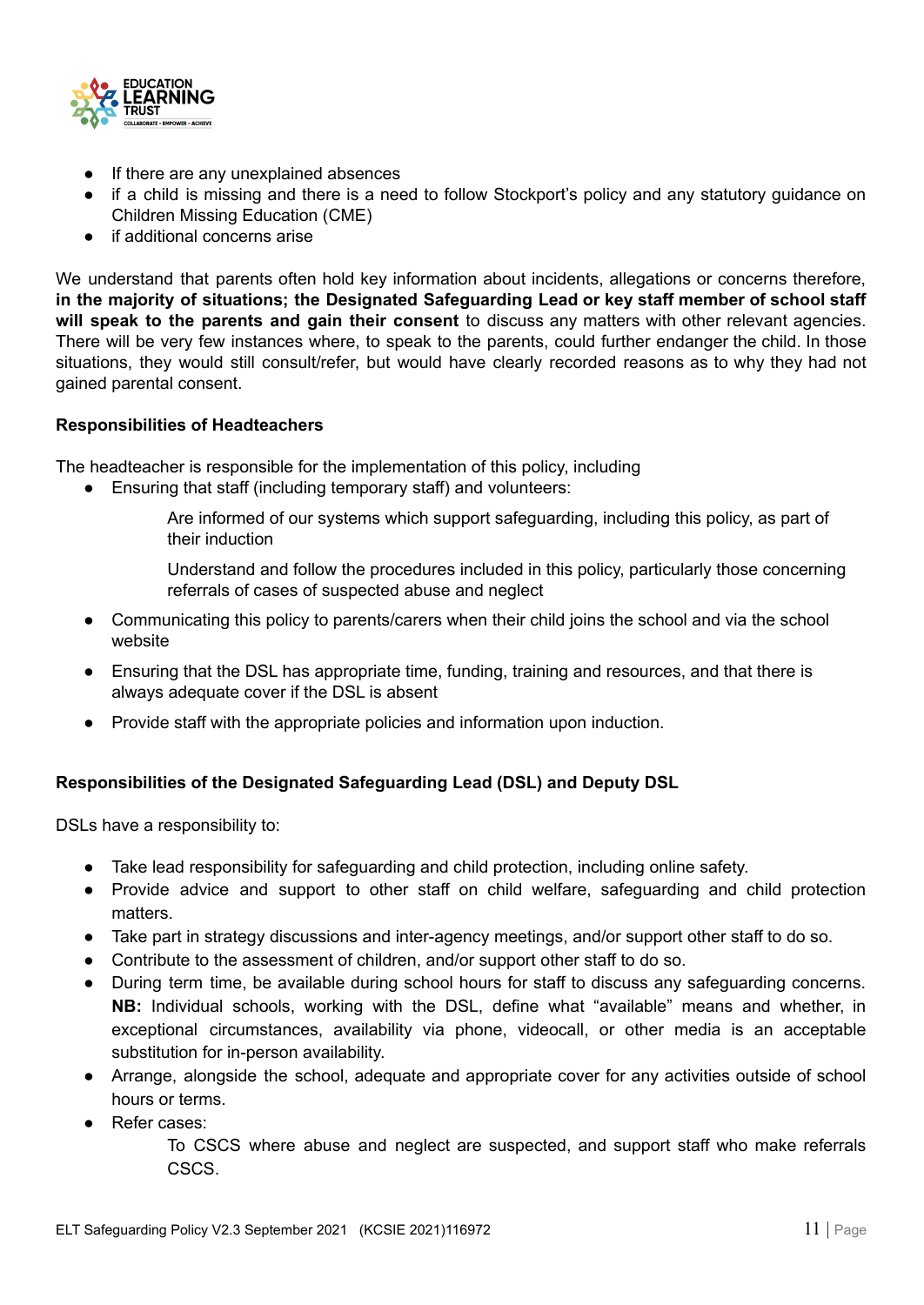- If there are any unexplained absences
- if a child is missing and there is a need to follow Stockport's policy and any statutory guidance on Children Missing Education (CME)
- if additional concerns arise

We understand that parents often hold key information about incidents, allegations or concerns therefore, **in the majority of situations; the Designated Safeguarding Lead or key staff member of school staff will speak to the parents and gain their consent** to discuss any matters with other relevant agencies. There will be very few instances where, to speak to the parents, could further endanger the child. In those situations, they would still consult/refer, but would have clearly recorded reasons as to why they had not gained parental consent.

**Responsibilities of Headteachers**

The headteacher is responsible for the implementation of this policy, including

- Ensuring that staff (including temporary staff) and volunteers:

  Are informed of our systems which support safeguarding, including this policy, as part of their induction

  Understand and follow the procedures included in this policy, particularly those concerning referrals of cases of suspected abuse and neglect

- Communicating this policy to parents/carers when their child joins the school and via the school website
- Ensuring that the DSL has appropriate time, funding, training and resources, and that there is always adequate cover if the DSL is absent
- Provide staff with the appropriate policies and information upon induction.

**Responsibilities of the Designated Safeguarding Lead (DSL) and Deputy DSL**

DSLs have a responsibility to:

- Take lead responsibility for safeguarding and child protection, including online safety.
- Provide advice and support to other staff on child welfare, safeguarding and child protection matters.
- Take part in strategy discussions and inter-agency meetings, and/or support other staff to do so.
- Contribute to the assessment of children, and/or support other staff to do so.
- During term time, be available during school hours for staff to discuss any safeguarding concerns. **NB:** Individual schools, working with the DSL, define what "available" means and whether, in exceptional circumstances, availability via phone, videocall, or other media is an acceptable substitution for in-person availability.
- Arrange, alongside the school, adequate and appropriate cover for any activities outside of school hours or terms.
- Refer cases:

  To CSCS where abuse and neglect are suspected, and support staff who make referrals CSCS.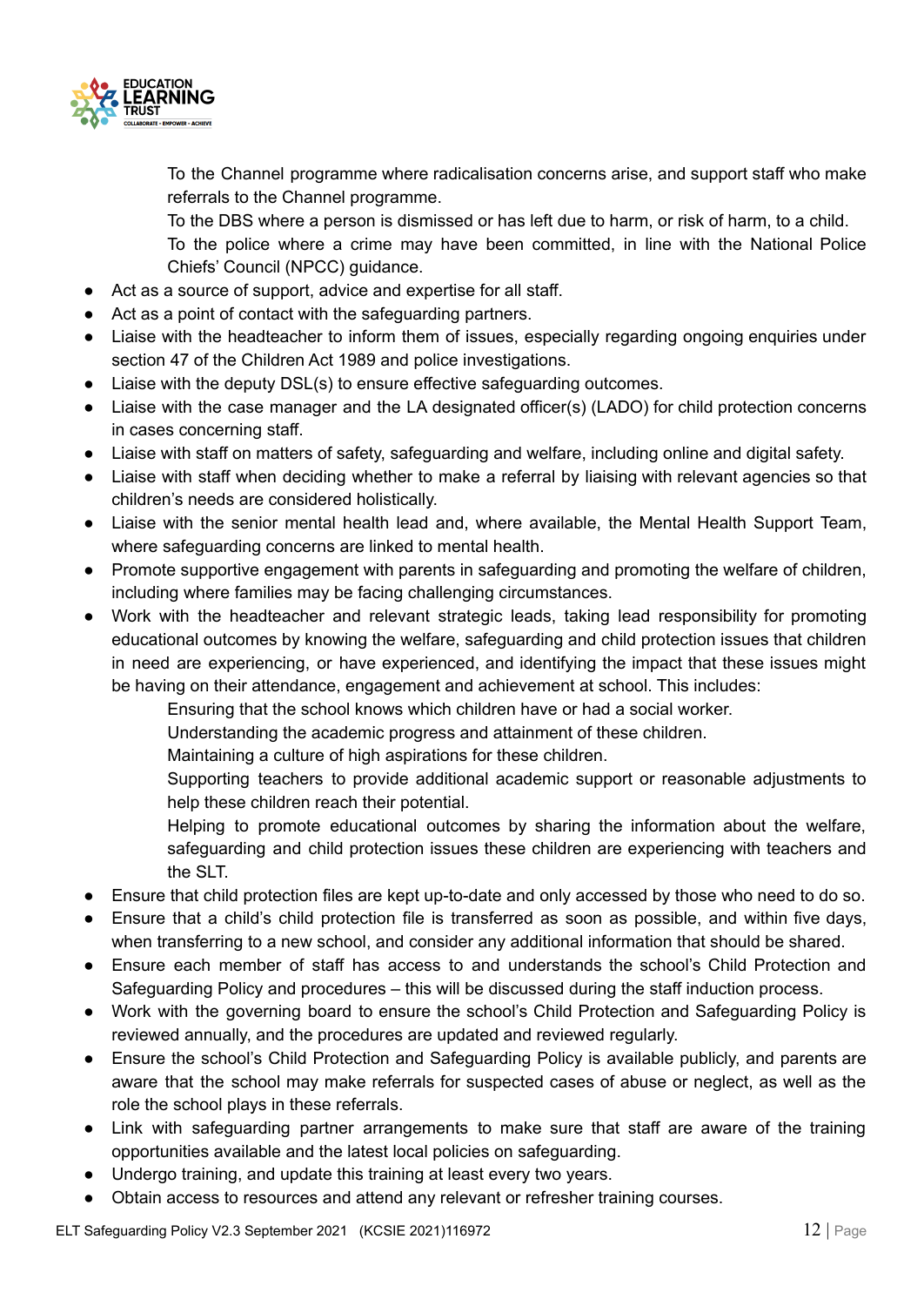- To the Channel programme where radicalisation concerns arise, and support staff who make referrals to the Channel programme.
  - To the DBS where a person is dismissed or has left due to harm, or risk of harm, to a child.
  - To the police where a crime may have been committed, in line with the National Police Chiefs' Council (NPCC) guidance.
- Act as a source of support, advice and expertise for all staff.
- Act as a point of contact with the safeguarding partners.
- Liaise with the headteacher to inform them of issues, especially regarding ongoing enquiries under section 47 of the Children Act 1989 and police investigations.
- Liaise with the deputy DSL(s) to ensure effective safeguarding outcomes.
- Liaise with the case manager and the LA designated officer(s) (LADO) for child protection concerns in cases concerning staff.
- Liaise with staff on matters of safety, safeguarding and welfare, including online and digital safety.
- Liaise with staff when deciding whether to make a referral by liaising with relevant agencies so that children's needs are considered holistically.
- Liaise with the senior mental health lead and, where available, the Mental Health Support Team, where safeguarding concerns are linked to mental health.
- Promote supportive engagement with parents in safeguarding and promoting the welfare of children, including where families may be facing challenging circumstances.
- Work with the headteacher and relevant strategic leads, taking lead responsibility for promoting educational outcomes by knowing the welfare, safeguarding and child protection issues that children in need are experiencing, or have experienced, and identifying the impact that these issues might be having on their attendance, engagement and achievement at school. This includes:
  - Ensuring that the school knows which children have or had a social worker.
  - Understanding the academic progress and attainment of these children.
  - Maintaining a culture of high aspirations for these children.
  - Supporting teachers to provide additional academic support or reasonable adjustments to help these children reach their potential.
  - Helping to promote educational outcomes by sharing the information about the welfare, safeguarding and child protection issues these children are experiencing with teachers and the SLT.
- Ensure that child protection files are kept up-to-date and only accessed by those who need to do so.
- Ensure that a child's child protection file is transferred as soon as possible, and within five days, when transferring to a new school, and consider any additional information that should be shared.
- Ensure each member of staff has access to and understands the school's Child Protection and Safeguarding Policy and procedures – this will be discussed during the staff induction process.
- Work with the governing board to ensure the school's Child Protection and Safeguarding Policy is reviewed annually, and the procedures are updated and reviewed regularly.
- Ensure the school's Child Protection and Safeguarding Policy is available publicly, and parents are aware that the school may make referrals for suspected cases of abuse or neglect, as well as the role the school plays in these referrals.
- Link with safeguarding partner arrangements to make sure that staff are aware of the training opportunities available and the latest local policies on safeguarding.
- Undergo training, and update this training at least every two years.
- Obtain access to resources and attend any relevant or refresher training courses.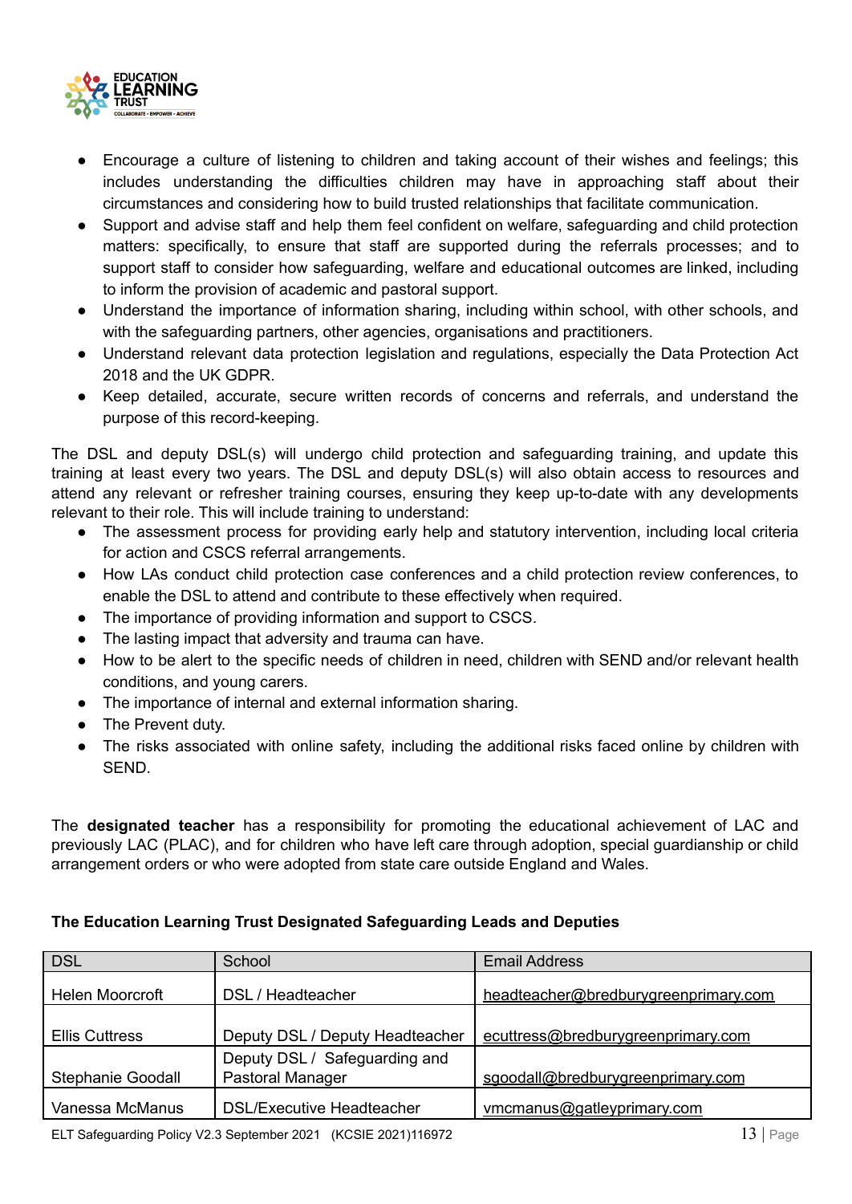- Encourage a culture of listening to children and taking account of their wishes and feelings; this includes understanding the difficulties children may have in approaching staff about their circumstances and considering how to build trusted relationships that facilitate communication.
- Support and advise staff and help them feel confident on welfare, safeguarding and child protection matters: specifically, to ensure that staff are supported during the referrals processes; and to support staff to consider how safeguarding, welfare and educational outcomes are linked, including to inform the provision of academic and pastoral support.
- Understand the importance of information sharing, including within school, with other schools, and with the safeguarding partners, other agencies, organisations and practitioners.
- Understand relevant data protection legislation and regulations, especially the Data Protection Act 2018 and the UK GDPR.
- Keep detailed, accurate, secure written records of concerns and referrals, and understand the purpose of this record-keeping.

The DSL and deputy DSL(s) will undergo child protection and safeguarding training, and update this training at least every two years. The DSL and deputy DSL(s) will also obtain access to resources and attend any relevant or refresher training courses, ensuring they keep up-to-date with any developments relevant to their role. This will include training to understand:

- The assessment process for providing early help and statutory intervention, including local criteria for action and CSCS referral arrangements.
- How LAs conduct child protection case conferences and a child protection review conferences, to enable the DSL to attend and contribute to these effectively when required.
- The importance of providing information and support to CSCS.
- The lasting impact that adversity and trauma can have.
- How to be alert to the specific needs of children in need, children with SEND and/or relevant health conditions, and young carers.
- The importance of internal and external information sharing.
- The Prevent duty.
- The risks associated with online safety, including the additional risks faced online by children with SEND.

The **designated teacher** has a responsibility for promoting the educational achievement of LAC and previously LAC (PLAC), and for children who have left care through adoption, special guardianship or child arrangement orders or who were adopted from state care outside England and Wales.

**The Education Learning Trust Designated Safeguarding Leads and Deputies**

| DSL | School | Email Address |
|---|---|---|
| Helen Moorcroft | DSL / Headteacher | headteacher@bredburygreenprimary.com |
| Ellis Cuttress | Deputy DSL / Deputy Headteacher | ecuttress@bredburygreenprimary.com |
| Stephanie Goodall | Deputy DSL / Safeguarding and Pastoral Manager | sgoodall@bredburygreenprimary.com |
| Vanessa McManus | DSL/Executive Headteacher | vmcmanus@gatleyprimary.com |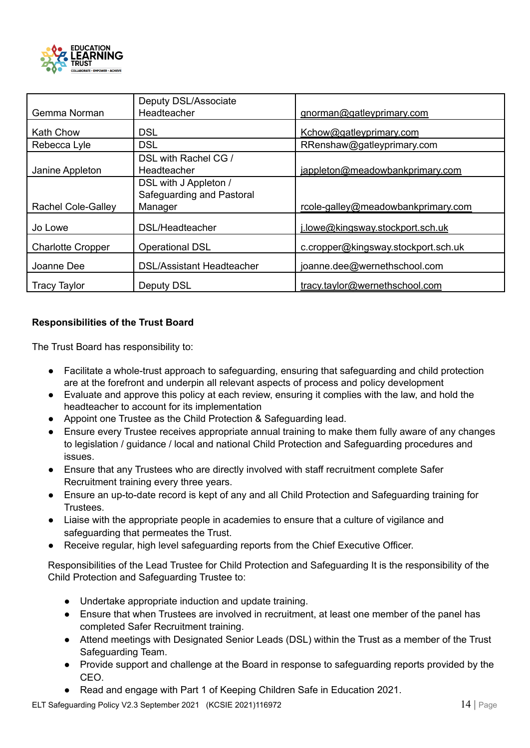| Gemma Norman | Deputy DSL/Associate Headteacher | gnorman@gatleyprimary.com |
|---|---|---|
| Kath Chow | DSL | Kchow@gatleyprimary.com |
| Rebecca Lyle | DSL | RRenshaw@gatleyprimary.com |
| Janine Appleton | DSL with Rachel CG / Headteacher | jappleton@meadowbankprimary.com |
| Rachel Cole-Galley | DSL with J Appleton / Safeguarding and Pastoral Manager | rcole-galley@meadowbankprimary.com |
| Jo Lowe | DSL/Headteacher | j.lowe@kingsway.stockport.sch.uk |
| Charlotte Cropper | Operational DSL | c.cropper@kingsway.stockport.sch.uk |
| Joanne Dee | DSL/Assistant Headteacher | joanne.dee@wernethschool.com |
| Tracy Taylor | Deputy DSL | tracy.taylor@wernethschool.com |

**Responsibilities of the Trust Board**

The Trust Board has responsibility to:

- Facilitate a whole-trust approach to safeguarding, ensuring that safeguarding and child protection are at the forefront and underpin all relevant aspects of process and policy development
- Evaluate and approve this policy at each review, ensuring it complies with the law, and hold the headteacher to account for its implementation
- Appoint one Trustee as the Child Protection & Safeguarding lead.
- Ensure every Trustee receives appropriate annual training to make them fully aware of any changes to legislation / guidance / local and national Child Protection and Safeguarding procedures and issues.
- Ensure that any Trustees who are directly involved with staff recruitment complete Safer Recruitment training every three years.
- Ensure an up-to-date record is kept of any and all Child Protection and Safeguarding training for Trustees.
- Liaise with the appropriate people in academies to ensure that a culture of vigilance and safeguarding that permeates the Trust.
- Receive regular, high level safeguarding reports from the Chief Executive Officer.

Responsibilities of the Lead Trustee for Child Protection and Safeguarding It is the responsibility of the Child Protection and Safeguarding Trustee to:

- Undertake appropriate induction and update training.
- Ensure that when Trustees are involved in recruitment, at least one member of the panel has completed Safer Recruitment training.
- Attend meetings with Designated Senior Leads (DSL) within the Trust as a member of the Trust Safeguarding Team.
- Provide support and challenge at the Board in response to safeguarding reports provided by the CEO.
- Read and engage with Part 1 of Keeping Children Safe in Education 2021.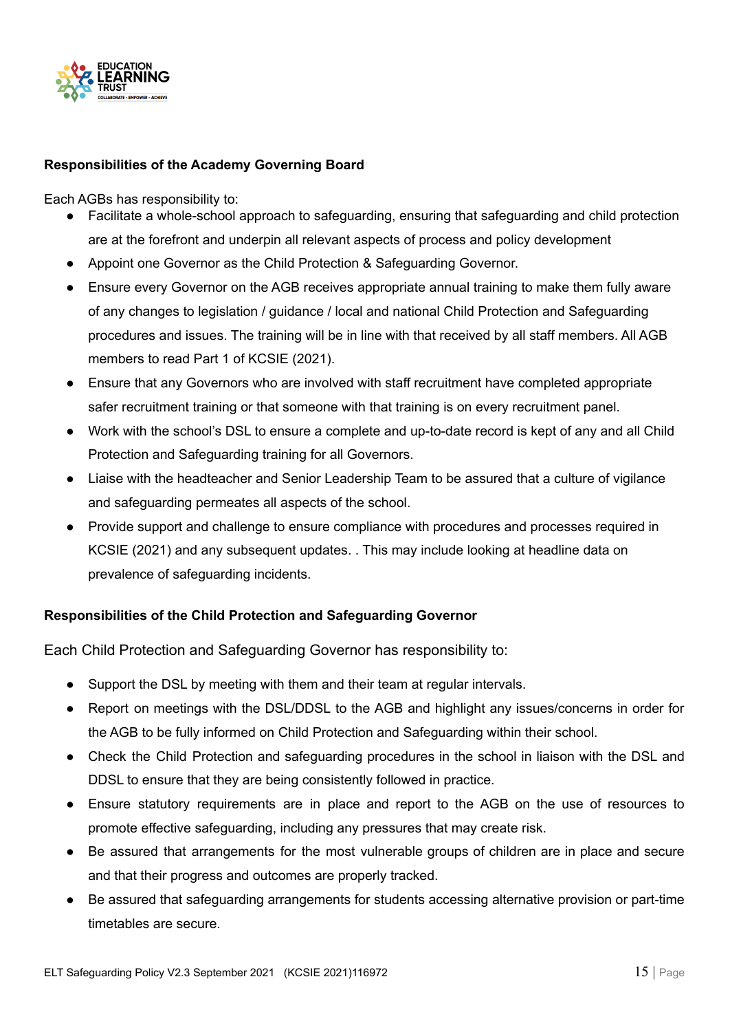**Responsibilities of the Academy Governing Board**

Each AGBs has responsibility to:

- Facilitate a whole-school approach to safeguarding, ensuring that safeguarding and child protection are at the forefront and underpin all relevant aspects of process and policy development
- Appoint one Governor as the Child Protection & Safeguarding Governor.
- Ensure every Governor on the AGB receives appropriate annual training to make them fully aware of any changes to legislation / guidance / local and national Child Protection and Safeguarding procedures and issues. The training will be in line with that received by all staff members. All AGB members to read Part 1 of KCSIE (2021).
- Ensure that any Governors who are involved with staff recruitment have completed appropriate safer recruitment training or that someone with that training is on every recruitment panel.
- Work with the school's DSL to ensure a complete and up-to-date record is kept of any and all Child Protection and Safeguarding training for all Governors.
- Liaise with the headteacher and Senior Leadership Team to be assured that a culture of vigilance and safeguarding permeates all aspects of the school.
- Provide support and challenge to ensure compliance with procedures and processes required in KCSIE (2021) and any subsequent updates. . This may include looking at headline data on prevalence of safeguarding incidents.

**Responsibilities of the Child Protection and Safeguarding Governor**

Each Child Protection and Safeguarding Governor has responsibility to:

- Support the DSL by meeting with them and their team at regular intervals.
- Report on meetings with the DSL/DDSL to the AGB and highlight any issues/concerns in order for the AGB to be fully informed on Child Protection and Safeguarding within their school.
- Check the Child Protection and safeguarding procedures in the school in liaison with the DSL and DDSL to ensure that they are being consistently followed in practice.
- Ensure statutory requirements are in place and report to the AGB on the use of resources to promote effective safeguarding, including any pressures that may create risk.
- Be assured that arrangements for the most vulnerable groups of children are in place and secure and that their progress and outcomes are properly tracked.
- Be assured that safeguarding arrangements for students accessing alternative provision or part-time timetables are secure.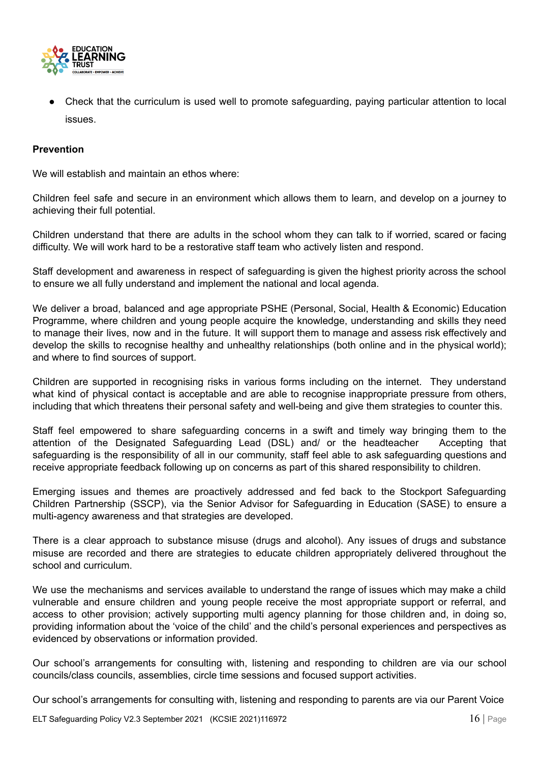- Check that the curriculum is used well to promote safeguarding, paying particular attention to local issues.

**Prevention**

We will establish and maintain an ethos where:

Children feel safe and secure in an environment which allows them to learn, and develop on a journey to achieving their full potential.

Children understand that there are adults in the school whom they can talk to if worried, scared or facing difficulty. We will work hard to be a restorative staff team who actively listen and respond.

Staff development and awareness in respect of safeguarding is given the highest priority across the school to ensure we all fully understand and implement the national and local agenda.

We deliver a broad, balanced and age appropriate PSHE (Personal, Social, Health & Economic) Education Programme, where children and young people acquire the knowledge, understanding and skills they need to manage their lives, now and in the future. It will support them to manage and assess risk effectively and develop the skills to recognise healthy and unhealthy relationships (both online and in the physical world); and where to find sources of support.

Children are supported in recognising risks in various forms including on the internet. They understand what kind of physical contact is acceptable and are able to recognise inappropriate pressure from others, including that which threatens their personal safety and well-being and give them strategies to counter this.

Staff feel empowered to share safeguarding concerns in a swift and timely way bringing them to the attention of the Designated Safeguarding Lead (DSL) and/ or the headteacher Accepting that safeguarding is the responsibility of all in our community, staff feel able to ask safeguarding questions and receive appropriate feedback following up on concerns as part of this shared responsibility to children.

Emerging issues and themes are proactively addressed and fed back to the Stockport Safeguarding Children Partnership (SSCP), via the Senior Advisor for Safeguarding in Education (SASE) to ensure a multi-agency awareness and that strategies are developed.

There is a clear approach to substance misuse (drugs and alcohol). Any issues of drugs and substance misuse are recorded and there are strategies to educate children appropriately delivered throughout the school and curriculum.

We use the mechanisms and services available to understand the range of issues which may make a child vulnerable and ensure children and young people receive the most appropriate support or referral, and access to other provision; actively supporting multi agency planning for those children and, in doing so, providing information about the 'voice of the child' and the child's personal experiences and perspectives as evidenced by observations or information provided.

Our school's arrangements for consulting with, listening and responding to children are via our school councils/class councils, assemblies, circle time sessions and focused support activities.

Our school's arrangements for consulting with, listening and responding to parents are via our Parent Voice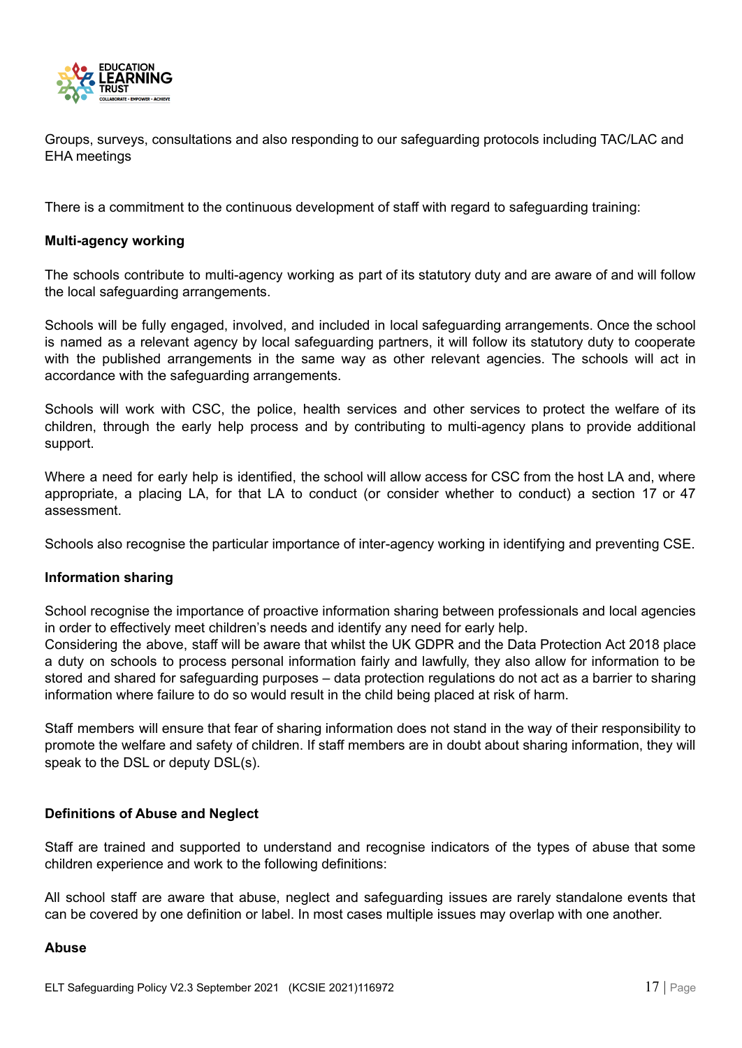Groups, surveys, consultations and also responding to our safeguarding protocols including TAC/LAC and EHA meetings

There is a commitment to the continuous development of staff with regard to safeguarding training:

**Multi-agency working**

The schools contribute to multi-agency working as part of its statutory duty and are aware of and will follow the local safeguarding arrangements.

Schools will be fully engaged, involved, and included in local safeguarding arrangements. Once the school is named as a relevant agency by local safeguarding partners, it will follow its statutory duty to cooperate with the published arrangements in the same way as other relevant agencies. The schools will act in accordance with the safeguarding arrangements.

Schools will work with CSC, the police, health services and other services to protect the welfare of its children, through the early help process and by contributing to multi-agency plans to provide additional support.

Where a need for early help is identified, the school will allow access for CSC from the host LA and, where appropriate, a placing LA, for that LA to conduct (or consider whether to conduct) a section 17 or 47 assessment.

Schools also recognise the particular importance of inter-agency working in identifying and preventing CSE.

**Information sharing**

School recognise the importance of proactive information sharing between professionals and local agencies in order to effectively meet children's needs and identify any need for early help.
Considering the above, staff will be aware that whilst the UK GDPR and the Data Protection Act 2018 place a duty on schools to process personal information fairly and lawfully, they also allow for information to be stored and shared for safeguarding purposes – data protection regulations do not act as a barrier to sharing information where failure to do so would result in the child being placed at risk of harm.

Staff members will ensure that fear of sharing information does not stand in the way of their responsibility to promote the welfare and safety of children. If staff members are in doubt about sharing information, they will speak to the DSL or deputy DSL(s).

**Definitions of Abuse and Neglect**

Staff are trained and supported to understand and recognise indicators of the types of abuse that some children experience and work to the following definitions:

All school staff are aware that abuse, neglect and safeguarding issues are rarely standalone events that can be covered by one definition or label. In most cases multiple issues may overlap with one another.

**Abuse**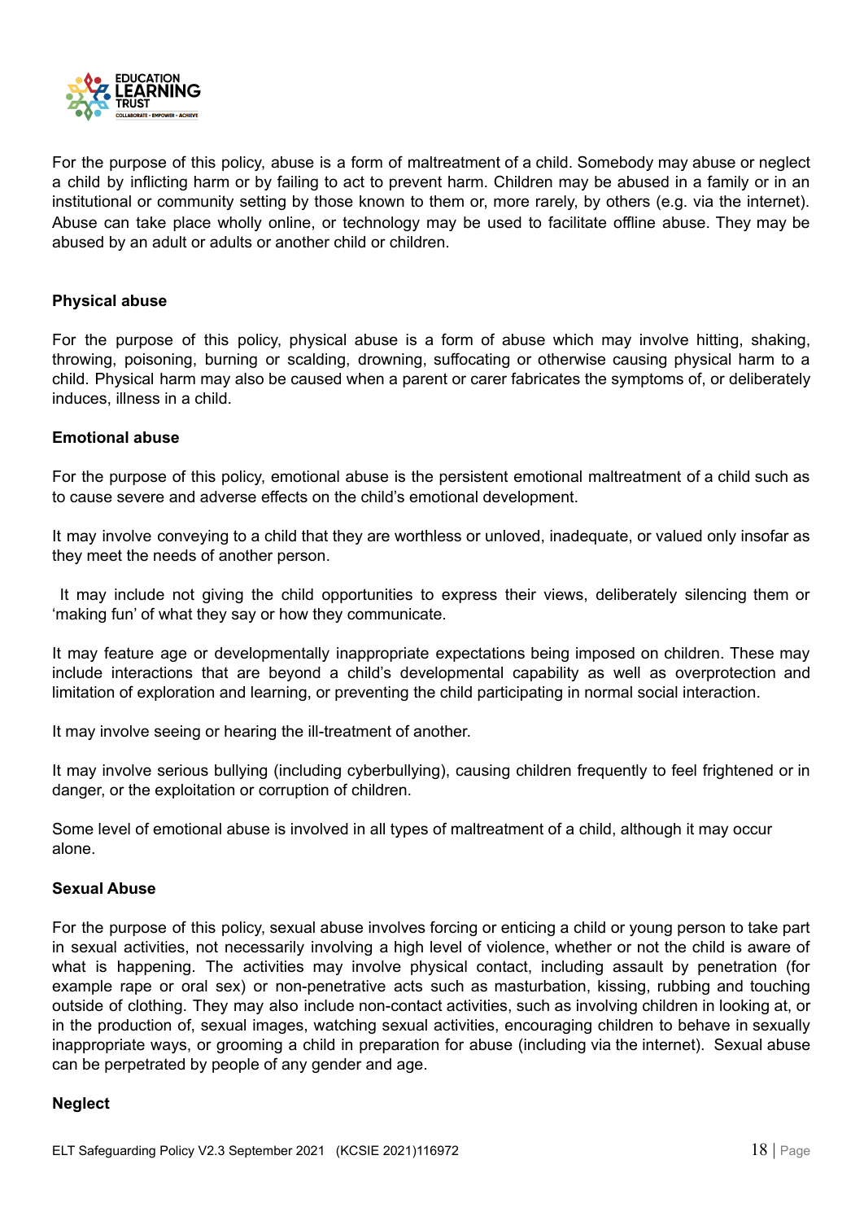For the purpose of this policy, abuse is a form of maltreatment of a child. Somebody may abuse or neglect a child by inflicting harm or by failing to act to prevent harm. Children may be abused in a family or in an institutional or community setting by those known to them or, more rarely, by others (e.g. via the internet). Abuse can take place wholly online, or technology may be used to facilitate offline abuse. They may be abused by an adult or adults or another child or children.

**Physical abuse**

For the purpose of this policy, physical abuse is a form of abuse which may involve hitting, shaking, throwing, poisoning, burning or scalding, drowning, suffocating or otherwise causing physical harm to a child. Physical harm may also be caused when a parent or carer fabricates the symptoms of, or deliberately induces, illness in a child.

**Emotional abuse**

For the purpose of this policy, emotional abuse is the persistent emotional maltreatment of a child such as to cause severe and adverse effects on the child's emotional development.

It may involve conveying to a child that they are worthless or unloved, inadequate, or valued only insofar as they meet the needs of another person.

It may include not giving the child opportunities to express their views, deliberately silencing them or 'making fun' of what they say or how they communicate.

It may feature age or developmentally inappropriate expectations being imposed on children. These may include interactions that are beyond a child's developmental capability as well as overprotection and limitation of exploration and learning, or preventing the child participating in normal social interaction.

It may involve seeing or hearing the ill-treatment of another.

It may involve serious bullying (including cyberbullying), causing children frequently to feel frightened or in danger, or the exploitation or corruption of children.

Some level of emotional abuse is involved in all types of maltreatment of a child, although it may occur alone.

**Sexual Abuse**

For the purpose of this policy, sexual abuse involves forcing or enticing a child or young person to take part in sexual activities, not necessarily involving a high level of violence, whether or not the child is aware of what is happening. The activities may involve physical contact, including assault by penetration (for example rape or oral sex) or non-penetrative acts such as masturbation, kissing, rubbing and touching outside of clothing. They may also include non-contact activities, such as involving children in looking at, or in the production of, sexual images, watching sexual activities, encouraging children to behave in sexually inappropriate ways, or grooming a child in preparation for abuse (including via the internet). Sexual abuse can be perpetrated by people of any gender and age.

**Neglect**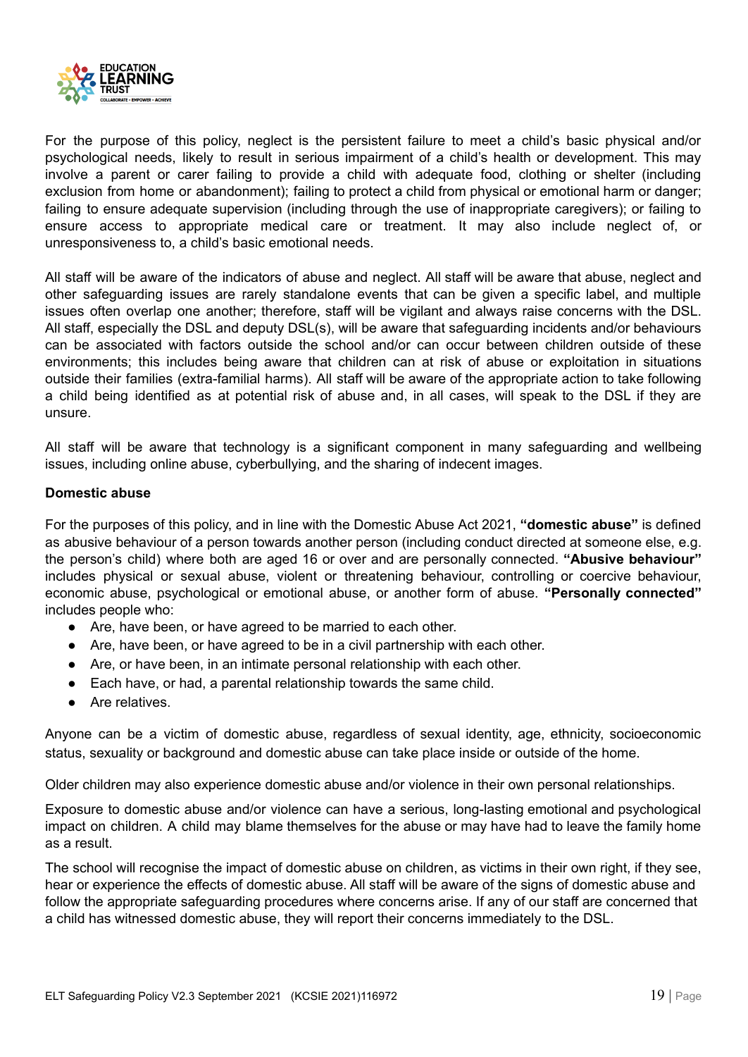For the purpose of this policy, neglect is the persistent failure to meet a child's basic physical and/or psychological needs, likely to result in serious impairment of a child's health or development. This may involve a parent or carer failing to provide a child with adequate food, clothing or shelter (including exclusion from home or abandonment); failing to protect a child from physical or emotional harm or danger; failing to ensure adequate supervision (including through the use of inappropriate caregivers); or failing to ensure access to appropriate medical care or treatment. It may also include neglect of, or unresponsiveness to, a child's basic emotional needs.

All staff will be aware of the indicators of abuse and neglect. All staff will be aware that abuse, neglect and other safeguarding issues are rarely standalone events that can be given a specific label, and multiple issues often overlap one another; therefore, staff will be vigilant and always raise concerns with the DSL. All staff, especially the DSL and deputy DSL(s), will be aware that safeguarding incidents and/or behaviours can be associated with factors outside the school and/or can occur between children outside of these environments; this includes being aware that children can at risk of abuse or exploitation in situations outside their families (extra-familial harms). All staff will be aware of the appropriate action to take following a child being identified as at potential risk of abuse and, in all cases, will speak to the DSL if they are unsure.

All staff will be aware that technology is a significant component in many safeguarding and wellbeing issues, including online abuse, cyberbullying, and the sharing of indecent images.

**Domestic abuse**

For the purposes of this policy, and in line with the Domestic Abuse Act 2021, **"domestic abuse"** is defined as abusive behaviour of a person towards another person (including conduct directed at someone else, e.g. the person's child) where both are aged 16 or over and are personally connected. **"Abusive behaviour"** includes physical or sexual abuse, violent or threatening behaviour, controlling or coercive behaviour, economic abuse, psychological or emotional abuse, or another form of abuse. **"Personally connected"** includes people who:

- Are, have been, or have agreed to be married to each other.
- Are, have been, or have agreed to be in a civil partnership with each other.
- Are, or have been, in an intimate personal relationship with each other.
- Each have, or had, a parental relationship towards the same child.
- Are relatives.

Anyone can be a victim of domestic abuse, regardless of sexual identity, age, ethnicity, socioeconomic status, sexuality or background and domestic abuse can take place inside or outside of the home.

Older children may also experience domestic abuse and/or violence in their own personal relationships.

Exposure to domestic abuse and/or violence can have a serious, long-lasting emotional and psychological impact on children. A child may blame themselves for the abuse or may have had to leave the family home as a result.

The school will recognise the impact of domestic abuse on children, as victims in their own right, if they see, hear or experience the effects of domestic abuse. All staff will be aware of the signs of domestic abuse and follow the appropriate safeguarding procedures where concerns arise. If any of our staff are concerned that a child has witnessed domestic abuse, they will report their concerns immediately to the DSL.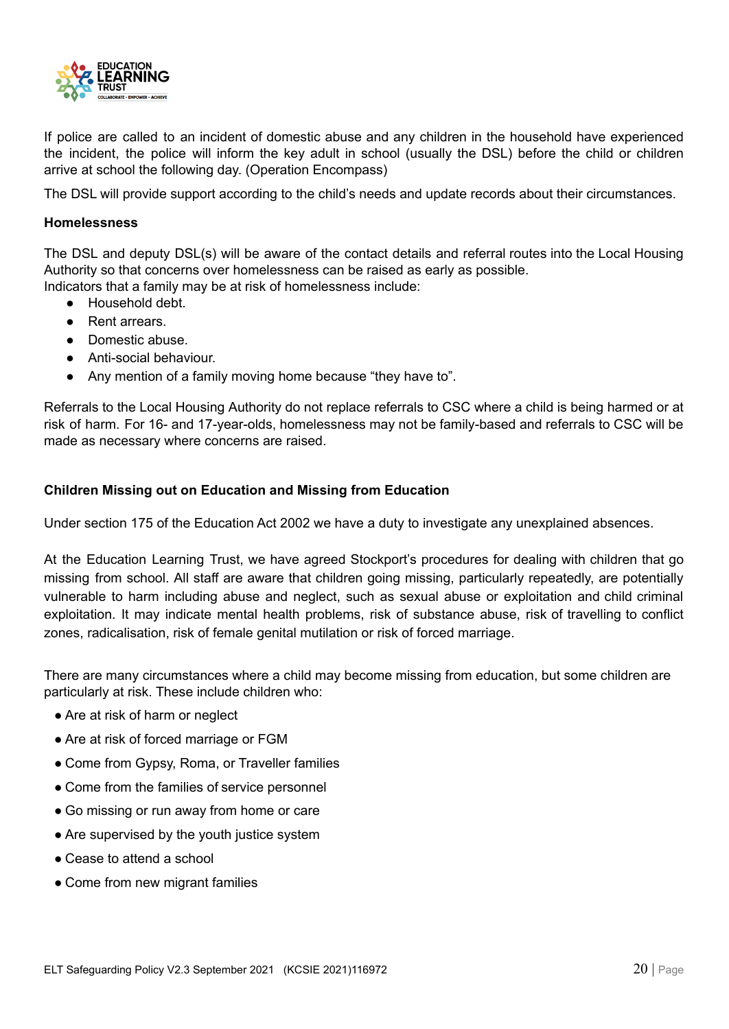If police are called to an incident of domestic abuse and any children in the household have experienced the incident, the police will inform the key adult in school (usually the DSL) before the child or children arrive at school the following day. (Operation Encompass)

The DSL will provide support according to the child's needs and update records about their circumstances.

**Homelessness**

The DSL and deputy DSL(s) will be aware of the contact details and referral routes into the Local Housing Authority so that concerns over homelessness can be raised as early as possible.
Indicators that a family may be at risk of homelessness include:

- Household debt.
- Rent arrears.
- Domestic abuse.
- Anti-social behaviour.
- Any mention of a family moving home because "they have to".

Referrals to the Local Housing Authority do not replace referrals to CSC where a child is being harmed or at risk of harm. For 16- and 17-year-olds, homelessness may not be family-based and referrals to CSC will be made as necessary where concerns are raised.

**Children Missing out on Education and Missing from Education**

Under section 175 of the Education Act 2002 we have a duty to investigate any unexplained absences.

At the Education Learning Trust, we have agreed Stockport's procedures for dealing with children that go missing from school. All staff are aware that children going missing, particularly repeatedly, are potentially vulnerable to harm including abuse and neglect, such as sexual abuse or exploitation and child criminal exploitation. It may indicate mental health problems, risk of substance abuse, risk of travelling to conflict zones, radicalisation, risk of female genital mutilation or risk of forced marriage.

There are many circumstances where a child may become missing from education, but some children are particularly at risk. These include children who:

- Are at risk of harm or neglect
- Are at risk of forced marriage or FGM
- Come from Gypsy, Roma, or Traveller families
- Come from the families of service personnel
- Go missing or run away from home or care
- Are supervised by the youth justice system
- Cease to attend a school
- Come from new migrant families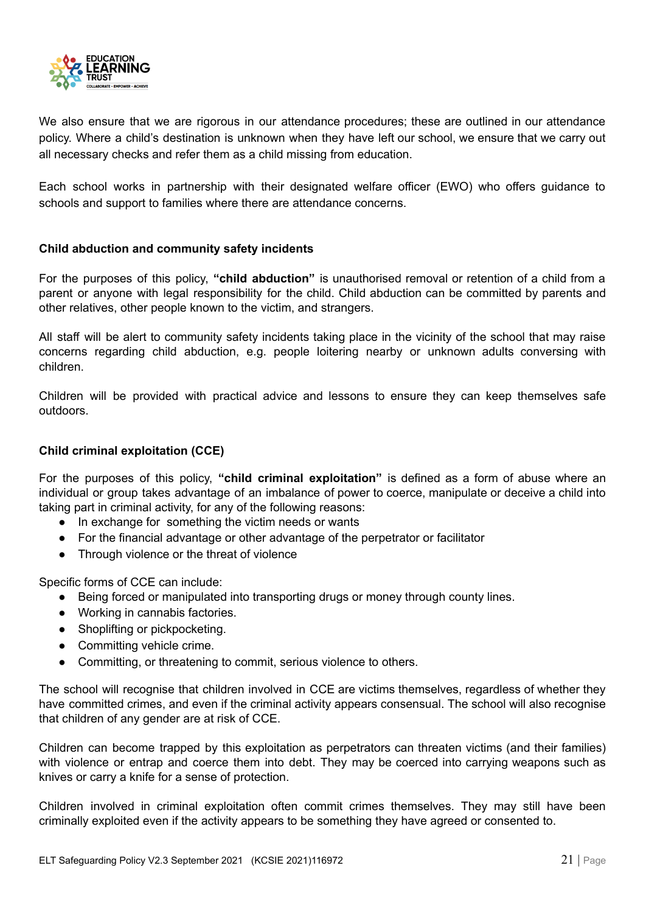We also ensure that we are rigorous in our attendance procedures; these are outlined in our attendance policy. Where a child's destination is unknown when they have left our school, we ensure that we carry out all necessary checks and refer them as a child missing from education.

Each school works in partnership with their designated welfare officer (EWO) who offers guidance to schools and support to families where there are attendance concerns.

**Child abduction and community safety incidents**

For the purposes of this policy, **"child abduction"** is unauthorised removal or retention of a child from a parent or anyone with legal responsibility for the child. Child abduction can be committed by parents and other relatives, other people known to the victim, and strangers.

All staff will be alert to community safety incidents taking place in the vicinity of the school that may raise concerns regarding child abduction, e.g. people loitering nearby or unknown adults conversing with children.

Children will be provided with practical advice and lessons to ensure they can keep themselves safe outdoors.

**Child criminal exploitation (CCE)**

For the purposes of this policy, **"child criminal exploitation"** is defined as a form of abuse where an individual or group takes advantage of an imbalance of power to coerce, manipulate or deceive a child into taking part in criminal activity, for any of the following reasons:

- In exchange for something the victim needs or wants
- For the financial advantage or other advantage of the perpetrator or facilitator
- Through violence or the threat of violence

Specific forms of CCE can include:

- Being forced or manipulated into transporting drugs or money through county lines.
- Working in cannabis factories.
- Shoplifting or pickpocketing.
- Committing vehicle crime.
- Committing, or threatening to commit, serious violence to others.

The school will recognise that children involved in CCE are victims themselves, regardless of whether they have committed crimes, and even if the criminal activity appears consensual. The school will also recognise that children of any gender are at risk of CCE.

Children can become trapped by this exploitation as perpetrators can threaten victims (and their families) with violence or entrap and coerce them into debt. They may be coerced into carrying weapons such as knives or carry a knife for a sense of protection.

Children involved in criminal exploitation often commit crimes themselves. They may still have been criminally exploited even if the activity appears to be something they have agreed or consented to.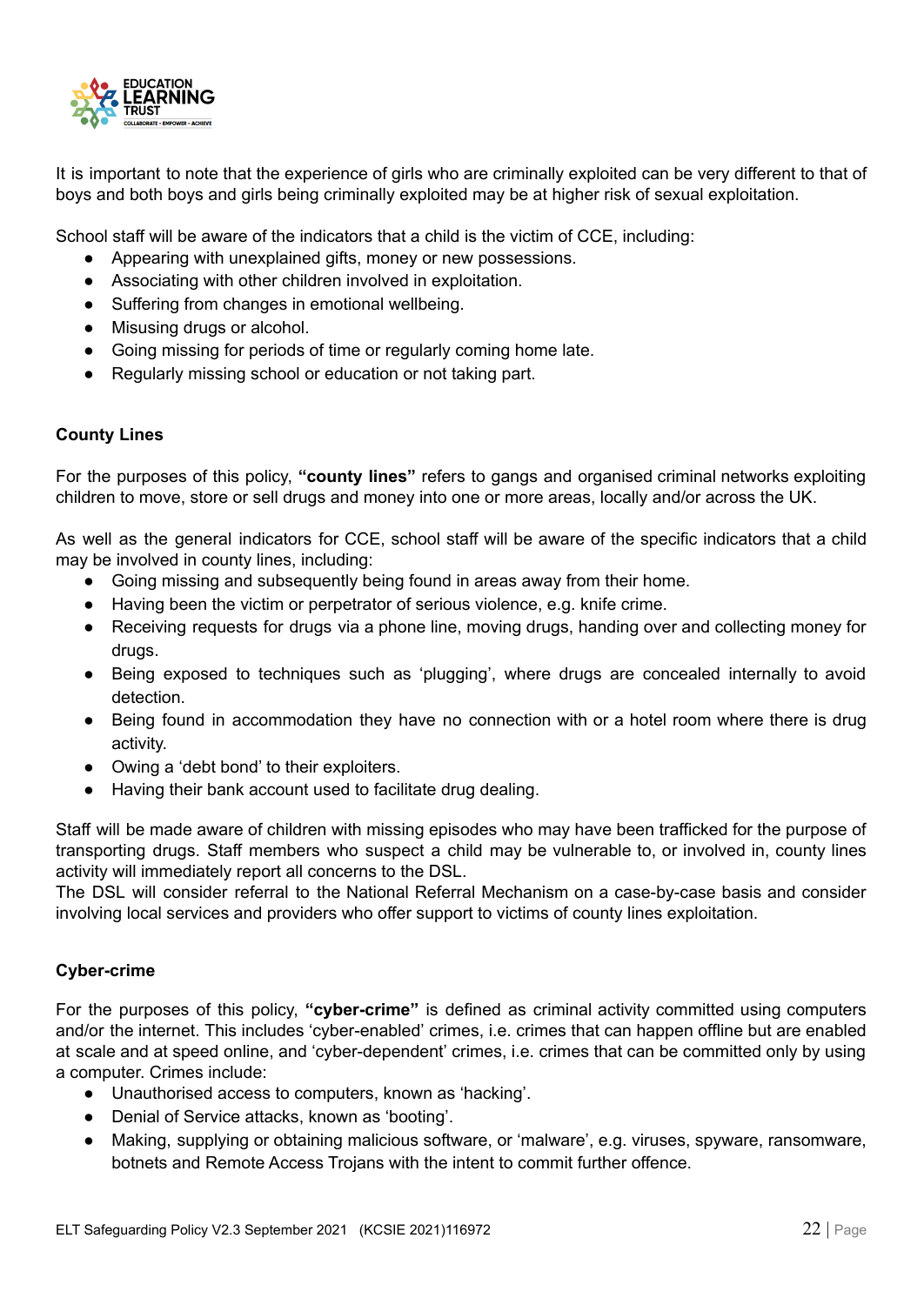It is important to note that the experience of girls who are criminally exploited can be very different to that of boys and both boys and girls being criminally exploited may be at higher risk of sexual exploitation.

School staff will be aware of the indicators that a child is the victim of CCE, including:

- Appearing with unexplained gifts, money or new possessions.
- Associating with other children involved in exploitation.
- Suffering from changes in emotional wellbeing.
- Misusing drugs or alcohol.
- Going missing for periods of time or regularly coming home late.
- Regularly missing school or education or not taking part.

**County Lines**

For the purposes of this policy, **"county lines"** refers to gangs and organised criminal networks exploiting children to move, store or sell drugs and money into one or more areas, locally and/or across the UK.

As well as the general indicators for CCE, school staff will be aware of the specific indicators that a child may be involved in county lines, including:

- Going missing and subsequently being found in areas away from their home.
- Having been the victim or perpetrator of serious violence, e.g. knife crime.
- Receiving requests for drugs via a phone line, moving drugs, handing over and collecting money for drugs.
- Being exposed to techniques such as 'plugging', where drugs are concealed internally to avoid detection.
- Being found in accommodation they have no connection with or a hotel room where there is drug activity.
- Owing a 'debt bond' to their exploiters.
- Having their bank account used to facilitate drug dealing.

Staff will be made aware of children with missing episodes who may have been trafficked for the purpose of transporting drugs. Staff members who suspect a child may be vulnerable to, or involved in, county lines activity will immediately report all concerns to the DSL.
The DSL will consider referral to the National Referral Mechanism on a case-by-case basis and consider involving local services and providers who offer support to victims of county lines exploitation.

**Cyber-crime**

For the purposes of this policy, **"cyber-crime"** is defined as criminal activity committed using computers and/or the internet. This includes 'cyber-enabled' crimes, i.e. crimes that can happen offline but are enabled at scale and at speed online, and 'cyber-dependent' crimes, i.e. crimes that can be committed only by using a computer. Crimes include:

- Unauthorised access to computers, known as 'hacking'.
- Denial of Service attacks, known as 'booting'.
- Making, supplying or obtaining malicious software, or 'malware', e.g. viruses, spyware, ransomware, botnets and Remote Access Trojans with the intent to commit further offence.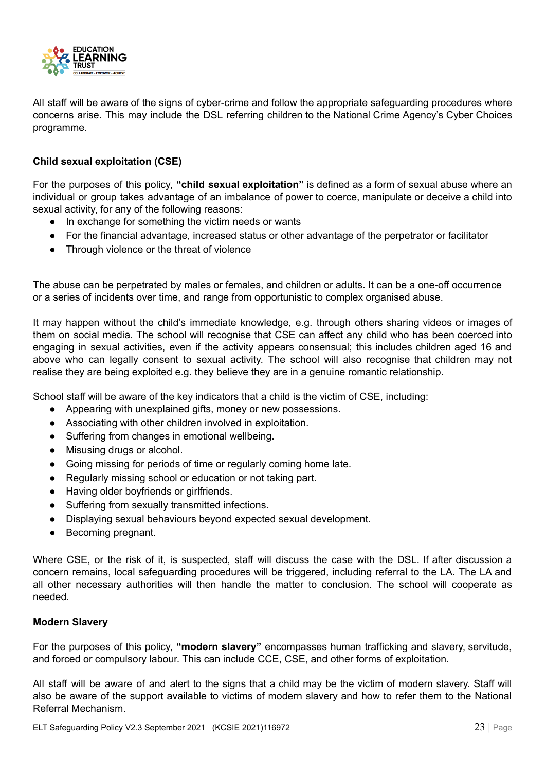All staff will be aware of the signs of cyber-crime and follow the appropriate safeguarding procedures where concerns arise. This may include the DSL referring children to the National Crime Agency's Cyber Choices programme.

**Child sexual exploitation (CSE)**

For the purposes of this policy, **"child sexual exploitation"** is defined as a form of sexual abuse where an individual or group takes advantage of an imbalance of power to coerce, manipulate or deceive a child into sexual activity, for any of the following reasons:

- In exchange for something the victim needs or wants
- For the financial advantage, increased status or other advantage of the perpetrator or facilitator
- Through violence or the threat of violence

The abuse can be perpetrated by males or females, and children or adults. It can be a one-off occurrence or a series of incidents over time, and range from opportunistic to complex organised abuse.

It may happen without the child's immediate knowledge, e.g. through others sharing videos or images of them on social media. The school will recognise that CSE can affect any child who has been coerced into engaging in sexual activities, even if the activity appears consensual; this includes children aged 16 and above who can legally consent to sexual activity. The school will also recognise that children may not realise they are being exploited e.g. they believe they are in a genuine romantic relationship.

School staff will be aware of the key indicators that a child is the victim of CSE, including:

- Appearing with unexplained gifts, money or new possessions.
- Associating with other children involved in exploitation.
- Suffering from changes in emotional wellbeing.
- Misusing drugs or alcohol.
- Going missing for periods of time or regularly coming home late.
- Regularly missing school or education or not taking part.
- Having older boyfriends or girlfriends.
- Suffering from sexually transmitted infections.
- Displaying sexual behaviours beyond expected sexual development.
- Becoming pregnant.

Where CSE, or the risk of it, is suspected, staff will discuss the case with the DSL. If after discussion a concern remains, local safeguarding procedures will be triggered, including referral to the LA. The LA and all other necessary authorities will then handle the matter to conclusion. The school will cooperate as needed.

**Modern Slavery**

For the purposes of this policy, **"modern slavery"** encompasses human trafficking and slavery, servitude, and forced or compulsory labour. This can include CCE, CSE, and other forms of exploitation.

All staff will be aware of and alert to the signs that a child may be the victim of modern slavery. Staff will also be aware of the support available to victims of modern slavery and how to refer them to the National Referral Mechanism.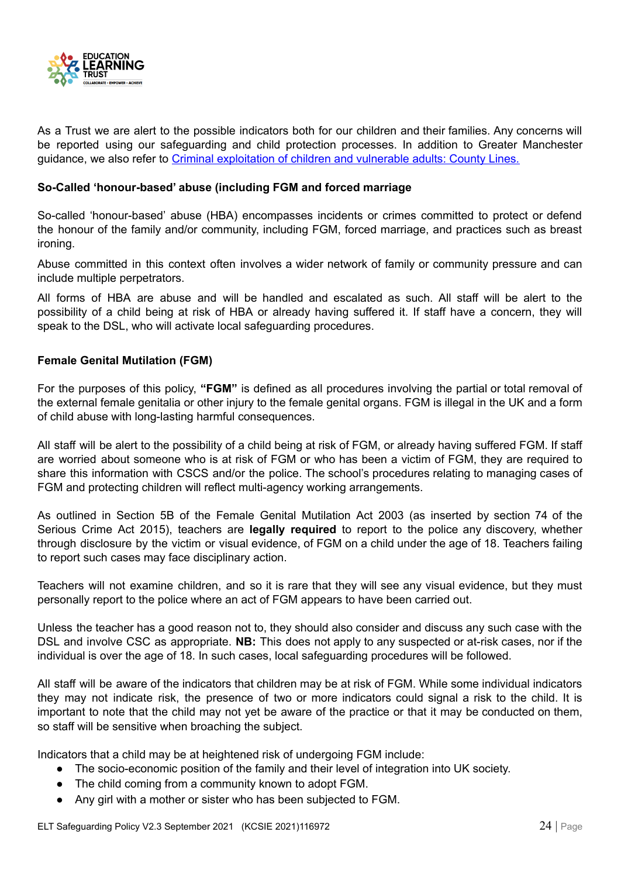As a Trust we are alert to the possible indicators both for our children and their families. Any concerns will be reported using our safeguarding and child protection processes. In addition to Greater Manchester guidance, we also refer to [Criminal exploitation of children and vulnerable adults: County Lines.]()

**So-Called 'honour-based' abuse (including FGM and forced marriage**

So-called 'honour-based' abuse (HBA) encompasses incidents or crimes committed to protect or defend the honour of the family and/or community, including FGM, forced marriage, and practices such as breast ironing.

Abuse committed in this context often involves a wider network of family or community pressure and can include multiple perpetrators.

All forms of HBA are abuse and will be handled and escalated as such. All staff will be alert to the possibility of a child being at risk of HBA or already having suffered it. If staff have a concern, they will speak to the DSL, who will activate local safeguarding procedures.

**Female Genital Mutilation (FGM)**

For the purposes of this policy, **"FGM"** is defined as all procedures involving the partial or total removal of the external female genitalia or other injury to the female genital organs. FGM is illegal in the UK and a form of child abuse with long-lasting harmful consequences.

All staff will be alert to the possibility of a child being at risk of FGM, or already having suffered FGM. If staff are worried about someone who is at risk of FGM or who has been a victim of FGM, they are required to share this information with CSCS and/or the police. The school's procedures relating to managing cases of FGM and protecting children will reflect multi-agency working arrangements.

As outlined in Section 5B of the Female Genital Mutilation Act 2003 (as inserted by section 74 of the Serious Crime Act 2015), teachers are **legally required** to report to the police any discovery, whether through disclosure by the victim or visual evidence, of FGM on a child under the age of 18. Teachers failing to report such cases may face disciplinary action.

Teachers will not examine children, and so it is rare that they will see any visual evidence, but they must personally report to the police where an act of FGM appears to have been carried out.

Unless the teacher has a good reason not to, they should also consider and discuss any such case with the DSL and involve CSC as appropriate. **NB:** This does not apply to any suspected or at-risk cases, nor if the individual is over the age of 18. In such cases, local safeguarding procedures will be followed.

All staff will be aware of the indicators that children may be at risk of FGM. While some individual indicators they may not indicate risk, the presence of two or more indicators could signal a risk to the child. It is important to note that the child may not yet be aware of the practice or that it may be conducted on them, so staff will be sensitive when broaching the subject.

Indicators that a child may be at heightened risk of undergoing FGM include:

- The socio-economic position of the family and their level of integration into UK society.
- The child coming from a community known to adopt FGM.
- Any girl with a mother or sister who has been subjected to FGM.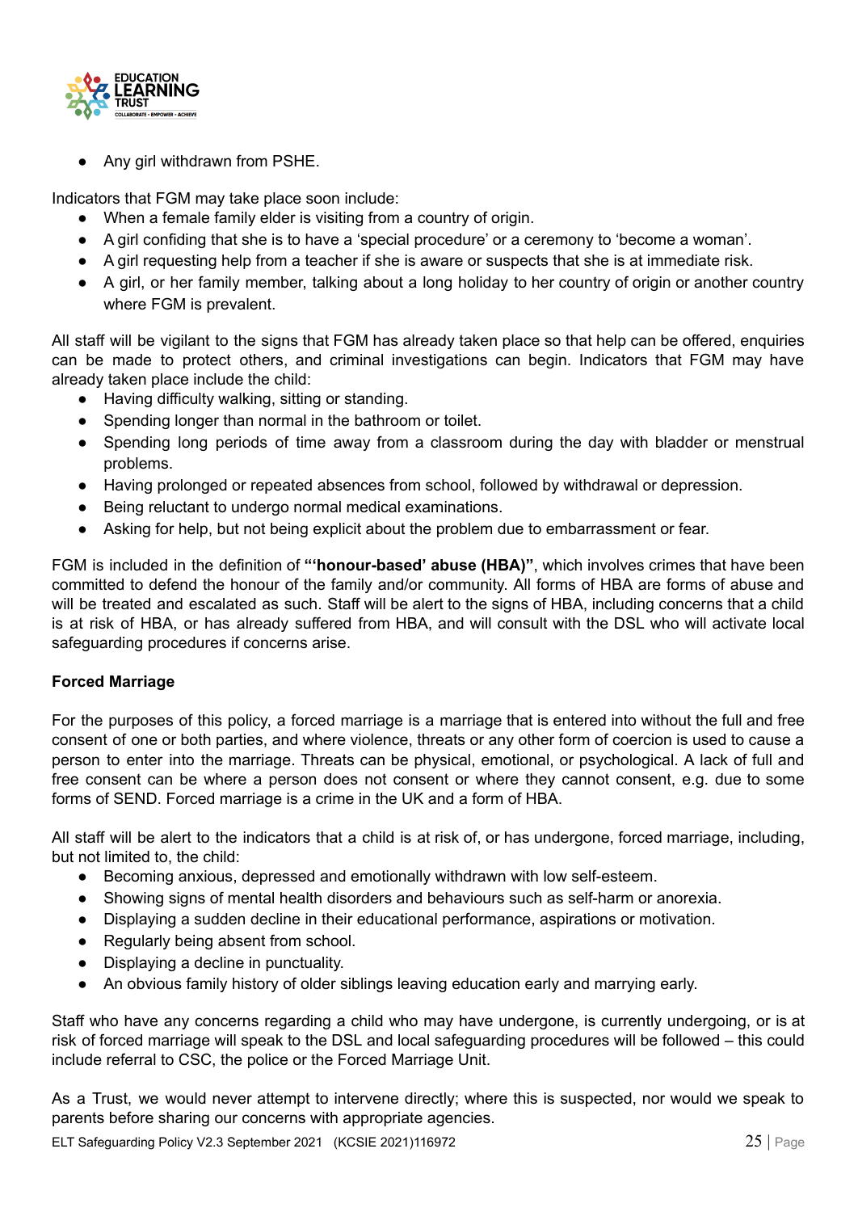- Any girl withdrawn from PSHE.

Indicators that FGM may take place soon include:

- When a female family elder is visiting from a country of origin.
- A girl confiding that she is to have a 'special procedure' or a ceremony to 'become a woman'.
- A girl requesting help from a teacher if she is aware or suspects that she is at immediate risk.
- A girl, or her family member, talking about a long holiday to her country of origin or another country where FGM is prevalent.

All staff will be vigilant to the signs that FGM has already taken place so that help can be offered, enquiries can be made to protect others, and criminal investigations can begin. Indicators that FGM may have already taken place include the child:

- Having difficulty walking, sitting or standing.
- Spending longer than normal in the bathroom or toilet.
- Spending long periods of time away from a classroom during the day with bladder or menstrual problems.
- Having prolonged or repeated absences from school, followed by withdrawal or depression.
- Being reluctant to undergo normal medical examinations.
- Asking for help, but not being explicit about the problem due to embarrassment or fear.

FGM is included in the definition of **"'honour-based' abuse (HBA)"**, which involves crimes that have been committed to defend the honour of the family and/or community. All forms of HBA are forms of abuse and will be treated and escalated as such. Staff will be alert to the signs of HBA, including concerns that a child is at risk of HBA, or has already suffered from HBA, and will consult with the DSL who will activate local safeguarding procedures if concerns arise.

**Forced Marriage**

For the purposes of this policy, a forced marriage is a marriage that is entered into without the full and free consent of one or both parties, and where violence, threats or any other form of coercion is used to cause a person to enter into the marriage. Threats can be physical, emotional, or psychological. A lack of full and free consent can be where a person does not consent or where they cannot consent, e.g. due to some forms of SEND. Forced marriage is a crime in the UK and a form of HBA.

All staff will be alert to the indicators that a child is at risk of, or has undergone, forced marriage, including, but not limited to, the child:

- Becoming anxious, depressed and emotionally withdrawn with low self-esteem.
- Showing signs of mental health disorders and behaviours such as self-harm or anorexia.
- Displaying a sudden decline in their educational performance, aspirations or motivation.
- Regularly being absent from school.
- Displaying a decline in punctuality.
- An obvious family history of older siblings leaving education early and marrying early.

Staff who have any concerns regarding a child who may have undergone, is currently undergoing, or is at risk of forced marriage will speak to the DSL and local safeguarding procedures will be followed – this could include referral to CSC, the police or the Forced Marriage Unit.

As a Trust, we would never attempt to intervene directly; where this is suspected, nor would we speak to parents before sharing our concerns with appropriate agencies.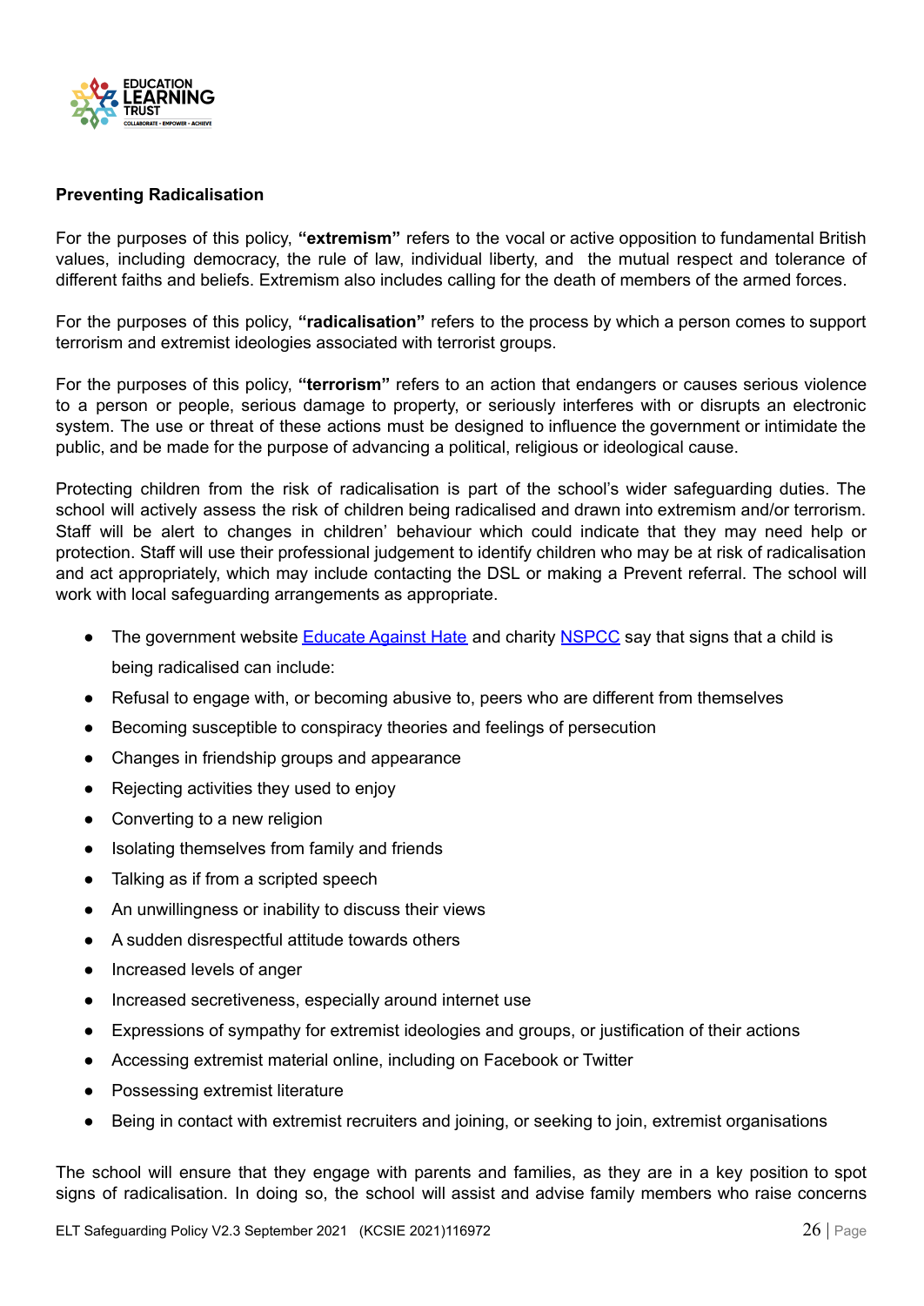**Preventing Radicalisation**

For the purposes of this policy, **"extremism"** refers to the vocal or active opposition to fundamental British values, including democracy, the rule of law, individual liberty, and  the mutual respect and tolerance of different faiths and beliefs. Extremism also includes calling for the death of members of the armed forces.

For the purposes of this policy, **"radicalisation"** refers to the process by which a person comes to support terrorism and extremist ideologies associated with terrorist groups.

For the purposes of this policy, **"terrorism"** refers to an action that endangers or causes serious violence to a person or people, serious damage to property, or seriously interferes with or disrupts an electronic system. The use or threat of these actions must be designed to influence the government or intimidate the public, and be made for the purpose of advancing a political, religious or ideological cause.

Protecting children from the risk of radicalisation is part of the school's wider safeguarding duties. The school will actively assess the risk of children being radicalised and drawn into extremism and/or terrorism. Staff will be alert to changes in children' behaviour which could indicate that they may need help or protection. Staff will use their professional judgement to identify children who may be at risk of radicalisation and act appropriately, which may include contacting the DSL or making a Prevent referral. The school will work with local safeguarding arrangements as appropriate.

- The government website Educate Against Hate and charity NSPCC say that signs that a child is being radicalised can include:
- Refusal to engage with, or becoming abusive to, peers who are different from themselves
- Becoming susceptible to conspiracy theories and feelings of persecution
- Changes in friendship groups and appearance
- Rejecting activities they used to enjoy
- Converting to a new religion
- Isolating themselves from family and friends
- Talking as if from a scripted speech
- An unwillingness or inability to discuss their views
- A sudden disrespectful attitude towards others
- Increased levels of anger
- Increased secretiveness, especially around internet use
- Expressions of sympathy for extremist ideologies and groups, or justification of their actions
- Accessing extremist material online, including on Facebook or Twitter
- Possessing extremist literature
- Being in contact with extremist recruiters and joining, or seeking to join, extremist organisations

The school will ensure that they engage with parents and families, as they are in a key position to spot signs of radicalisation. In doing so, the school will assist and advise family members who raise concerns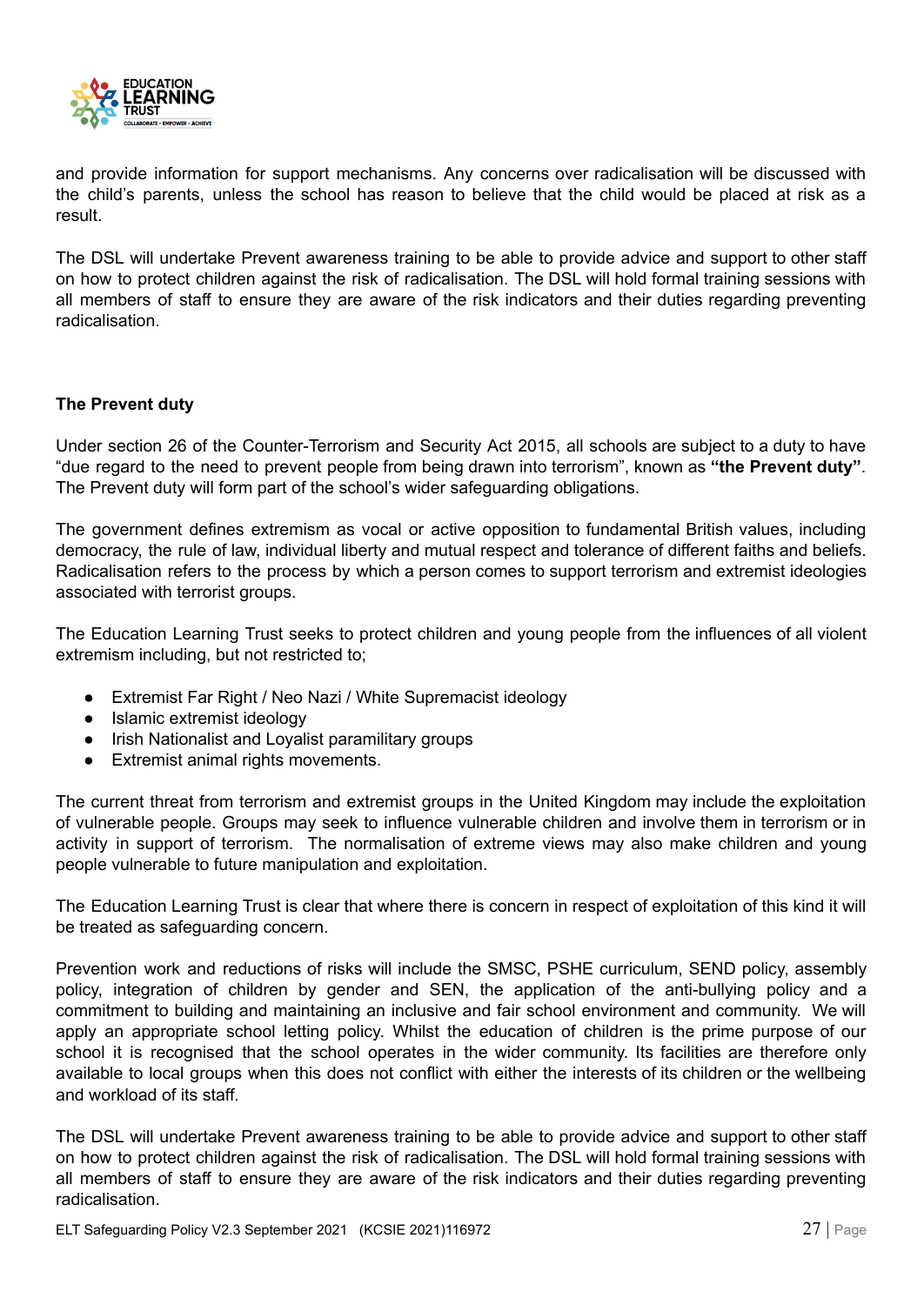and provide information for support mechanisms. Any concerns over radicalisation will be discussed with the child's parents, unless the school has reason to believe that the child would be placed at risk as a result.

The DSL will undertake Prevent awareness training to be able to provide advice and support to other staff on how to protect children against the risk of radicalisation. The DSL will hold formal training sessions with all members of staff to ensure they are aware of the risk indicators and their duties regarding preventing radicalisation.

**The Prevent duty**

Under section 26 of the Counter-Terrorism and Security Act 2015, all schools are subject to a duty to have "due regard to the need to prevent people from being drawn into terrorism", known as **"the Prevent duty"**. The Prevent duty will form part of the school's wider safeguarding obligations.

The government defines extremism as vocal or active opposition to fundamental British values, including democracy, the rule of law, individual liberty and mutual respect and tolerance of different faiths and beliefs. Radicalisation refers to the process by which a person comes to support terrorism and extremist ideologies associated with terrorist groups.

The Education Learning Trust seeks to protect children and young people from the influences of all violent extremism including, but not restricted to;

- Extremist Far Right / Neo Nazi / White Supremacist ideology
- Islamic extremist ideology
- Irish Nationalist and Loyalist paramilitary groups
- Extremist animal rights movements.

The current threat from terrorism and extremist groups in the United Kingdom may include the exploitation of vulnerable people. Groups may seek to influence vulnerable children and involve them in terrorism or in activity in support of terrorism. The normalisation of extreme views may also make children and young people vulnerable to future manipulation and exploitation.

The Education Learning Trust is clear that where there is concern in respect of exploitation of this kind it will be treated as safeguarding concern.

Prevention work and reductions of risks will include the SMSC, PSHE curriculum, SEND policy, assembly policy, integration of children by gender and SEN, the application of the anti-bullying policy and a commitment to building and maintaining an inclusive and fair school environment and community. We will apply an appropriate school letting policy. Whilst the education of children is the prime purpose of our school it is recognised that the school operates in the wider community. Its facilities are therefore only available to local groups when this does not conflict with either the interests of its children or the wellbeing and workload of its staff.

The DSL will undertake Prevent awareness training to be able to provide advice and support to other staff on how to protect children against the risk of radicalisation. The DSL will hold formal training sessions with all members of staff to ensure they are aware of the risk indicators and their duties regarding preventing radicalisation.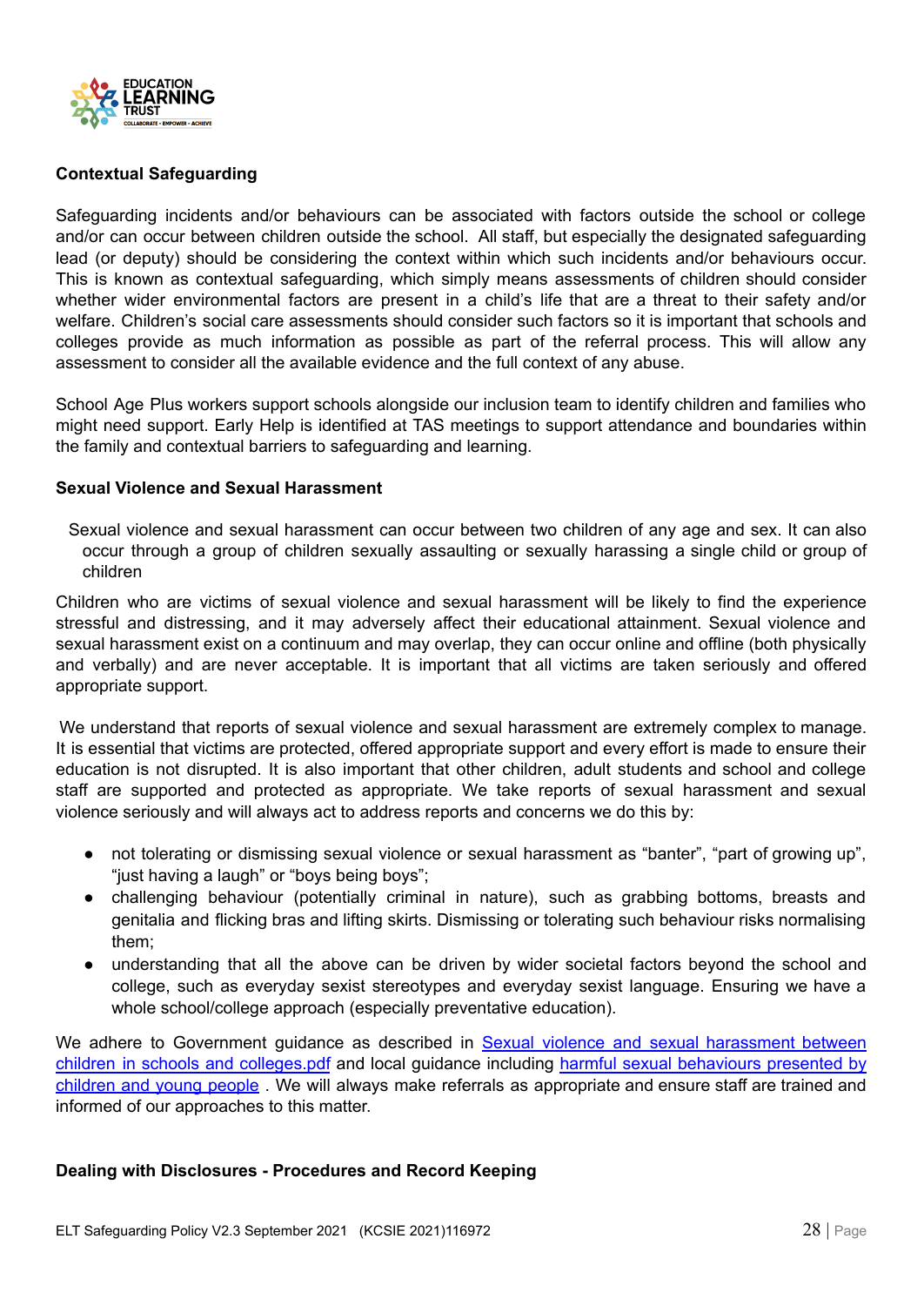**Contextual Safeguarding**

Safeguarding incidents and/or behaviours can be associated with factors outside the school or college and/or can occur between children outside the school. All staff, but especially the designated safeguarding lead (or deputy) should be considering the context within which such incidents and/or behaviours occur. This is known as contextual safeguarding, which simply means assessments of children should consider whether wider environmental factors are present in a child's life that are a threat to their safety and/or welfare. Children's social care assessments should consider such factors so it is important that schools and colleges provide as much information as possible as part of the referral process. This will allow any assessment to consider all the available evidence and the full context of any abuse.

School Age Plus workers support schools alongside our inclusion team to identify children and families who might need support. Early Help is identified at TAS meetings to support attendance and boundaries within the family and contextual barriers to safeguarding and learning.

**Sexual Violence and Sexual Harassment**

Sexual violence and sexual harassment can occur between two children of any age and sex. It can also occur through a group of children sexually assaulting or sexually harassing a single child or group of children

Children who are victims of sexual violence and sexual harassment will be likely to find the experience stressful and distressing, and it may adversely affect their educational attainment. Sexual violence and sexual harassment exist on a continuum and may overlap, they can occur online and offline (both physically and verbally) and are never acceptable. It is important that all victims are taken seriously and offered appropriate support.

We understand that reports of sexual violence and sexual harassment are extremely complex to manage. It is essential that victims are protected, offered appropriate support and every effort is made to ensure their education is not disrupted. It is also important that other children, adult students and school and college staff are supported and protected as appropriate. We take reports of sexual harassment and sexual violence seriously and will always act to address reports and concerns we do this by:

- not tolerating or dismissing sexual violence or sexual harassment as "banter", "part of growing up", "just having a laugh" or "boys being boys";
- challenging behaviour (potentially criminal in nature), such as grabbing bottoms, breasts and genitalia and flicking bras and lifting skirts. Dismissing or tolerating such behaviour risks normalising them;
- understanding that all the above can be driven by wider societal factors beyond the school and college, such as everyday sexist stereotypes and everyday sexist language. Ensuring we have a whole school/college approach (especially preventative education).

We adhere to Government guidance as described in Sexual violence and sexual harassment between children in schools and colleges.pdf and local guidance including harmful sexual behaviours presented by children and young people . We will always make referrals as appropriate and ensure staff are trained and informed of our approaches to this matter.

**Dealing with Disclosures - Procedures and Record Keeping**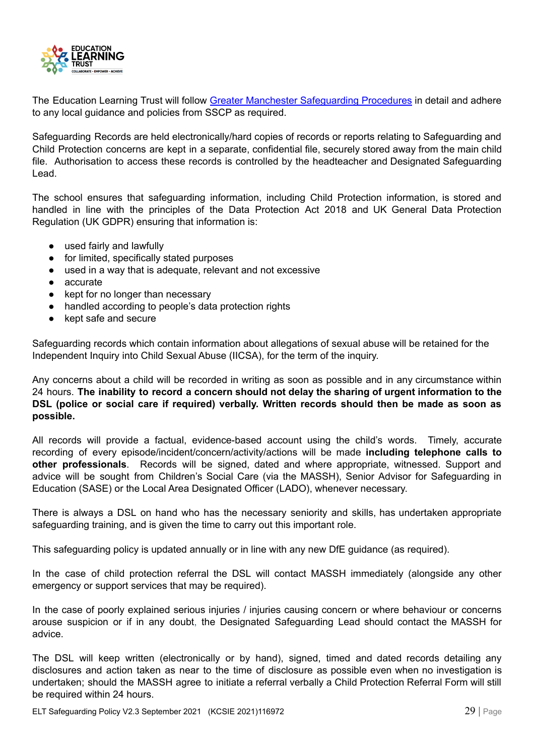The Education Learning Trust will follow [Greater Manchester Safeguarding Procedures]() in detail and adhere to any local guidance and policies from SSCP as required.

Safeguarding Records are held electronically/hard copies of records or reports relating to Safeguarding and Child Protection concerns are kept in a separate, confidential file, securely stored away from the main child file. Authorisation to access these records is controlled by the headteacher and Designated Safeguarding Lead.

The school ensures that safeguarding information, including Child Protection information, is stored and handled in line with the principles of the Data Protection Act 2018 and UK General Data Protection Regulation (UK GDPR) ensuring that information is:

- used fairly and lawfully
- for limited, specifically stated purposes
- used in a way that is adequate, relevant and not excessive
- accurate
- kept for no longer than necessary
- handled according to people's data protection rights
- kept safe and secure

Safeguarding records which contain information about allegations of sexual abuse will be retained for the Independent Inquiry into Child Sexual Abuse (IICSA), for the term of the inquiry.

Any concerns about a child will be recorded in writing as soon as possible and in any circumstance within 24 hours. **The inability to record a concern should not delay the sharing of urgent information to the DSL (police or social care if required) verbally. Written records should then be made as soon as possible.**

All records will provide a factual, evidence-based account using the child's words. Timely, accurate recording of every episode/incident/concern/activity/actions will be made **including telephone calls to other professionals**. Records will be signed, dated and where appropriate, witnessed. Support and advice will be sought from Children's Social Care (via the MASSH), Senior Advisor for Safeguarding in Education (SASE) or the Local Area Designated Officer (LADO), whenever necessary.

There is always a DSL on hand who has the necessary seniority and skills, has undertaken appropriate safeguarding training, and is given the time to carry out this important role.

This safeguarding policy is updated annually or in line with any new DfE guidance (as required).

In the case of child protection referral the DSL will contact MASSH immediately (alongside any other emergency or support services that may be required).

In the case of poorly explained serious injuries / injuries causing concern or where behaviour or concerns arouse suspicion or if in any doubt, the Designated Safeguarding Lead should contact the MASSH for advice.

The DSL will keep written (electronically or by hand), signed, timed and dated records detailing any disclosures and action taken as near to the time of disclosure as possible even when no investigation is undertaken; should the MASSH agree to initiate a referral verbally a Child Protection Referral Form will still be required within 24 hours.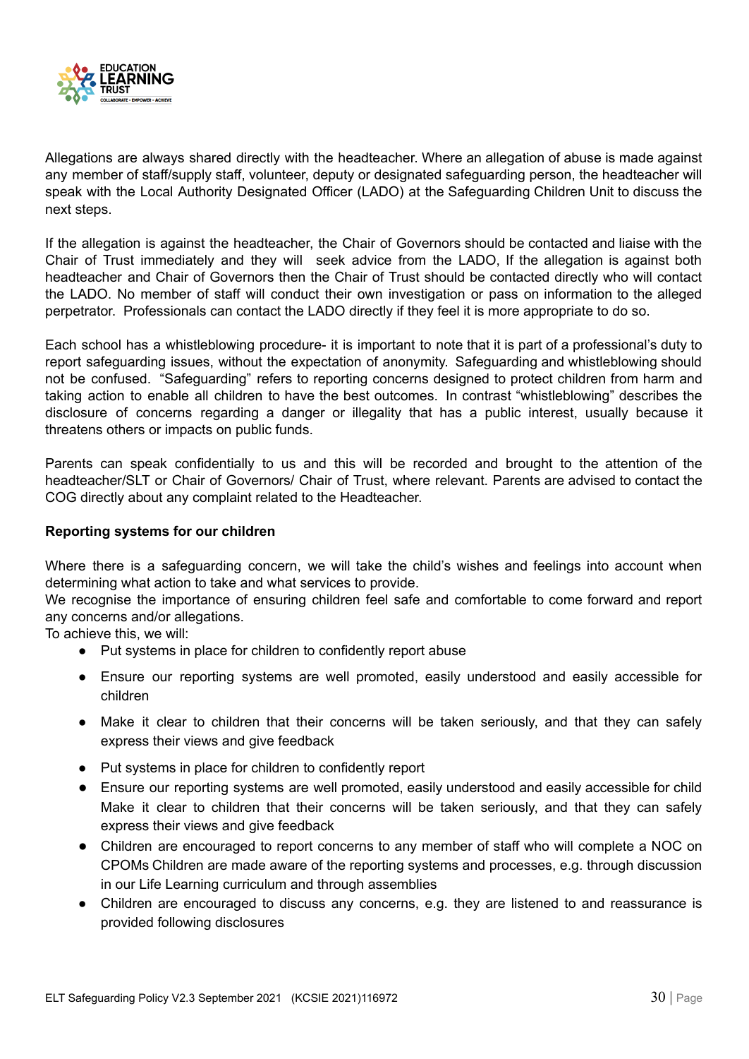Allegations are always shared directly with the headteacher. Where an allegation of abuse is made against any member of staff/supply staff, volunteer, deputy or designated safeguarding person, the headteacher will speak with the Local Authority Designated Officer (LADO) at the Safeguarding Children Unit to discuss the next steps.

If the allegation is against the headteacher, the Chair of Governors should be contacted and liaise with the Chair of Trust immediately and they will seek advice from the LADO, If the allegation is against both headteacher and Chair of Governors then the Chair of Trust should be contacted directly who will contact the LADO. No member of staff will conduct their own investigation or pass on information to the alleged perpetrator. Professionals can contact the LADO directly if they feel it is more appropriate to do so.

Each school has a whistleblowing procedure- it is important to note that it is part of a professional's duty to report safeguarding issues, without the expectation of anonymity. Safeguarding and whistleblowing should not be confused. "Safeguarding" refers to reporting concerns designed to protect children from harm and taking action to enable all children to have the best outcomes. In contrast "whistleblowing" describes the disclosure of concerns regarding a danger or illegality that has a public interest, usually because it threatens others or impacts on public funds.

Parents can speak confidentially to us and this will be recorded and brought to the attention of the headteacher/SLT or Chair of Governors/ Chair of Trust, where relevant. Parents are advised to contact the COG directly about any complaint related to the Headteacher.

**Reporting systems for our children**

Where there is a safeguarding concern, we will take the child's wishes and feelings into account when determining what action to take and what services to provide.
We recognise the importance of ensuring children feel safe and comfortable to come forward and report any concerns and/or allegations.
To achieve this, we will:

- Put systems in place for children to confidently report abuse
- Ensure our reporting systems are well promoted, easily understood and easily accessible for children
- Make it clear to children that their concerns will be taken seriously, and that they can safely express their views and give feedback
- Put systems in place for children to confidently report
- Ensure our reporting systems are well promoted, easily understood and easily accessible for child Make it clear to children that their concerns will be taken seriously, and that they can safely express their views and give feedback
- Children are encouraged to report concerns to any member of staff who will complete a NOC on CPOMs Children are made aware of the reporting systems and processes, e.g. through discussion in our Life Learning curriculum and through assemblies
- Children are encouraged to discuss any concerns, e.g. they are listened to and reassurance is provided following disclosures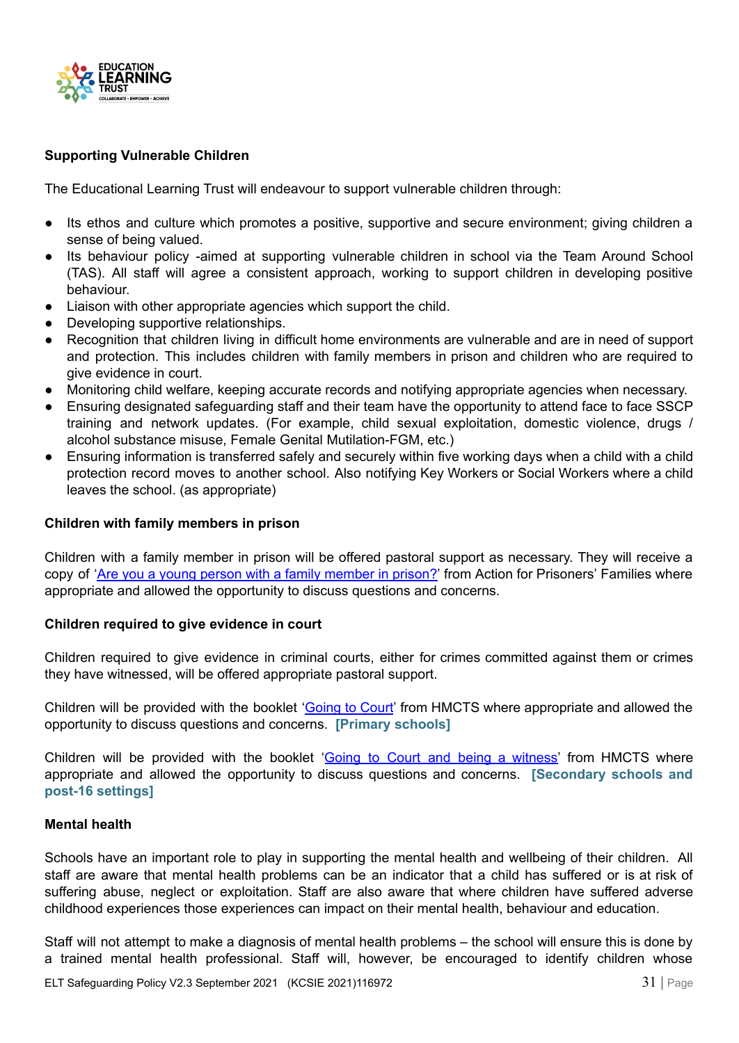**Supporting Vulnerable Children**

The Educational Learning Trust will endeavour to support vulnerable children through:

- Its ethos and culture which promotes a positive, supportive and secure environment; giving children a sense of being valued.
- Its behaviour policy -aimed at supporting vulnerable children in school via the Team Around School (TAS). All staff will agree a consistent approach, working to support children in developing positive behaviour.
- Liaison with other appropriate agencies which support the child.
- Developing supportive relationships.
- Recognition that children living in difficult home environments are vulnerable and are in need of support and protection. This includes children with family members in prison and children who are required to give evidence in court.
- Monitoring child welfare, keeping accurate records and notifying appropriate agencies when necessary.
- Ensuring designated safeguarding staff and their team have the opportunity to attend face to face SSCP training and network updates. (For example, child sexual exploitation, domestic violence, drugs / alcohol substance misuse, Female Genital Mutilation-FGM, etc.)
- Ensuring information is transferred safely and securely within five working days when a child with a child protection record moves to another school. Also notifying Key Workers or Social Workers where a child leaves the school. (as appropriate)

**Children with family members in prison**

Children with a family member in prison will be offered pastoral support as necessary. They will receive a copy of 'Are you a young person with a family member in prison?' from Action for Prisoners' Families where appropriate and allowed the opportunity to discuss questions and concerns.

**Children required to give evidence in court**

Children required to give evidence in criminal courts, either for crimes committed against them or crimes they have witnessed, will be offered appropriate pastoral support.

Children will be provided with the booklet 'Going to Court' from HMCTS where appropriate and allowed the opportunity to discuss questions and concerns. **[Primary schools]**

Children will be provided with the booklet 'Going to Court and being a witness' from HMCTS where appropriate and allowed the opportunity to discuss questions and concerns. **[Secondary schools and post-16 settings]**

**Mental health**

Schools have an important role to play in supporting the mental health and wellbeing of their children. All staff are aware that mental health problems can be an indicator that a child has suffered or is at risk of suffering abuse, neglect or exploitation. Staff are also aware that where children have suffered adverse childhood experiences those experiences can impact on their mental health, behaviour and education.

Staff will not attempt to make a diagnosis of mental health problems – the school will ensure this is done by a trained mental health professional. Staff will, however, be encouraged to identify children whose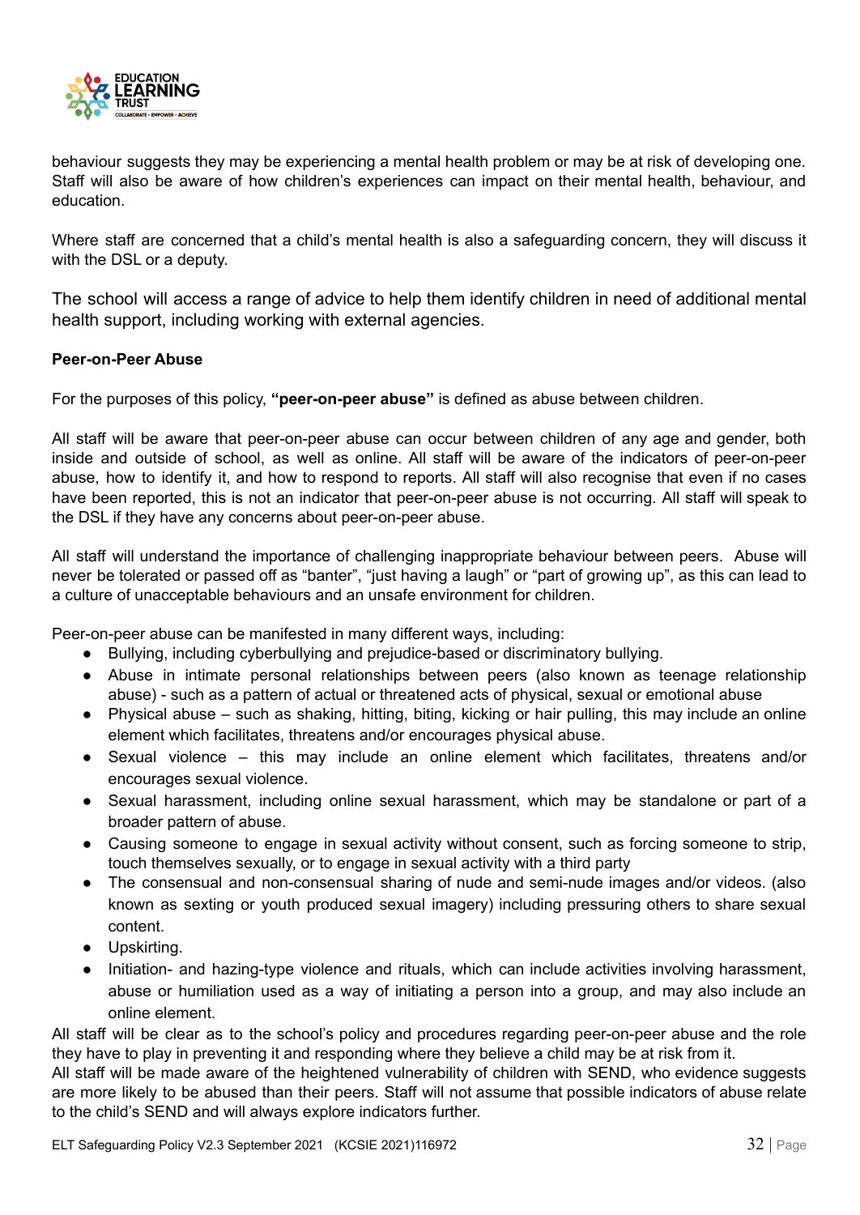behaviour suggests they may be experiencing a mental health problem or may be at risk of developing one. Staff will also be aware of how children's experiences can impact on their mental health, behaviour, and education.

Where staff are concerned that a child's mental health is also a safeguarding concern, they will discuss it with the DSL or a deputy.

The school will access a range of advice to help them identify children in need of additional mental health support, including working with external agencies.

**Peer-on-Peer Abuse**

For the purposes of this policy, **"peer-on-peer abuse"** is defined as abuse between children.

All staff will be aware that peer-on-peer abuse can occur between children of any age and gender, both inside and outside of school, as well as online. All staff will be aware of the indicators of peer-on-peer abuse, how to identify it, and how to respond to reports. All staff will also recognise that even if no cases have been reported, this is not an indicator that peer-on-peer abuse is not occurring. All staff will speak to the DSL if they have any concerns about peer-on-peer abuse.

All staff will understand the importance of challenging inappropriate behaviour between peers. Abuse will never be tolerated or passed off as "banter", "just having a laugh" or "part of growing up", as this can lead to a culture of unacceptable behaviours and an unsafe environment for children.

Peer-on-peer abuse can be manifested in many different ways, including:

- Bullying, including cyberbullying and prejudice-based or discriminatory bullying.
- Abuse in intimate personal relationships between peers (also known as teenage relationship abuse) - such as a pattern of actual or threatened acts of physical, sexual or emotional abuse
- Physical abuse – such as shaking, hitting, biting, kicking or hair pulling, this may include an online element which facilitates, threatens and/or encourages physical abuse.
- Sexual violence – this may include an online element which facilitates, threatens and/or encourages sexual violence.
- Sexual harassment, including online sexual harassment, which may be standalone or part of a broader pattern of abuse.
- Causing someone to engage in sexual activity without consent, such as forcing someone to strip, touch themselves sexually, or to engage in sexual activity with a third party
- The consensual and non-consensual sharing of nude and semi-nude images and/or videos. (also known as sexting or youth produced sexual imagery) including pressuring others to share sexual content.
- Upskirting.
- Initiation- and hazing-type violence and rituals, which can include activities involving harassment, abuse or humiliation used as a way of initiating a person into a group, and may also include an online element.

All staff will be clear as to the school's policy and procedures regarding peer-on-peer abuse and the role they have to play in preventing it and responding where they believe a child may be at risk from it.
All staff will be made aware of the heightened vulnerability of children with SEND, who evidence suggests are more likely to be abused than their peers. Staff will not assume that possible indicators of abuse relate to the child's SEND and will always explore indicators further.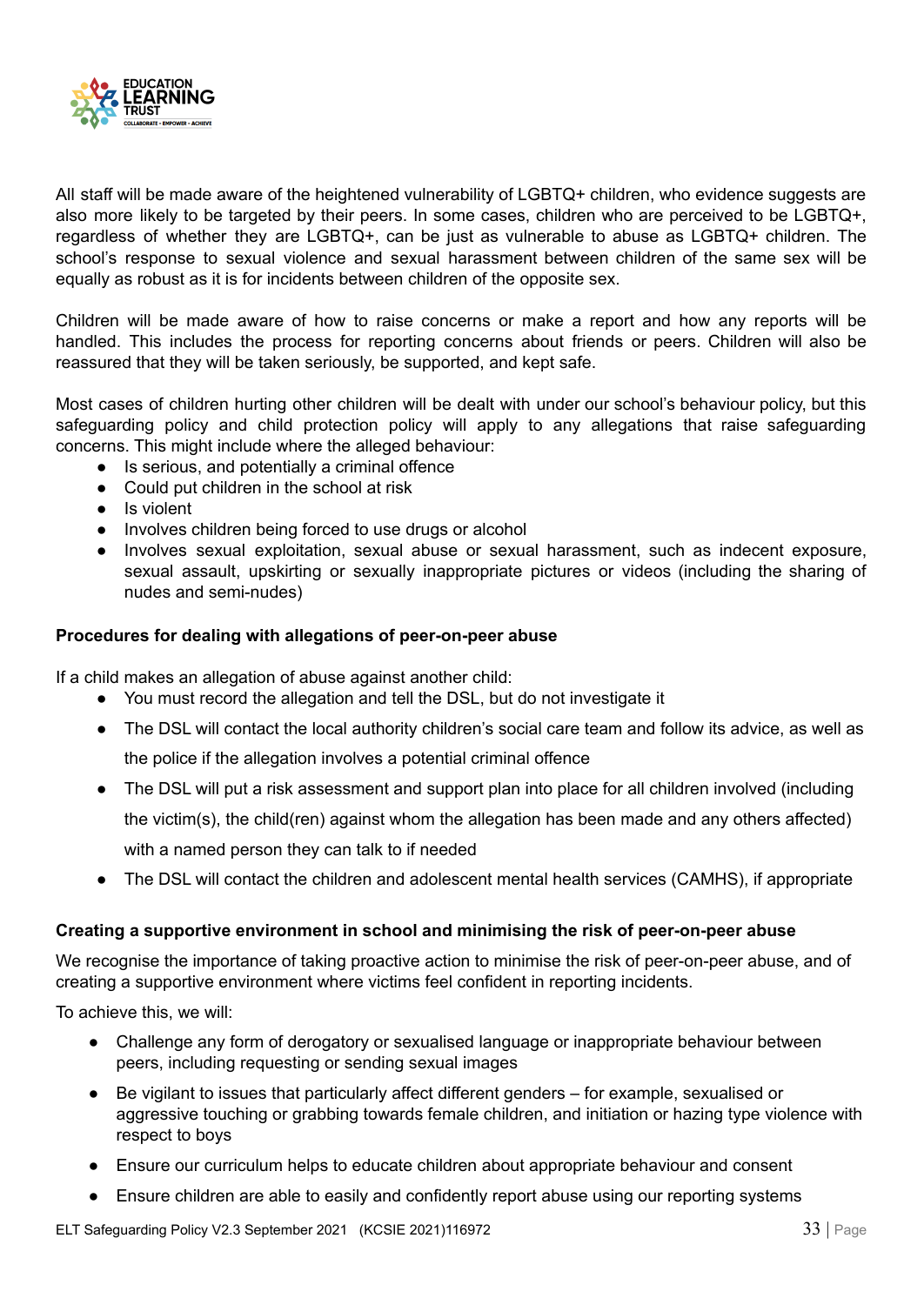All staff will be made aware of the heightened vulnerability of LGBTQ+ children, who evidence suggests are also more likely to be targeted by their peers. In some cases, children who are perceived to be LGBTQ+, regardless of whether they are LGBTQ+, can be just as vulnerable to abuse as LGBTQ+ children. The school's response to sexual violence and sexual harassment between children of the same sex will be equally as robust as it is for incidents between children of the opposite sex.

Children will be made aware of how to raise concerns or make a report and how any reports will be handled. This includes the process for reporting concerns about friends or peers. Children will also be reassured that they will be taken seriously, be supported, and kept safe.

Most cases of children hurting other children will be dealt with under our school's behaviour policy, but this safeguarding policy and child protection policy will apply to any allegations that raise safeguarding concerns. This might include where the alleged behaviour:

- Is serious, and potentially a criminal offence
- Could put children in the school at risk
- Is violent
- Involves children being forced to use drugs or alcohol
- Involves sexual exploitation, sexual abuse or sexual harassment, such as indecent exposure, sexual assault, upskirting or sexually inappropriate pictures or videos (including the sharing of nudes and semi-nudes)

**Procedures for dealing with allegations of peer-on-peer abuse**

If a child makes an allegation of abuse against another child:

- You must record the allegation and tell the DSL, but do not investigate it
- The DSL will contact the local authority children's social care team and follow its advice, as well as the police if the allegation involves a potential criminal offence
- The DSL will put a risk assessment and support plan into place for all children involved (including the victim(s), the child(ren) against whom the allegation has been made and any others affected) with a named person they can talk to if needed
- The DSL will contact the children and adolescent mental health services (CAMHS), if appropriate

**Creating a supportive environment in school and minimising the risk of peer-on-peer abuse**

We recognise the importance of taking proactive action to minimise the risk of peer-on-peer abuse, and of creating a supportive environment where victims feel confident in reporting incidents.

To achieve this, we will:

- Challenge any form of derogatory or sexualised language or inappropriate behaviour between peers, including requesting or sending sexual images
- Be vigilant to issues that particularly affect different genders – for example, sexualised or aggressive touching or grabbing towards female children, and initiation or hazing type violence with respect to boys
- Ensure our curriculum helps to educate children about appropriate behaviour and consent
- Ensure children are able to easily and confidently report abuse using our reporting systems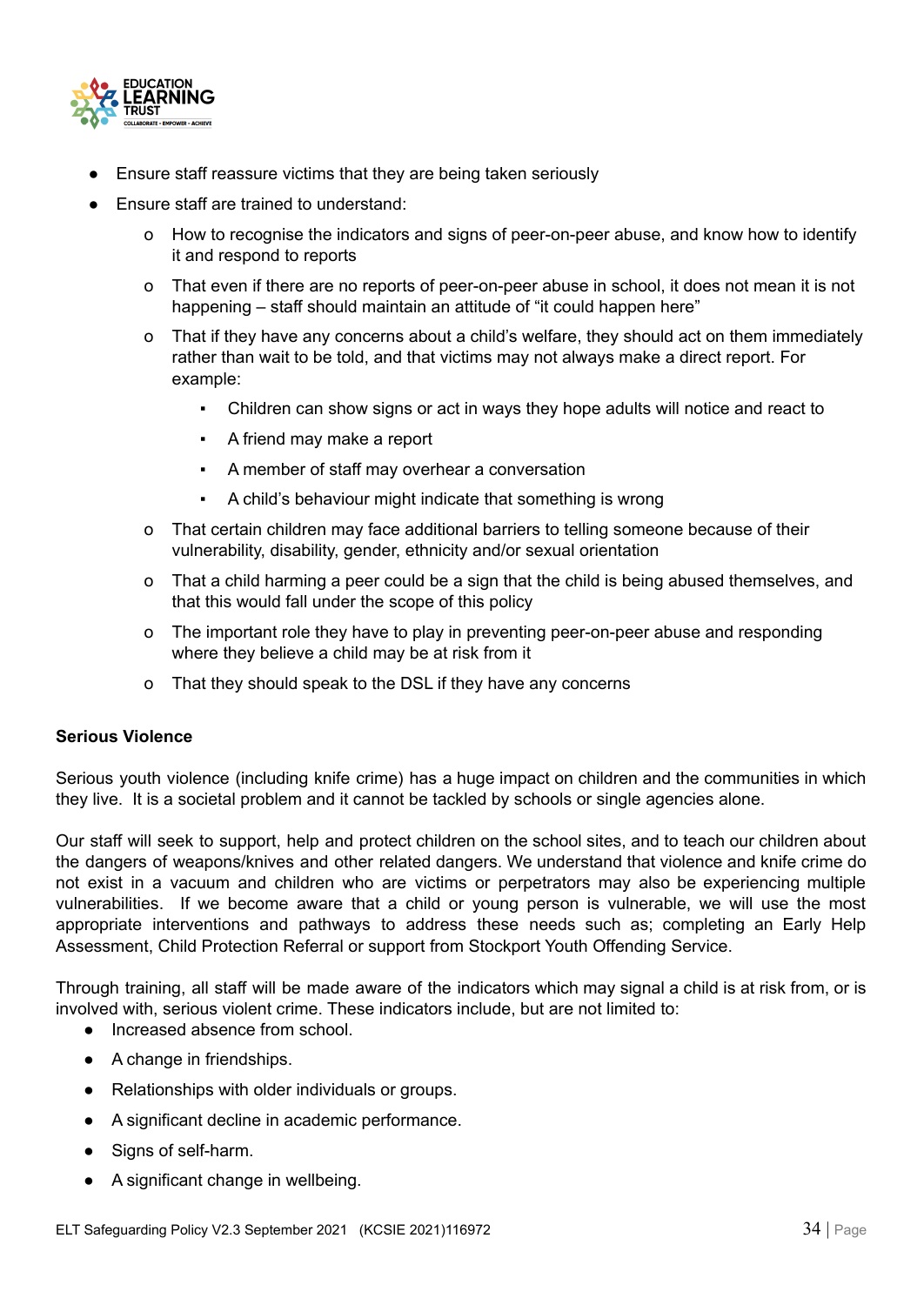- Ensure staff reassure victims that they are being taken seriously
- Ensure staff are trained to understand:
    - How to recognise the indicators and signs of peer-on-peer abuse, and know how to identify it and respond to reports
    - That even if there are no reports of peer-on-peer abuse in school, it does not mean it is not happening – staff should maintain an attitude of "it could happen here"
    - That if they have any concerns about a child's welfare, they should act on them immediately rather than wait to be told, and that victims may not always make a direct report. For example:
        - Children can show signs or act in ways they hope adults will notice and react to
        - A friend may make a report
        - A member of staff may overhear a conversation
        - A child's behaviour might indicate that something is wrong
    - That certain children may face additional barriers to telling someone because of their vulnerability, disability, gender, ethnicity and/or sexual orientation
    - That a child harming a peer could be a sign that the child is being abused themselves, and that this would fall under the scope of this policy
    - The important role they have to play in preventing peer-on-peer abuse and responding where they believe a child may be at risk from it
    - That they should speak to the DSL if they have any concerns

**Serious Violence**

Serious youth violence (including knife crime) has a huge impact on children and the communities in which they live. It is a societal problem and it cannot be tackled by schools or single agencies alone.

Our staff will seek to support, help and protect children on the school sites, and to teach our children about the dangers of weapons/knives and other related dangers. We understand that violence and knife crime do not exist in a vacuum and children who are victims or perpetrators may also be experiencing multiple vulnerabilities. If we become aware that a child or young person is vulnerable, we will use the most appropriate interventions and pathways to address these needs such as; completing an Early Help Assessment, Child Protection Referral or support from Stockport Youth Offending Service.

Through training, all staff will be made aware of the indicators which may signal a child is at risk from, or is involved with, serious violent crime. These indicators include, but are not limited to:

- Increased absence from school.
- A change in friendships.
- Relationships with older individuals or groups.
- A significant decline in academic performance.
- Signs of self-harm.
- A significant change in wellbeing.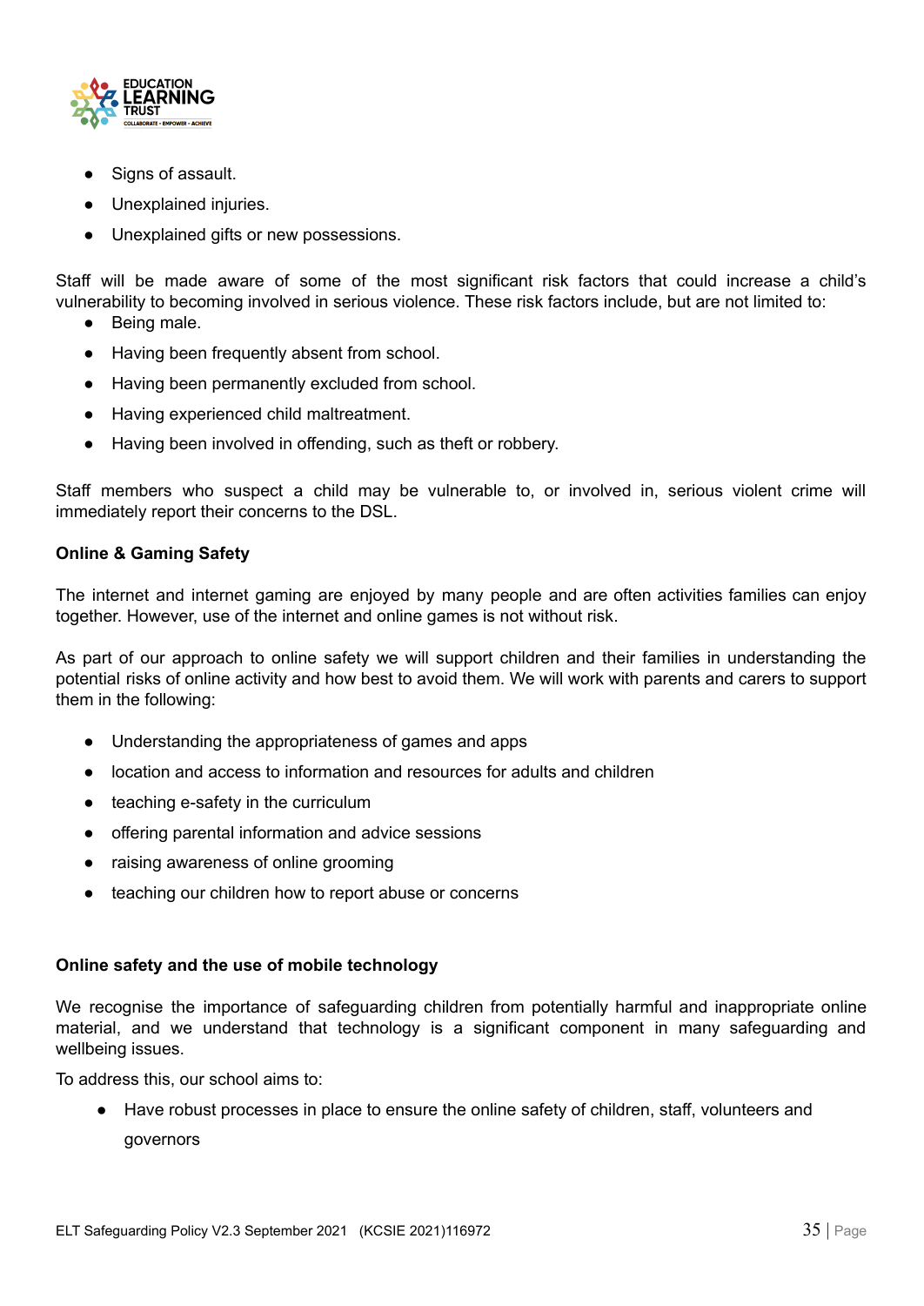- Signs of assault.
- Unexplained injuries.
- Unexplained gifts or new possessions.

Staff will be made aware of some of the most significant risk factors that could increase a child's vulnerability to becoming involved in serious violence. These risk factors include, but are not limited to:

- Being male.
- Having been frequently absent from school.
- Having been permanently excluded from school.
- Having experienced child maltreatment.
- Having been involved in offending, such as theft or robbery.

Staff members who suspect a child may be vulnerable to, or involved in, serious violent crime will immediately report their concerns to the DSL.

**Online & Gaming Safety**

The internet and internet gaming are enjoyed by many people and are often activities families can enjoy together. However, use of the internet and online games is not without risk.

As part of our approach to online safety we will support children and their families in understanding the potential risks of online activity and how best to avoid them. We will work with parents and carers to support them in the following:

- Understanding the appropriateness of games and apps
- location and access to information and resources for adults and children
- teaching e-safety in the curriculum
- offering parental information and advice sessions
- raising awareness of online grooming
- teaching our children how to report abuse or concerns

**Online safety and the use of mobile technology**

We recognise the importance of safeguarding children from potentially harmful and inappropriate online material, and we understand that technology is a significant component in many safeguarding and wellbeing issues.

To address this, our school aims to:

- Have robust processes in place to ensure the online safety of children, staff, volunteers and governors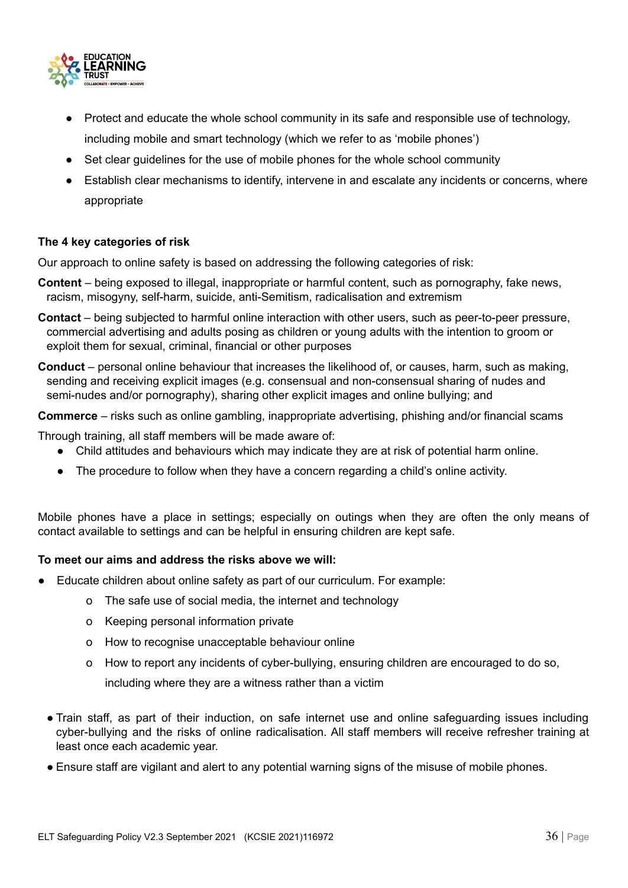- Protect and educate the whole school community in its safe and responsible use of technology, including mobile and smart technology (which we refer to as 'mobile phones')
- Set clear guidelines for the use of mobile phones for the whole school community
- Establish clear mechanisms to identify, intervene in and escalate any incidents or concerns, where appropriate

**The 4 key categories of risk**

Our approach to online safety is based on addressing the following categories of risk:

**Content** – being exposed to illegal, inappropriate or harmful content, such as pornography, fake news, racism, misogyny, self-harm, suicide, anti-Semitism, radicalisation and extremism

**Contact** – being subjected to harmful online interaction with other users, such as peer-to-peer pressure, commercial advertising and adults posing as children or young adults with the intention to groom or exploit them for sexual, criminal, financial or other purposes

**Conduct** – personal online behaviour that increases the likelihood of, or causes, harm, such as making, sending and receiving explicit images (e.g. consensual and non-consensual sharing of nudes and semi-nudes and/or pornography), sharing other explicit images and online bullying; and

**Commerce** – risks such as online gambling, inappropriate advertising, phishing and/or financial scams

Through training, all staff members will be made aware of:

- Child attitudes and behaviours which may indicate they are at risk of potential harm online.
- The procedure to follow when they have a concern regarding a child's online activity.

Mobile phones have a place in settings; especially on outings when they are often the only means of contact available to settings and can be helpful in ensuring children are kept safe.

**To meet our aims and address the risks above we will:**

- Educate children about online safety as part of our curriculum. For example:
  - The safe use of social media, the internet and technology
  - Keeping personal information private
  - How to recognise unacceptable behaviour online
  - How to report any incidents of cyber-bullying, ensuring children are encouraged to do so, including where they are a witness rather than a victim
- Train staff, as part of their induction, on safe internet use and online safeguarding issues including cyber-bullying and the risks of online radicalisation. All staff members will receive refresher training at least once each academic year.
- Ensure staff are vigilant and alert to any potential warning signs of the misuse of mobile phones.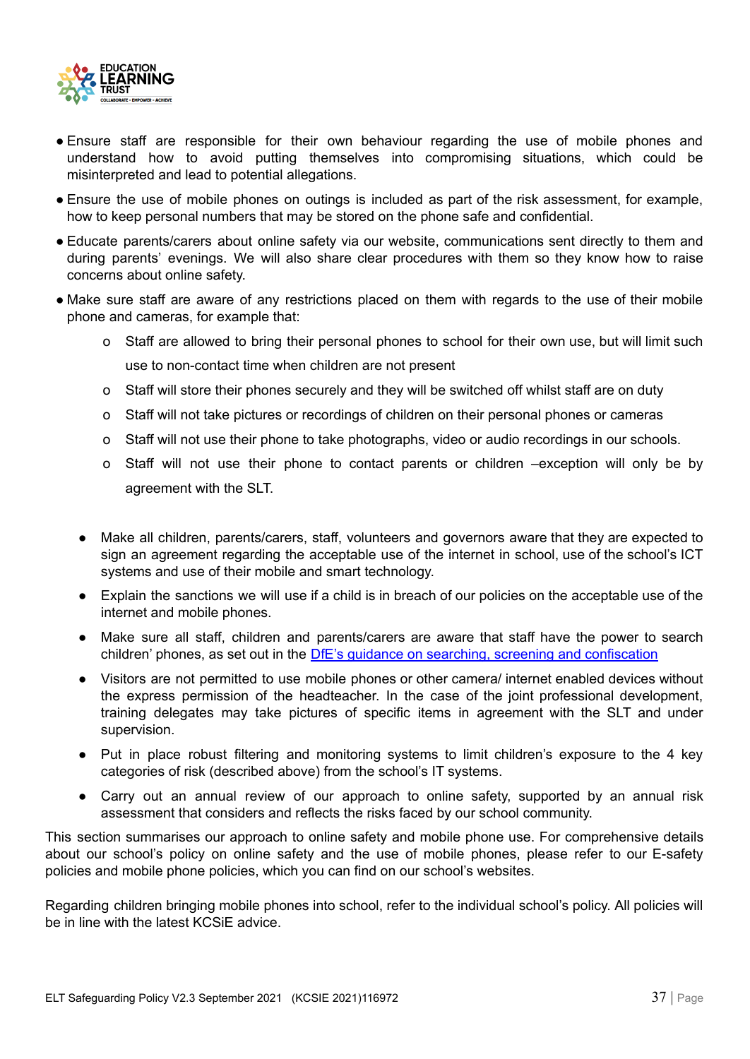- Ensure staff are responsible for their own behaviour regarding the use of mobile phones and understand how to avoid putting themselves into compromising situations, which could be misinterpreted and lead to potential allegations.
- Ensure the use of mobile phones on outings is included as part of the risk assessment, for example, how to keep personal numbers that may be stored on the phone safe and confidential.
- Educate parents/carers about online safety via our website, communications sent directly to them and during parents' evenings. We will also share clear procedures with them so they know how to raise concerns about online safety.
- Make sure staff are aware of any restrictions placed on them with regards to the use of their mobile phone and cameras, for example that:
  - Staff are allowed to bring their personal phones to school for their own use, but will limit such use to non-contact time when children are not present
  - Staff will store their phones securely and they will be switched off whilst staff are on duty
  - Staff will not take pictures or recordings of children on their personal phones or cameras
  - Staff will not use their phone to take photographs, video or audio recordings in our schools.
  - Staff will not use their phone to contact parents or children –exception will only be by agreement with the SLT.

- Make all children, parents/carers, staff, volunteers and governors aware that they are expected to sign an agreement regarding the acceptable use of the internet in school, use of the school's ICT systems and use of their mobile and smart technology.
- Explain the sanctions we will use if a child is in breach of our policies on the acceptable use of the internet and mobile phones.
- Make sure all staff, children and parents/carers are aware that staff have the power to search children' phones, as set out in the [DfE's guidance on searching, screening and confiscation]()
- Visitors are not permitted to use mobile phones or other camera/ internet enabled devices without the express permission of the headteacher. In the case of the joint professional development, training delegates may take pictures of specific items in agreement with the SLT and under supervision.
- Put in place robust filtering and monitoring systems to limit children's exposure to the 4 key categories of risk (described above) from the school's IT systems.
- Carry out an annual review of our approach to online safety, supported by an annual risk assessment that considers and reflects the risks faced by our school community.

This section summarises our approach to online safety and mobile phone use. For comprehensive details about our school's policy on online safety and the use of mobile phones, please refer to our E-safety policies and mobile phone policies, which you can find on our school's websites.

Regarding children bringing mobile phones into school, refer to the individual school's policy. All policies will be in line with the latest KCSiE advice.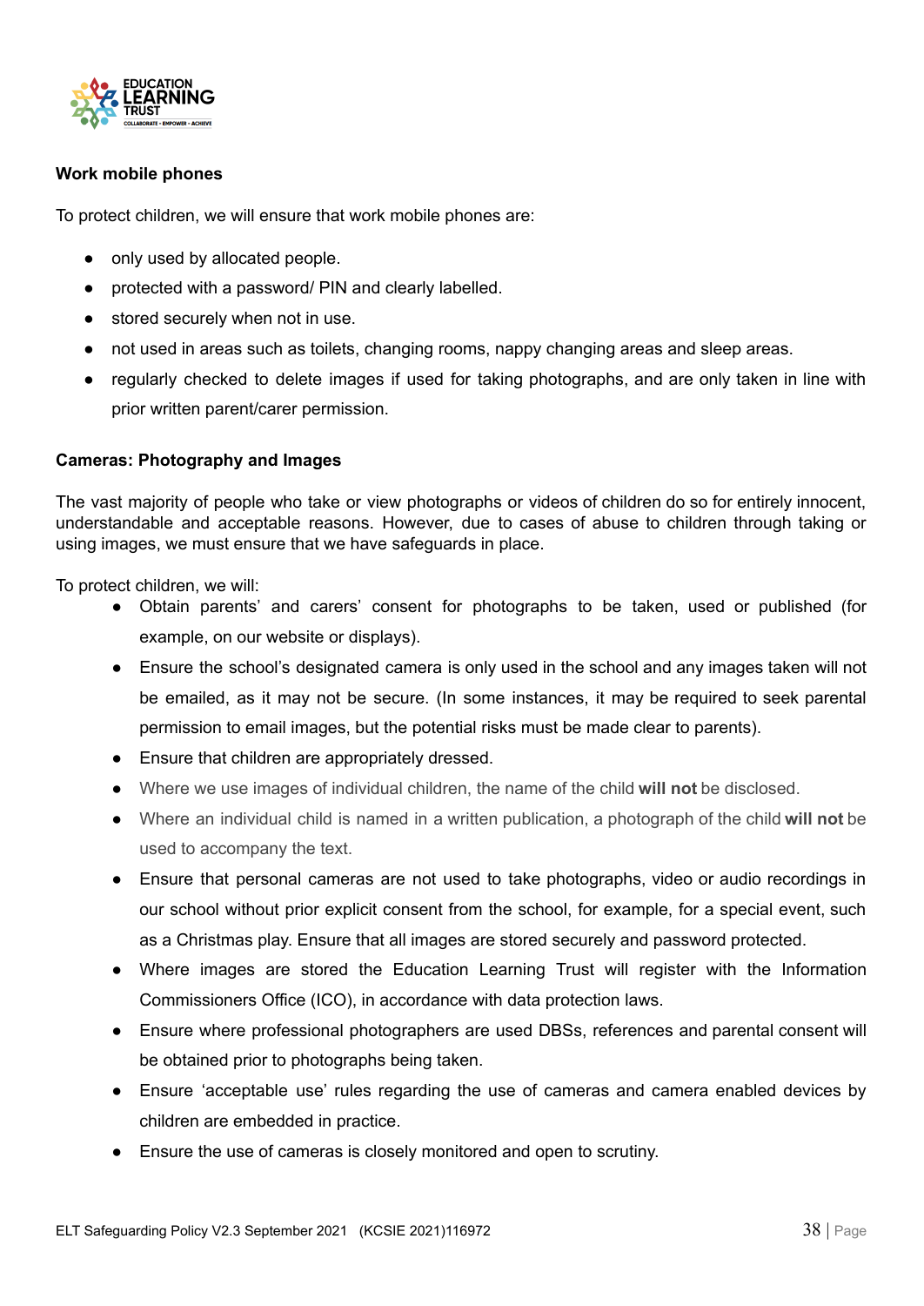**Work mobile phones**

To protect children, we will ensure that work mobile phones are:

- only used by allocated people.
- protected with a password/ PIN and clearly labelled.
- stored securely when not in use.
- not used in areas such as toilets, changing rooms, nappy changing areas and sleep areas.
- regularly checked to delete images if used for taking photographs, and are only taken in line with prior written parent/carer permission.

**Cameras: Photography and Images**

The vast majority of people who take or view photographs or videos of children do so for entirely innocent, understandable and acceptable reasons. However, due to cases of abuse to children through taking or using images, we must ensure that we have safeguards in place.

To protect children, we will:

- Obtain parents' and carers' consent for photographs to be taken, used or published (for example, on our website or displays).
- Ensure the school's designated camera is only used in the school and any images taken will not be emailed, as it may not be secure. (In some instances, it may be required to seek parental permission to email images, but the potential risks must be made clear to parents).
- Ensure that children are appropriately dressed.
- Where we use images of individual children, the name of the child **will not** be disclosed.
- Where an individual child is named in a written publication, a photograph of the child **will not** be used to accompany the text.
- Ensure that personal cameras are not used to take photographs, video or audio recordings in our school without prior explicit consent from the school, for example, for a special event, such as a Christmas play. Ensure that all images are stored securely and password protected.
- Where images are stored the Education Learning Trust will register with the Information Commissioners Office (ICO), in accordance with data protection laws.
- Ensure where professional photographers are used DBSs, references and parental consent will be obtained prior to photographs being taken.
- Ensure 'acceptable use' rules regarding the use of cameras and camera enabled devices by children are embedded in practice.
- Ensure the use of cameras is closely monitored and open to scrutiny.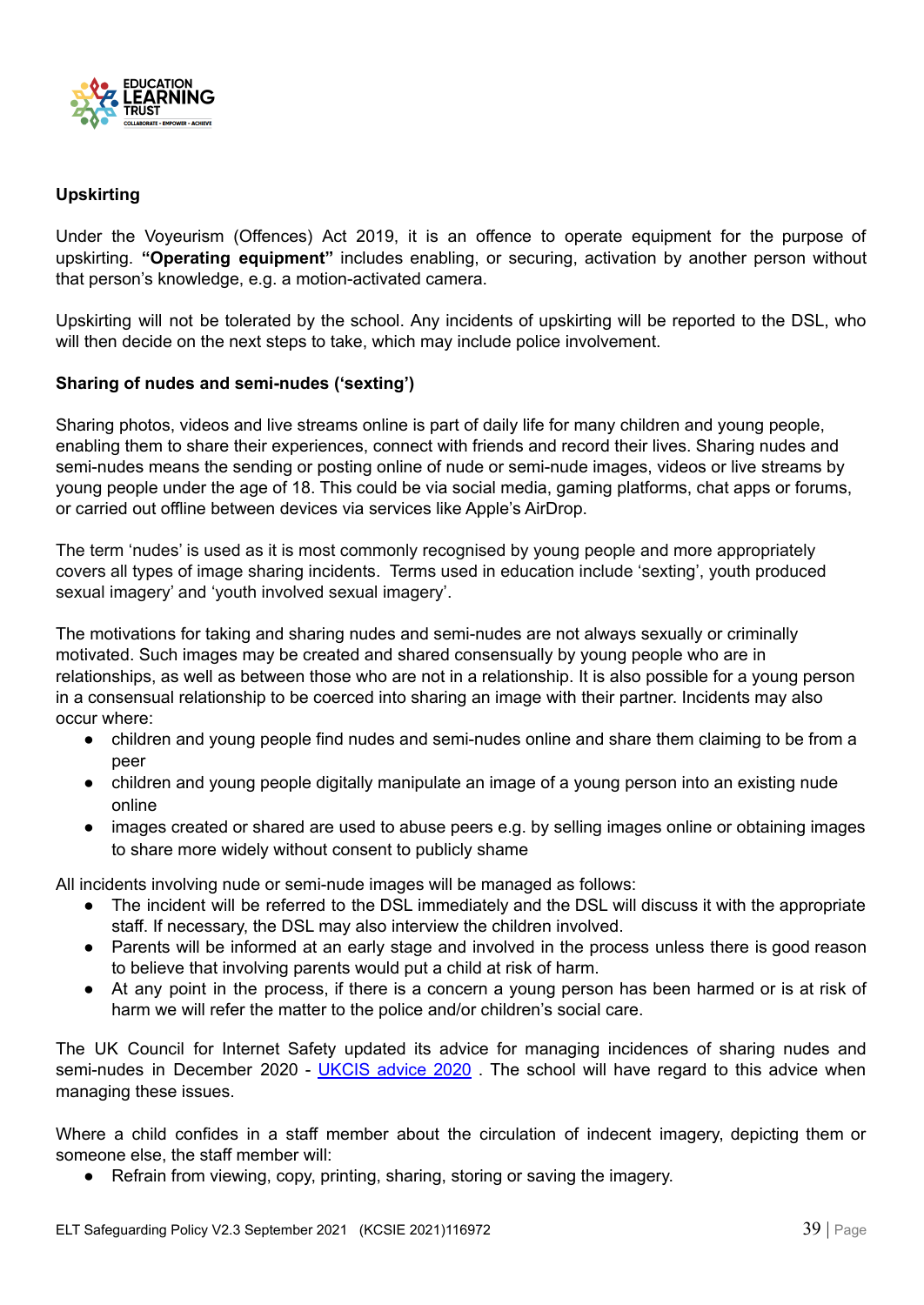**Upskirting**

Under the Voyeurism (Offences) Act 2019, it is an offence to operate equipment for the purpose of upskirting. **"Operating equipment"** includes enabling, or securing, activation by another person without that person's knowledge, e.g. a motion-activated camera.

Upskirting will not be tolerated by the school. Any incidents of upskirting will be reported to the DSL, who will then decide on the next steps to take, which may include police involvement.

**Sharing of nudes and semi-nudes ('sexting')**

Sharing photos, videos and live streams online is part of daily life for many children and young people, enabling them to share their experiences, connect with friends and record their lives. Sharing nudes and semi-nudes means the sending or posting online of nude or semi-nude images, videos or live streams by young people under the age of 18. This could be via social media, gaming platforms, chat apps or forums, or carried out offline between devices via services like Apple's AirDrop.

The term 'nudes' is used as it is most commonly recognised by young people and more appropriately covers all types of image sharing incidents. Terms used in education include 'sexting', youth produced sexual imagery' and 'youth involved sexual imagery'.

The motivations for taking and sharing nudes and semi-nudes are not always sexually or criminally motivated. Such images may be created and shared consensually by young people who are in relationships, as well as between those who are not in a relationship. It is also possible for a young person in a consensual relationship to be coerced into sharing an image with their partner. Incidents may also occur where:

- children and young people find nudes and semi-nudes online and share them claiming to be from a peer
- children and young people digitally manipulate an image of a young person into an existing nude online
- images created or shared are used to abuse peers e.g. by selling images online or obtaining images to share more widely without consent to publicly shame

All incidents involving nude or semi-nude images will be managed as follows:

- The incident will be referred to the DSL immediately and the DSL will discuss it with the appropriate staff. If necessary, the DSL may also interview the children involved.
- Parents will be informed at an early stage and involved in the process unless there is good reason to believe that involving parents would put a child at risk of harm.
- At any point in the process, if there is a concern a young person has been harmed or is at risk of harm we will refer the matter to the police and/or children's social care.

The UK Council for Internet Safety updated its advice for managing incidences of sharing nudes and semi-nudes in December 2020 - UKCIS advice 2020 . The school will have regard to this advice when managing these issues.

Where a child confides in a staff member about the circulation of indecent imagery, depicting them or someone else, the staff member will:

- Refrain from viewing, copy, printing, sharing, storing or saving the imagery.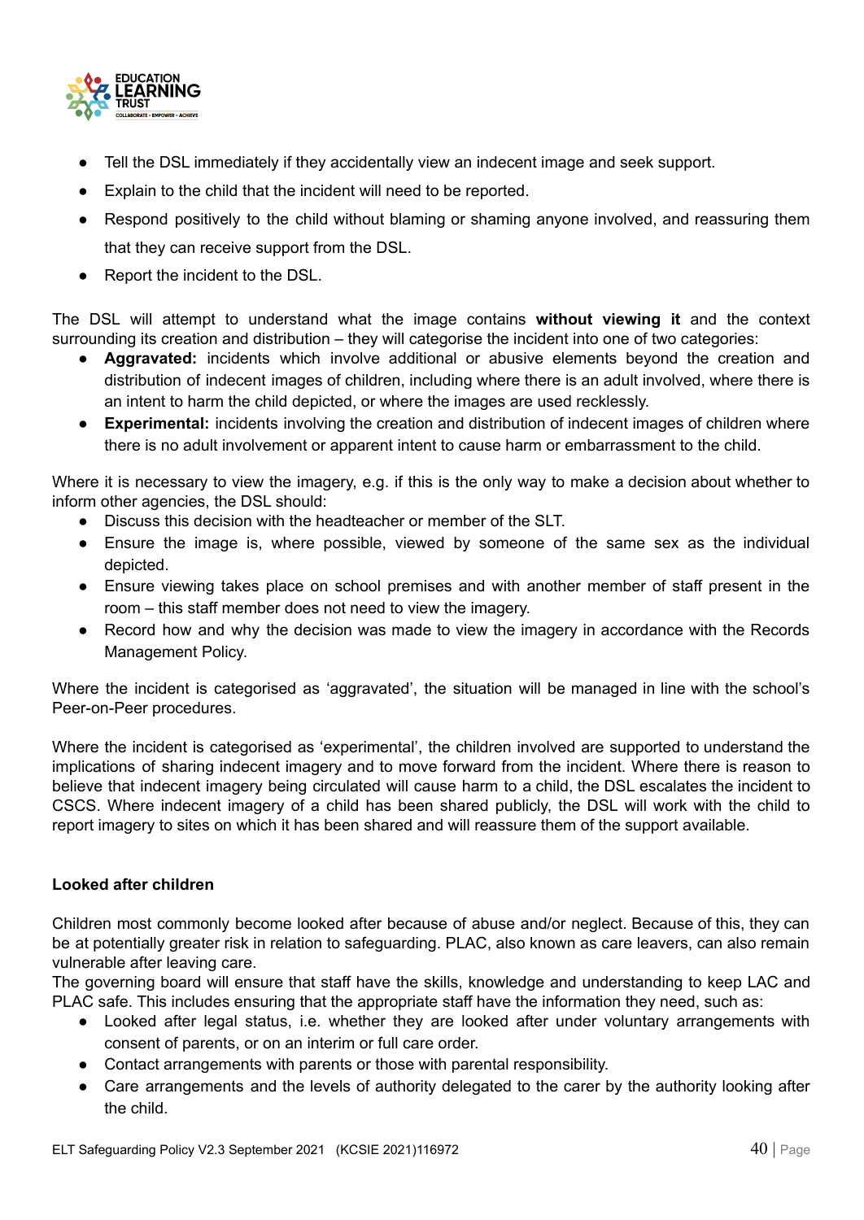- Tell the DSL immediately if they accidentally view an indecent image and seek support.
- Explain to the child that the incident will need to be reported.
- Respond positively to the child without blaming or shaming anyone involved, and reassuring them that they can receive support from the DSL.
- Report the incident to the DSL.

The DSL will attempt to understand what the image contains **without viewing it** and the context surrounding its creation and distribution – they will categorise the incident into one of two categories:

- **Aggravated:** incidents which involve additional or abusive elements beyond the creation and distribution of indecent images of children, including where there is an adult involved, where there is an intent to harm the child depicted, or where the images are used recklessly.
- **Experimental:** incidents involving the creation and distribution of indecent images of children where there is no adult involvement or apparent intent to cause harm or embarrassment to the child.

Where it is necessary to view the imagery, e.g. if this is the only way to make a decision about whether to inform other agencies, the DSL should:

- Discuss this decision with the headteacher or member of the SLT.
- Ensure the image is, where possible, viewed by someone of the same sex as the individual depicted.
- Ensure viewing takes place on school premises and with another member of staff present in the room – this staff member does not need to view the imagery.
- Record how and why the decision was made to view the imagery in accordance with the Records Management Policy.

Where the incident is categorised as 'aggravated', the situation will be managed in line with the school's Peer-on-Peer procedures.

Where the incident is categorised as 'experimental', the children involved are supported to understand the implications of sharing indecent imagery and to move forward from the incident. Where there is reason to believe that indecent imagery being circulated will cause harm to a child, the DSL escalates the incident to CSCS. Where indecent imagery of a child has been shared publicly, the DSL will work with the child to report imagery to sites on which it has been shared and will reassure them of the support available.

**Looked after children**

Children most commonly become looked after because of abuse and/or neglect. Because of this, they can be at potentially greater risk in relation to safeguarding. PLAC, also known as care leavers, can also remain vulnerable after leaving care.

The governing board will ensure that staff have the skills, knowledge and understanding to keep LAC and PLAC safe. This includes ensuring that the appropriate staff have the information they need, such as:

- Looked after legal status, i.e. whether they are looked after under voluntary arrangements with consent of parents, or on an interim or full care order.
- Contact arrangements with parents or those with parental responsibility.
- Care arrangements and the levels of authority delegated to the carer by the authority looking after the child.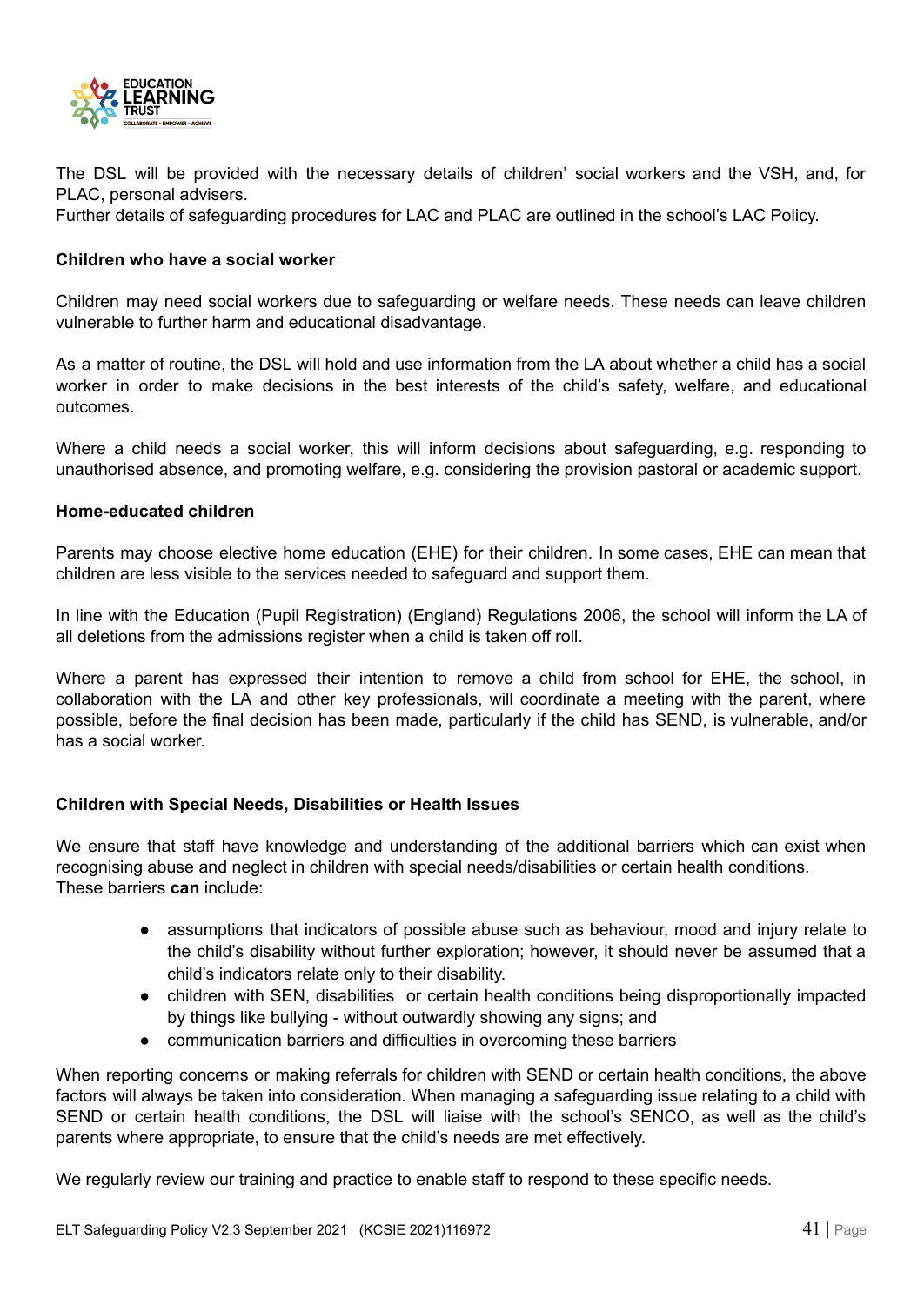The DSL will be provided with the necessary details of children' social workers and the VSH, and, for PLAC, personal advisers.
Further details of safeguarding procedures for LAC and PLAC are outlined in the school's LAC Policy.

**Children who have a social worker**

Children may need social workers due to safeguarding or welfare needs. These needs can leave children vulnerable to further harm and educational disadvantage.

As a matter of routine, the DSL will hold and use information from the LA about whether a child has a social worker in order to make decisions in the best interests of the child's safety, welfare, and educational outcomes.

Where a child needs a social worker, this will inform decisions about safeguarding, e.g. responding to unauthorised absence, and promoting welfare, e.g. considering the provision pastoral or academic support.

**Home-educated children**

Parents may choose elective home education (EHE) for their children. In some cases, EHE can mean that children are less visible to the services needed to safeguard and support them.

In line with the Education (Pupil Registration) (England) Regulations 2006, the school will inform the LA of all deletions from the admissions register when a child is taken off roll.

Where a parent has expressed their intention to remove a child from school for EHE, the school, in collaboration with the LA and other key professionals, will coordinate a meeting with the parent, where possible, before the final decision has been made, particularly if the child has SEND, is vulnerable, and/or has a social worker.

**Children with Special Needs, Disabilities or Health Issues**

We ensure that staff have knowledge and understanding of the additional barriers which can exist when recognising abuse and neglect in children with special needs/disabilities or certain health conditions.
These barriers **can** include:

- assumptions that indicators of possible abuse such as behaviour, mood and injury relate to the child's disability without further exploration; however, it should never be assumed that a child's indicators relate only to their disability.
- children with SEN, disabilities or certain health conditions being disproportionally impacted by things like bullying - without outwardly showing any signs; and
- communication barriers and difficulties in overcoming these barriers

When reporting concerns or making referrals for children with SEND or certain health conditions, the above factors will always be taken into consideration. When managing a safeguarding issue relating to a child with SEND or certain health conditions, the DSL will liaise with the school's SENCO, as well as the child's parents where appropriate, to ensure that the child's needs are met effectively.

We regularly review our training and practice to enable staff to respond to these specific needs.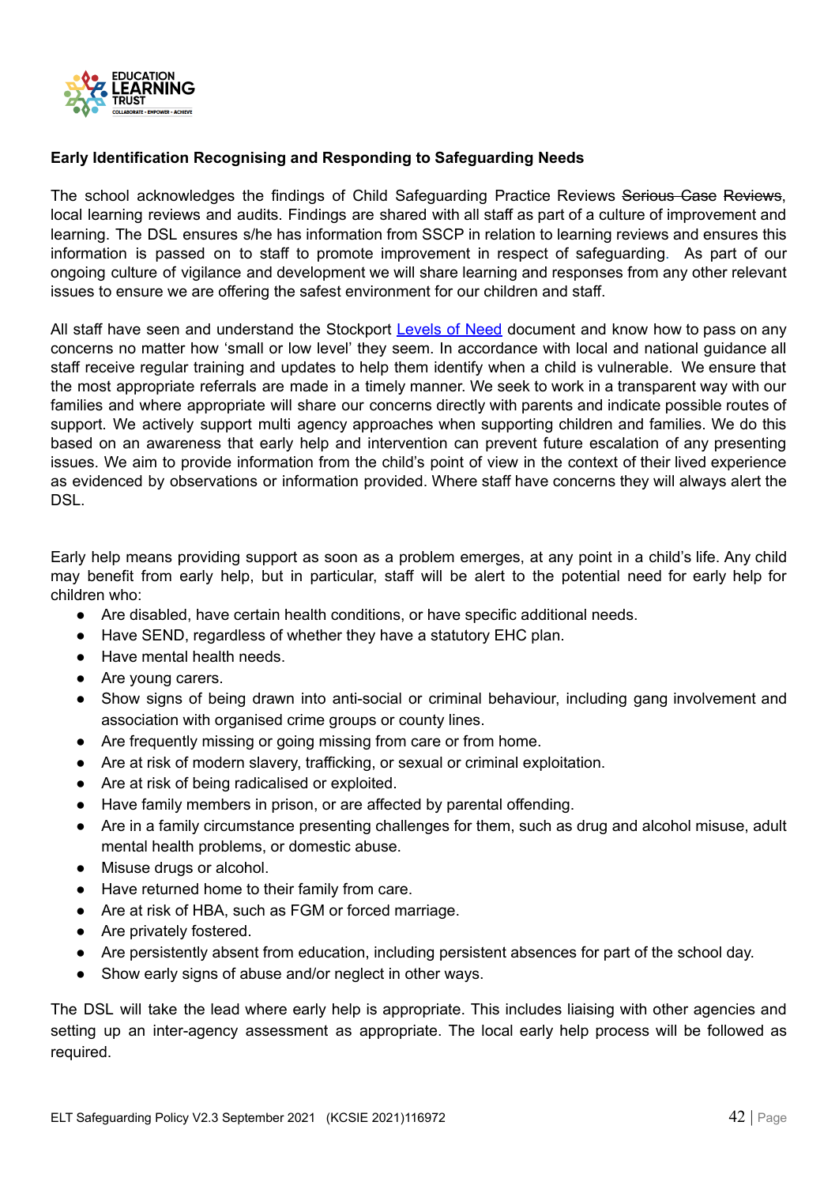**Early Identification Recognising and Responding to Safeguarding Needs**

The school acknowledges the findings of Child Safeguarding Practice Reviews ~~Serious Case Reviews~~, local learning reviews and audits. Findings are shared with all staff as part of a culture of improvement and learning. The DSL ensures s/he has information from SSCP in relation to learning reviews and ensures this information is passed on to staff to promote improvement in respect of safeguarding. As part of our ongoing culture of vigilance and development we will share learning and responses from any other relevant issues to ensure we are offering the safest environment for our children and staff.

All staff have seen and understand the Stockport [Levels of Need]() document and know how to pass on any concerns no matter how 'small or low level' they seem. In accordance with local and national guidance all staff receive regular training and updates to help them identify when a child is vulnerable. We ensure that the most appropriate referrals are made in a timely manner. We seek to work in a transparent way with our families and where appropriate will share our concerns directly with parents and indicate possible routes of support. We actively support multi agency approaches when supporting children and families. We do this based on an awareness that early help and intervention can prevent future escalation of any presenting issues. We aim to provide information from the child's point of view in the context of their lived experience as evidenced by observations or information provided. Where staff have concerns they will always alert the DSL.

Early help means providing support as soon as a problem emerges, at any point in a child's life. Any child may benefit from early help, but in particular, staff will be alert to the potential need for early help for children who:

- Are disabled, have certain health conditions, or have specific additional needs.
- Have SEND, regardless of whether they have a statutory EHC plan.
- Have mental health needs.
- Are young carers.
- Show signs of being drawn into anti-social or criminal behaviour, including gang involvement and association with organised crime groups or county lines.
- Are frequently missing or going missing from care or from home.
- Are at risk of modern slavery, trafficking, or sexual or criminal exploitation.
- Are at risk of being radicalised or exploited.
- Have family members in prison, or are affected by parental offending.
- Are in a family circumstance presenting challenges for them, such as drug and alcohol misuse, adult mental health problems, or domestic abuse.
- Misuse drugs or alcohol.
- Have returned home to their family from care.
- Are at risk of HBA, such as FGM or forced marriage.
- Are privately fostered.
- Are persistently absent from education, including persistent absences for part of the school day.
- Show early signs of abuse and/or neglect in other ways.

The DSL will take the lead where early help is appropriate. This includes liaising with other agencies and setting up an inter-agency assessment as appropriate. The local early help process will be followed as required.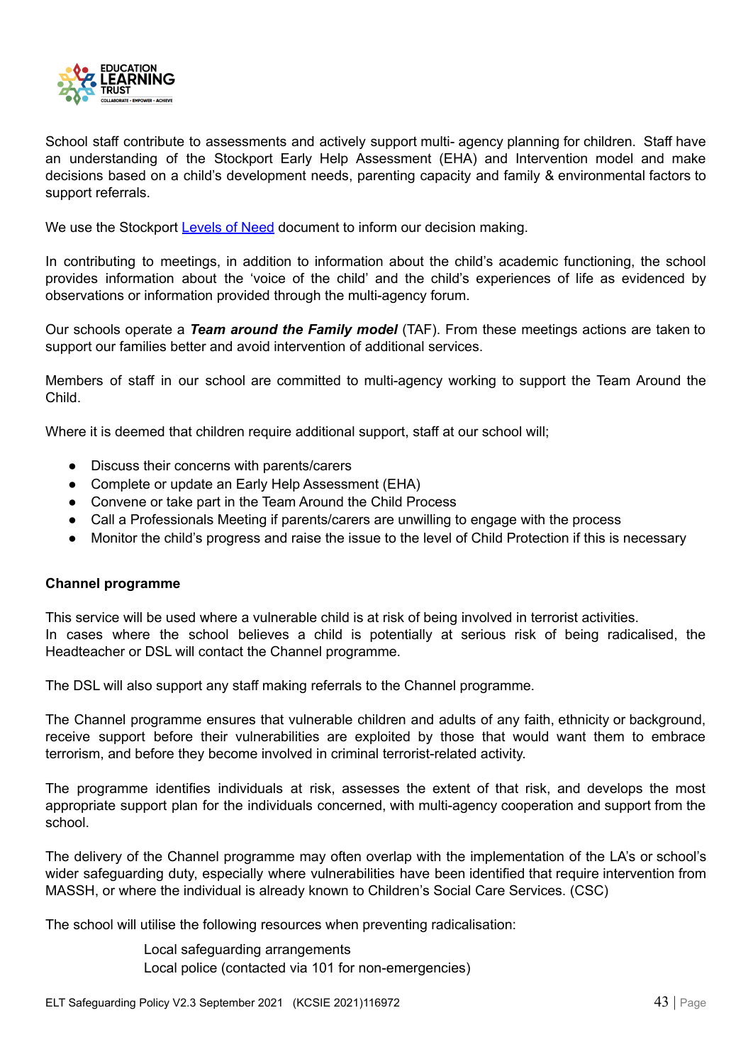School staff contribute to assessments and actively support multi- agency planning for children. Staff have an understanding of the Stockport Early Help Assessment (EHA) and Intervention model and make decisions based on a child's development needs, parenting capacity and family & environmental factors to support referrals.

We use the Stockport [Levels of Need]() document to inform our decision making.

In contributing to meetings, in addition to information about the child's academic functioning, the school provides information about the 'voice of the child' and the child's experiences of life as evidenced by observations or information provided through the multi-agency forum.

Our schools operate a ***Team around the Family model*** (TAF). From these meetings actions are taken to support our families better and avoid intervention of additional services.

Members of staff in our school are committed to multi-agency working to support the Team Around the Child.

Where it is deemed that children require additional support, staff at our school will;

- Discuss their concerns with parents/carers
- Complete or update an Early Help Assessment (EHA)
- Convene or take part in the Team Around the Child Process
- Call a Professionals Meeting if parents/carers are unwilling to engage with the process
- Monitor the child's progress and raise the issue to the level of Child Protection if this is necessary

**Channel programme**

This service will be used where a vulnerable child is at risk of being involved in terrorist activities.
In cases where the school believes a child is potentially at serious risk of being radicalised, the Headteacher or DSL will contact the Channel programme.

The DSL will also support any staff making referrals to the Channel programme.

The Channel programme ensures that vulnerable children and adults of any faith, ethnicity or background, receive support before their vulnerabilities are exploited by those that would want them to embrace terrorism, and before they become involved in criminal terrorist-related activity.

The programme identifies individuals at risk, assesses the extent of that risk, and develops the most appropriate support plan for the individuals concerned, with multi-agency cooperation and support from the school.

The delivery of the Channel programme may often overlap with the implementation of the LA's or school's wider safeguarding duty, especially where vulnerabilities have been identified that require intervention from MASSH, or where the individual is already known to Children's Social Care Services. (CSC)

The school will utilise the following resources when preventing radicalisation:

Local safeguarding arrangements
Local police (contacted via 101 for non-emergencies)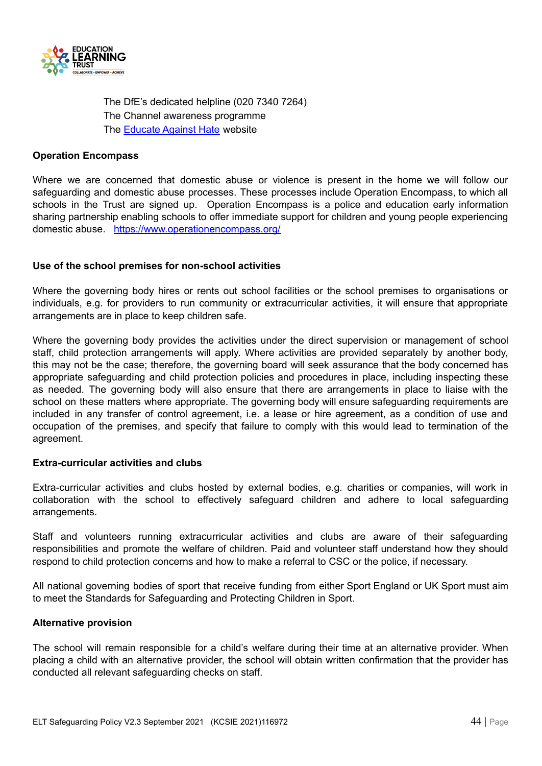The DfE's dedicated helpline (020 7340 7264)
The Channel awareness programme
The [Educate Against Hate](https://educateagainsthate.com/) website

**Operation Encompass**

Where we are concerned that domestic abuse or violence is present in the home we will follow our safeguarding and domestic abuse processes. These processes include Operation Encompass, to which all schools in the Trust are signed up. Operation Encompass is a police and education early information sharing partnership enabling schools to offer immediate support for children and young people experiencing domestic abuse. [https://www.operationencompass.org/](https://www.operationencompass.org/)

**Use of the school premises for non-school activities**

Where the governing body hires or rents out school facilities or the school premises to organisations or individuals, e.g. for providers to run community or extracurricular activities, it will ensure that appropriate arrangements are in place to keep children safe.

Where the governing body provides the activities under the direct supervision or management of school staff, child protection arrangements will apply. Where activities are provided separately by another body, this may not be the case; therefore, the governing board will seek assurance that the body concerned has appropriate safeguarding and child protection policies and procedures in place, including inspecting these as needed. The governing body will also ensure that there are arrangements in place to liaise with the school on these matters where appropriate. The governing body will ensure safeguarding requirements are included in any transfer of control agreement, i.e. a lease or hire agreement, as a condition of use and occupation of the premises, and specify that failure to comply with this would lead to termination of the agreement.

**Extra-curricular activities and clubs**

Extra-curricular activities and clubs hosted by external bodies, e.g. charities or companies, will work in collaboration with the school to effectively safeguard children and adhere to local safeguarding arrangements.

Staff and volunteers running extracurricular activities and clubs are aware of their safeguarding responsibilities and promote the welfare of children. Paid and volunteer staff understand how they should respond to child protection concerns and how to make a referral to CSC or the police, if necessary.

All national governing bodies of sport that receive funding from either Sport England or UK Sport must aim to meet the Standards for Safeguarding and Protecting Children in Sport.

**Alternative provision**

The school will remain responsible for a child's welfare during their time at an alternative provider. When placing a child with an alternative provider, the school will obtain written confirmation that the provider has conducted all relevant safeguarding checks on staff.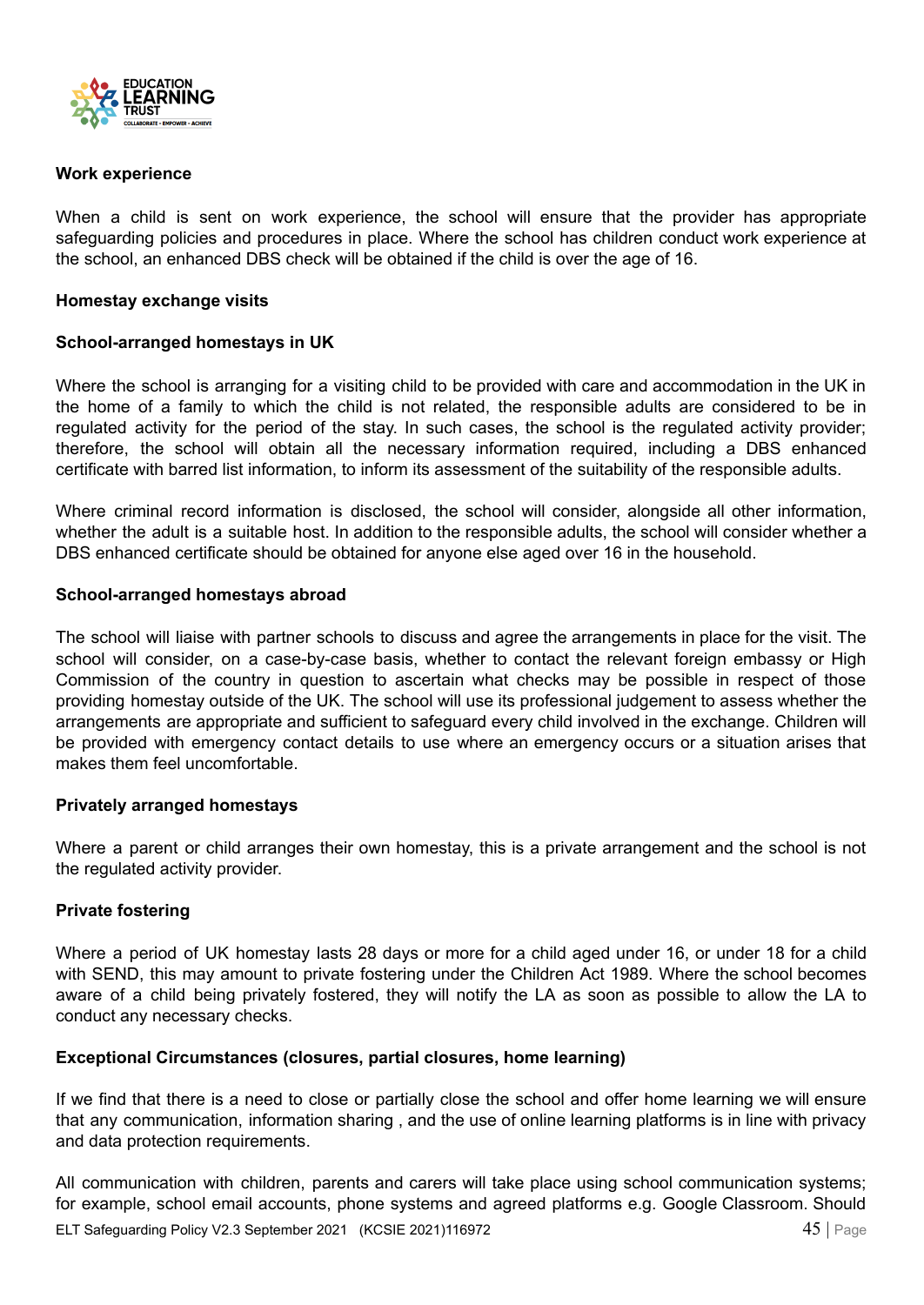**Work experience**

When a child is sent on work experience, the school will ensure that the provider has appropriate safeguarding policies and procedures in place. Where the school has children conduct work experience at the school, an enhanced DBS check will be obtained if the child is over the age of 16.

**Homestay exchange visits**

**School-arranged homestays in UK**

Where the school is arranging for a visiting child to be provided with care and accommodation in the UK in the home of a family to which the child is not related, the responsible adults are considered to be in regulated activity for the period of the stay. In such cases, the school is the regulated activity provider; therefore, the school will obtain all the necessary information required, including a DBS enhanced certificate with barred list information, to inform its assessment of the suitability of the responsible adults.

Where criminal record information is disclosed, the school will consider, alongside all other information, whether the adult is a suitable host. In addition to the responsible adults, the school will consider whether a DBS enhanced certificate should be obtained for anyone else aged over 16 in the household.

**School-arranged homestays abroad**

The school will liaise with partner schools to discuss and agree the arrangements in place for the visit. The school will consider, on a case-by-case basis, whether to contact the relevant foreign embassy or High Commission of the country in question to ascertain what checks may be possible in respect of those providing homestay outside of the UK. The school will use its professional judgement to assess whether the arrangements are appropriate and sufficient to safeguard every child involved in the exchange. Children will be provided with emergency contact details to use where an emergency occurs or a situation arises that makes them feel uncomfortable.

**Privately arranged homestays**

Where a parent or child arranges their own homestay, this is a private arrangement and the school is not the regulated activity provider.

**Private fostering**

Where a period of UK homestay lasts 28 days or more for a child aged under 16, or under 18 for a child with SEND, this may amount to private fostering under the Children Act 1989. Where the school becomes aware of a child being privately fostered, they will notify the LA as soon as possible to allow the LA to conduct any necessary checks.

**Exceptional Circumstances (closures, partial closures, home learning)**

If we find that there is a need to close or partially close the school and offer home learning we will ensure that any communication, information sharing , and the use of online learning platforms is in line with privacy and data protection requirements.

All communication with children, parents and carers will take place using school communication systems; for example, school email accounts, phone systems and agreed platforms e.g. Google Classroom. Should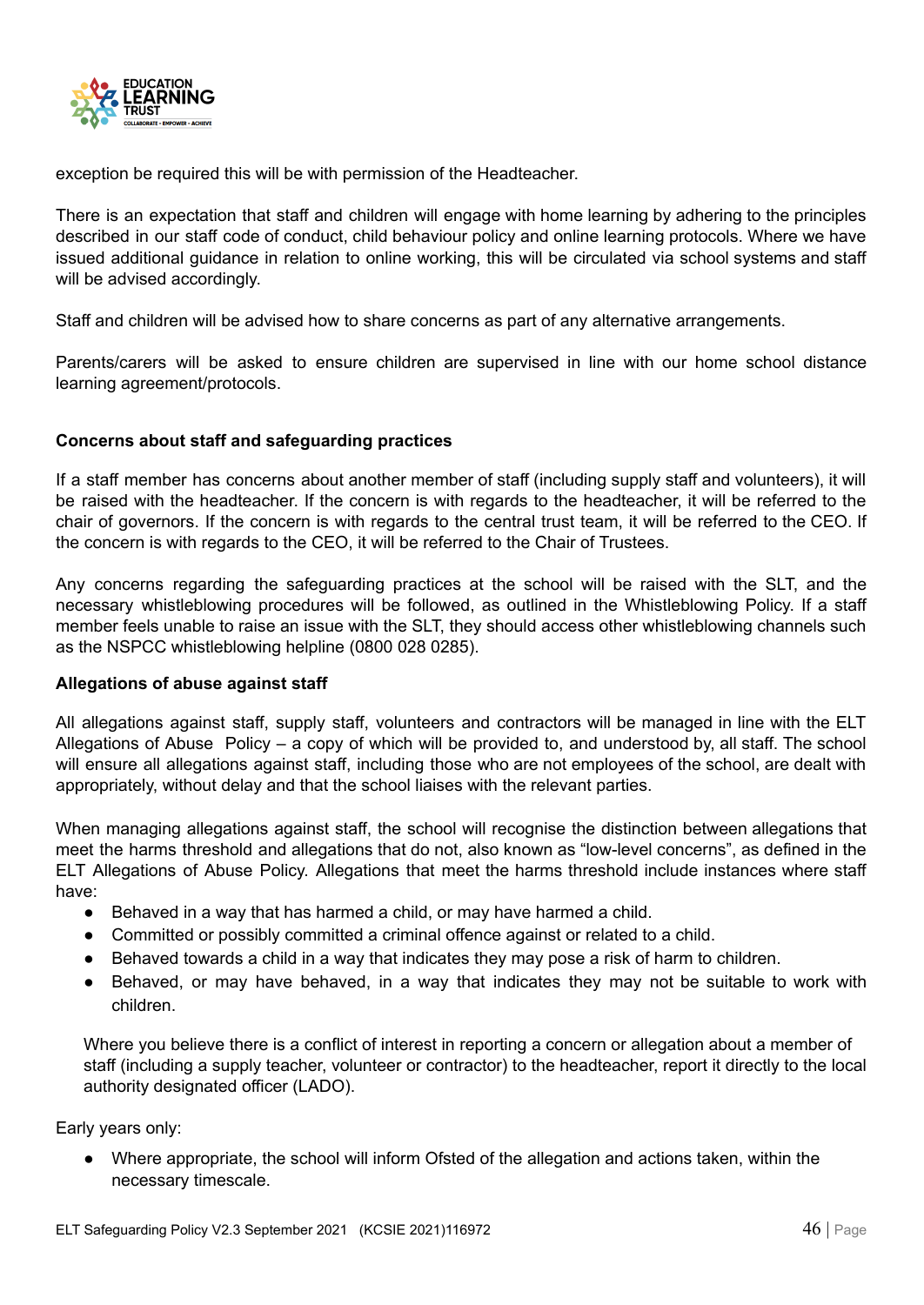exception be required this will be with permission of the Headteacher.

There is an expectation that staff and children will engage with home learning by adhering to the principles described in our staff code of conduct, child behaviour policy and online learning protocols. Where we have issued additional guidance in relation to online working, this will be circulated via school systems and staff will be advised accordingly.

Staff and children will be advised how to share concerns as part of any alternative arrangements.

Parents/carers will be asked to ensure children are supervised in line with our home school distance learning agreement/protocols.

**Concerns about staff and safeguarding practices**

If a staff member has concerns about another member of staff (including supply staff and volunteers), it will be raised with the headteacher. If the concern is with regards to the headteacher, it will be referred to the chair of governors. If the concern is with regards to the central trust team, it will be referred to the CEO. If the concern is with regards to the CEO, it will be referred to the Chair of Trustees.

Any concerns regarding the safeguarding practices at the school will be raised with the SLT, and the necessary whistleblowing procedures will be followed, as outlined in the Whistleblowing Policy. If a staff member feels unable to raise an issue with the SLT, they should access other whistleblowing channels such as the NSPCC whistleblowing helpline (0800 028 0285).

**Allegations of abuse against staff**

All allegations against staff, supply staff, volunteers and contractors will be managed in line with the ELT Allegations of Abuse Policy – a copy of which will be provided to, and understood by, all staff. The school will ensure all allegations against staff, including those who are not employees of the school, are dealt with appropriately, without delay and that the school liaises with the relevant parties.

When managing allegations against staff, the school will recognise the distinction between allegations that meet the harms threshold and allegations that do not, also known as "low-level concerns", as defined in the ELT Allegations of Abuse Policy. Allegations that meet the harms threshold include instances where staff have:

- Behaved in a way that has harmed a child, or may have harmed a child.
- Committed or possibly committed a criminal offence against or related to a child.
- Behaved towards a child in a way that indicates they may pose a risk of harm to children.
- Behaved, or may have behaved, in a way that indicates they may not be suitable to work with children.

Where you believe there is a conflict of interest in reporting a concern or allegation about a member of staff (including a supply teacher, volunteer or contractor) to the headteacher, report it directly to the local authority designated officer (LADO).

Early years only:

- Where appropriate, the school will inform Ofsted of the allegation and actions taken, within the necessary timescale.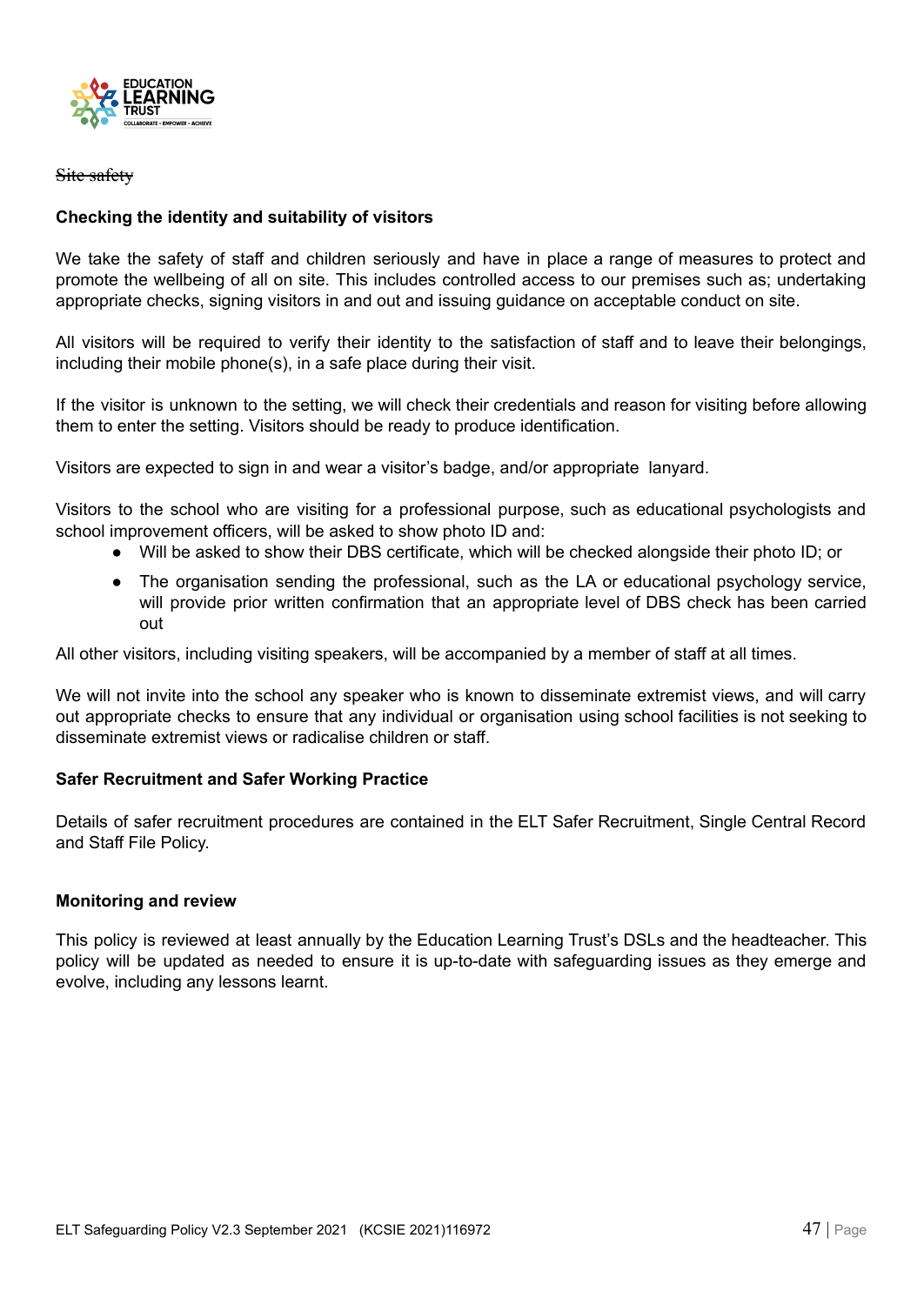~~Site safety~~

### Checking the identity and suitability of visitors

We take the safety of staff and children seriously and have in place a range of measures to protect and promote the wellbeing of all on site. This includes controlled access to our premises such as; undertaking appropriate checks, signing visitors in and out and issuing guidance on acceptable conduct on site.

All visitors will be required to verify their identity to the satisfaction of staff and to leave their belongings, including their mobile phone(s), in a safe place during their visit.

If the visitor is unknown to the setting, we will check their credentials and reason for visiting before allowing them to enter the setting. Visitors should be ready to produce identification.

Visitors are expected to sign in and wear a visitor's badge, and/or appropriate lanyard.

Visitors to the school who are visiting for a professional purpose, such as educational psychologists and school improvement officers, will be asked to show photo ID and:

- Will be asked to show their DBS certificate, which will be checked alongside their photo ID; or
- The organisation sending the professional, such as the LA or educational psychology service, will provide prior written confirmation that an appropriate level of DBS check has been carried out

All other visitors, including visiting speakers, will be accompanied by a member of staff at all times.

We will not invite into the school any speaker who is known to disseminate extremist views, and will carry out appropriate checks to ensure that any individual or organisation using school facilities is not seeking to disseminate extremist views or radicalise children or staff.

### Safer Recruitment and Safer Working Practice

Details of safer recruitment procedures are contained in the ELT Safer Recruitment, Single Central Record and Staff File Policy.

### Monitoring and review

This policy is reviewed at least annually by the Education Learning Trust's DSLs and the headteacher. This policy will be updated as needed to ensure it is up-to-date with safeguarding issues as they emerge and evolve, including any lessons learnt.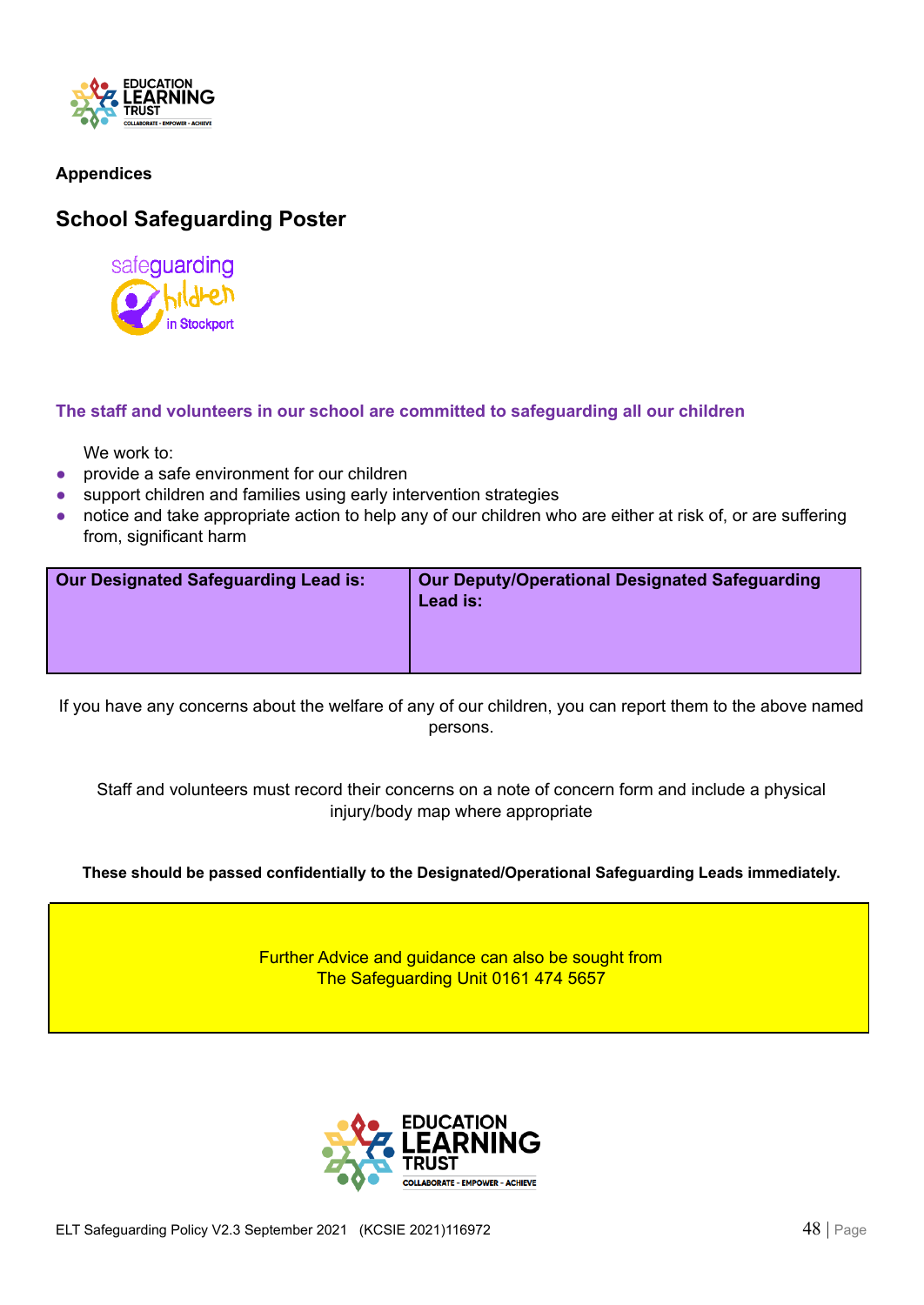**Appendices**

## School Safeguarding Poster

safeguarding children in Stockport

**The staff and volunteers in our school are committed to safeguarding all our children**

We work to:

- provide a safe environment for our children
- support children and families using early intervention strategies
- notice and take appropriate action to help any of our children who are either at risk of, or are suffering from, significant harm

| Our Designated Safeguarding Lead is: | Our Deputy/Operational Designated Safeguarding Lead is: |
| --- | --- |
| | |

If you have any concerns about the welfare of any of our children, you can report them to the above named persons.

Staff and volunteers must record their concerns on a note of concern form and include a physical injury/body map where appropriate

**These should be passed confidentially to the Designated/Operational Safeguarding Leads immediately.**

Further Advice and guidance can also be sought from
The Safeguarding Unit 0161 474 5657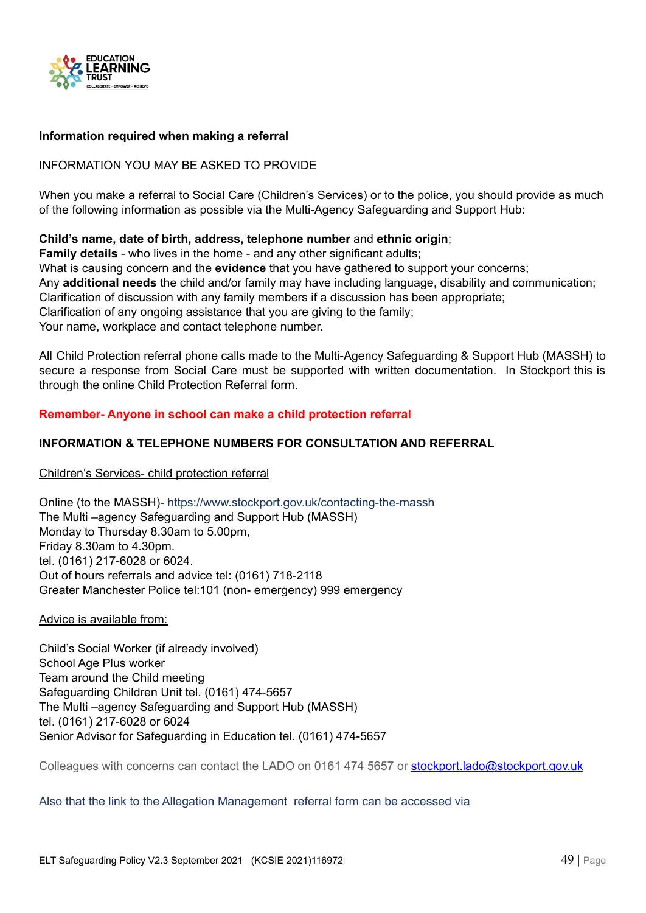**Information required when making a referral**

INFORMATION YOU MAY BE ASKED TO PROVIDE

When you make a referral to Social Care (Children's Services) or to the police, you should provide as much of the following information as possible via the Multi-Agency Safeguarding and Support Hub:

**Child's name, date of birth, address, telephone number** and **ethnic origin**;
**Family details** - who lives in the home - and any other significant adults;
What is causing concern and the **evidence** that you have gathered to support your concerns;
Any **additional needs** the child and/or family may have including language, disability and communication;
Clarification of discussion with any family members if a discussion has been appropriate;
Clarification of any ongoing assistance that you are giving to the family;
Your name, workplace and contact telephone number.

All Child Protection referral phone calls made to the Multi-Agency Safeguarding & Support Hub (MASSH) to secure a response from Social Care must be supported with written documentation. In Stockport this is through the online Child Protection Referral form.

**Remember- Anyone in school can make a child protection referral**

**INFORMATION & TELEPHONE NUMBERS FOR CONSULTATION AND REFERRAL**

Children's Services- child protection referral

Online (to the MASSH)- https://www.stockport.gov.uk/contacting-the-massh
The Multi –agency Safeguarding and Support Hub (MASSH)
Monday to Thursday 8.30am to 5.00pm,
Friday 8.30am to 4.30pm.
tel. (0161) 217-6028 or 6024.
Out of hours referrals and advice tel: (0161) 718-2118
Greater Manchester Police tel:101 (non- emergency) 999 emergency

Advice is available from:

Child's Social Worker (if already involved)
School Age Plus worker
Team around the Child meeting
Safeguarding Children Unit tel. (0161) 474-5657
The Multi –agency Safeguarding and Support Hub (MASSH)
tel. (0161) 217-6028 or 6024
Senior Advisor for Safeguarding in Education tel. (0161) 474-5657

Colleagues with concerns can contact the LADO on 0161 474 5657 or stockport.lado@stockport.gov.uk

Also that the link to the Allegation Management referral form can be accessed via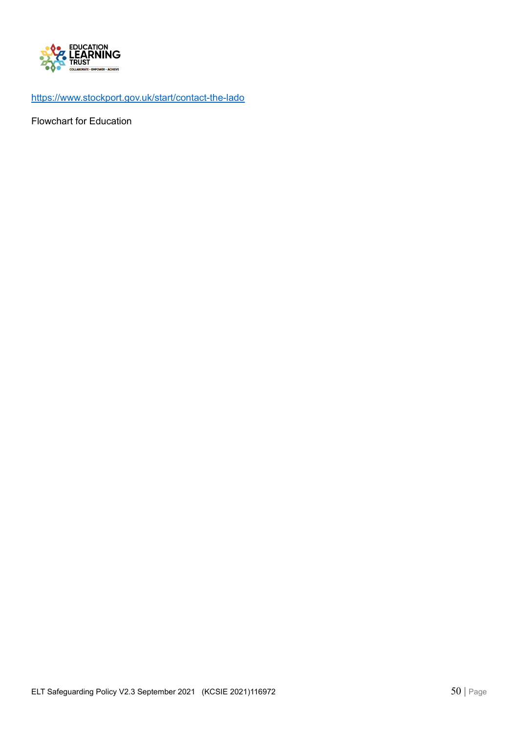https://www.stockport.gov.uk/start/contact-the-lado

Flowchart for Education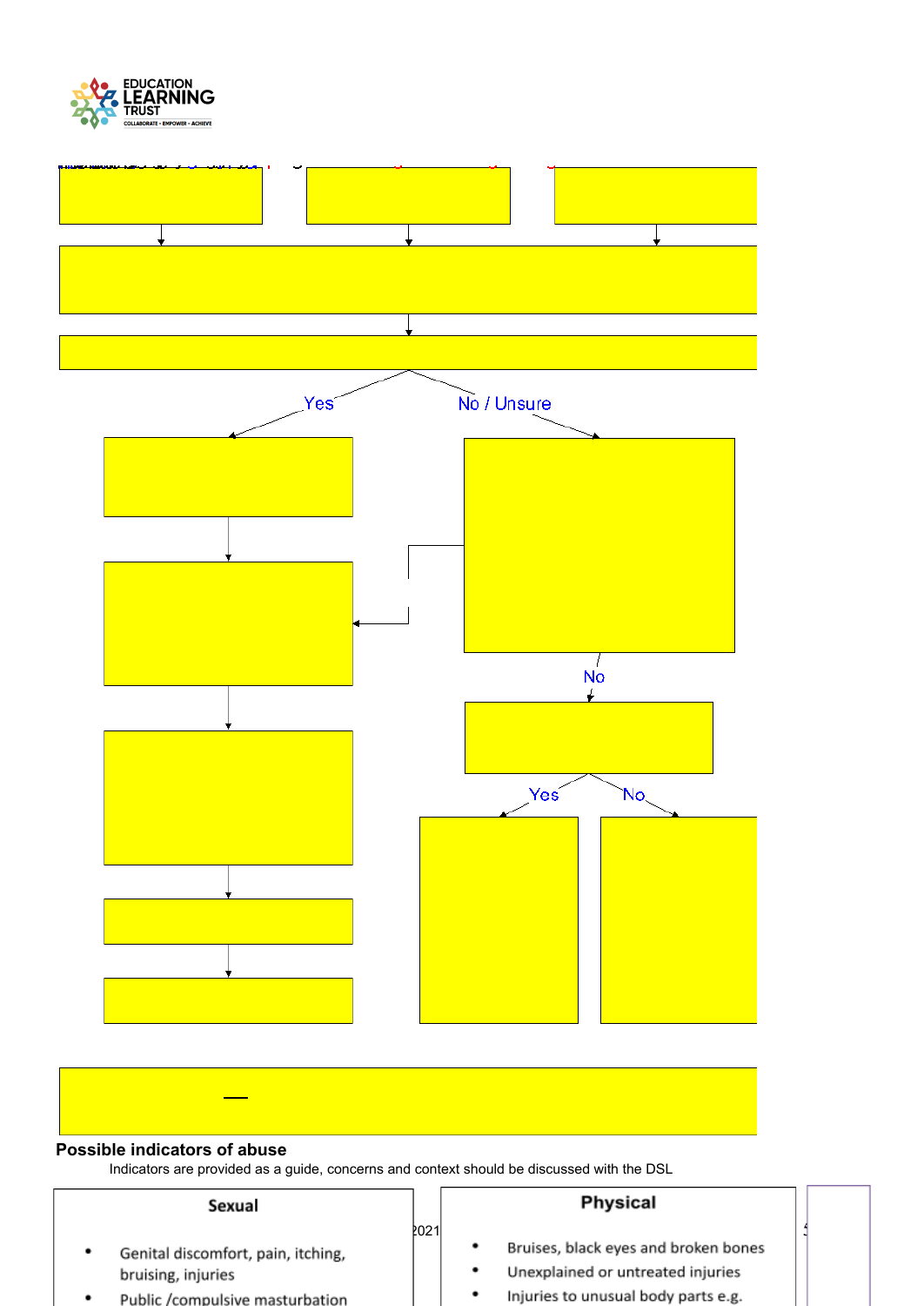Yes

No / Unsure

No

Yes

No

## Possible indicators of abuse

Indicators are provided as a guide, concerns and context should be discussed with the DSL

| Sexual | Physical |
|---|---|
| • Genital discomfort, pain, itching, bruising, injuries<br>• Public /compulsive masturbation | • Bruises, black eyes and broken bones<br>• Unexplained or untreated injuries<br>• Injuries to unusual body parts e.g. |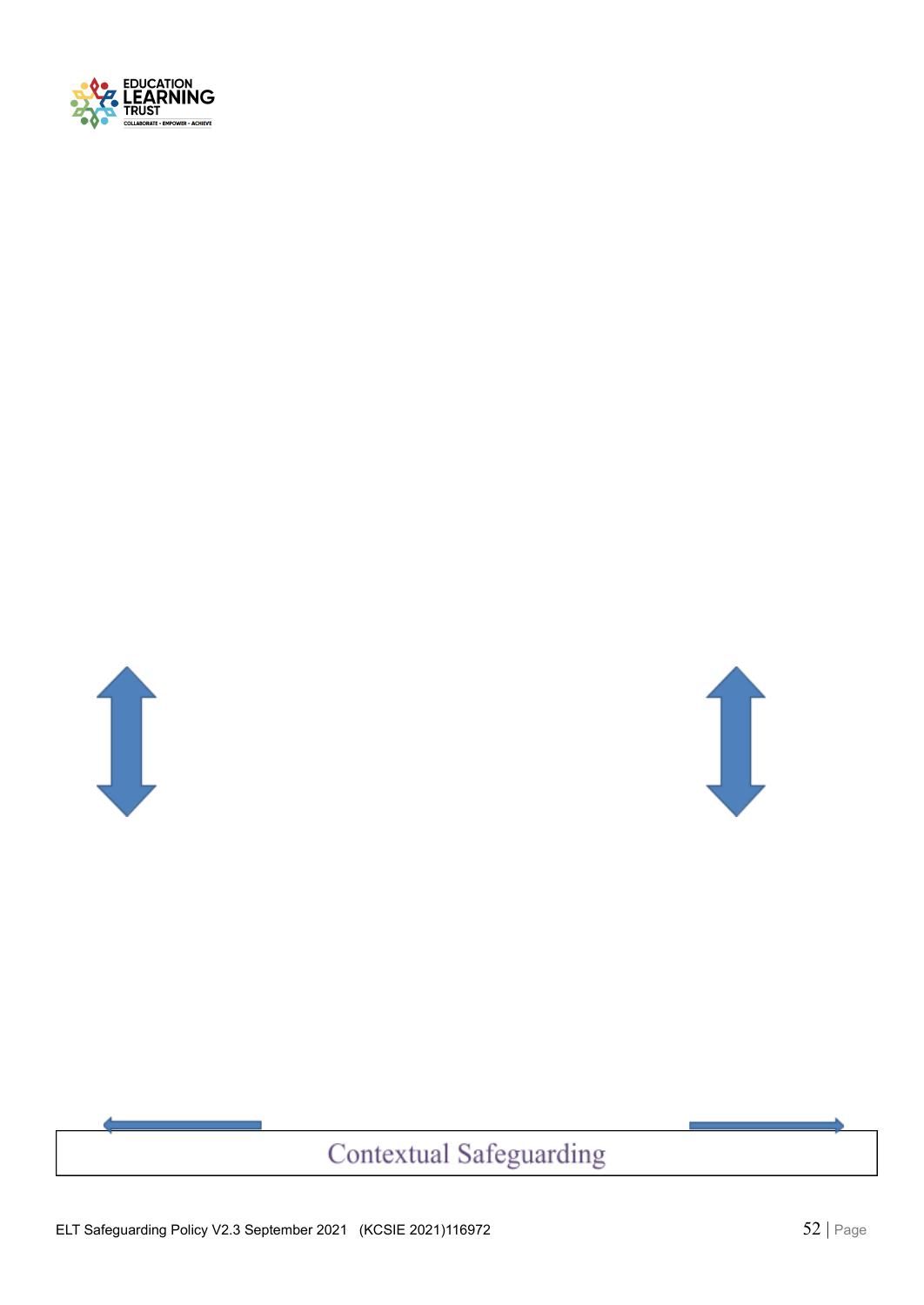Contextual Safeguarding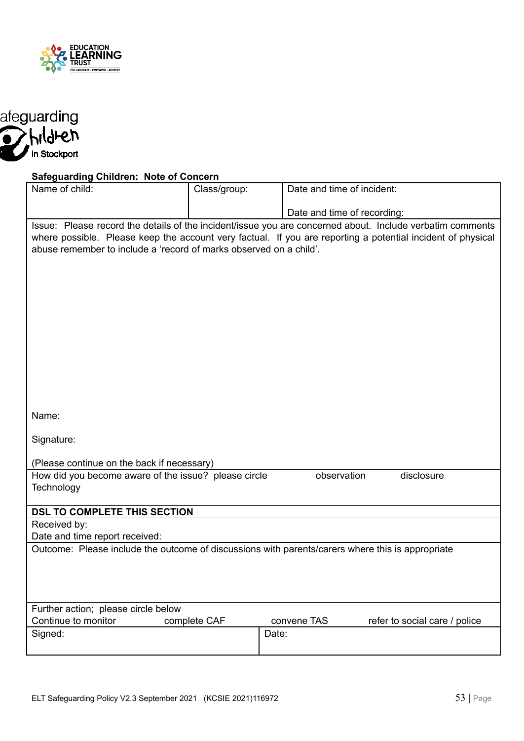EDUCATION LEARNING TRUST

COLLABORATE · EMPOWER · ACHIEVE

afeguarding
hildren
in Stockport

**Safeguarding Children: Note of Concern**

| Name of child: | Class/group: | Date and time of incident:<br><br>Date and time of recording: |
|---|---|---|
| Issue: Please record the details of the incident/issue you are concerned about. Include verbatim comments where possible. Please keep the account very factual. If you are reporting a potential incident of physical abuse remember to include a 'record of marks observed on a child'.<br><br><br><br><br><br>Name:<br><br>Signature:<br><br>(Please continue on the back if necessary) | | |
| How did you become aware of the issue? please circle observation disclosure Technology | | |
| **DSL TO COMPLETE THIS SECTION** | | |
| Received by:<br>Date and time report received: | | |
| Outcome: Please include the outcome of discussions with parents/carers where this is appropriate | | |
| Further action; please circle below<br>Continue to monitor complete CAF convene TAS refer to social care / police | | |
| Signed: | Date: | |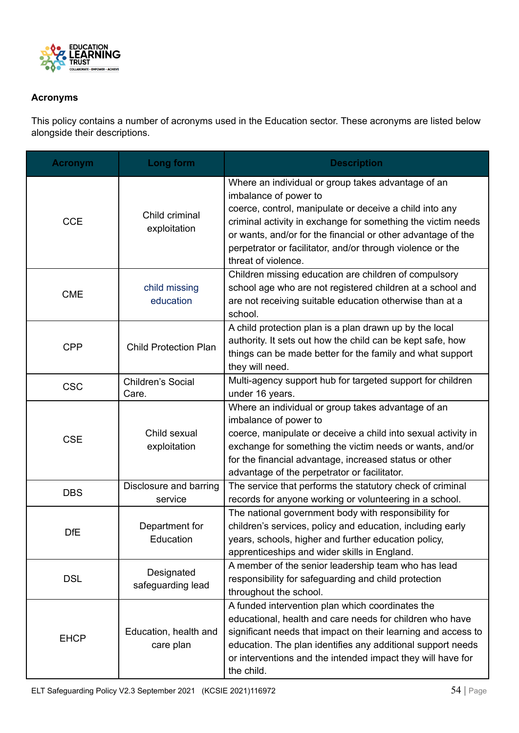## Acronyms

This policy contains a number of acronyms used in the Education sector. These acronyms are listed below alongside their descriptions.

| Acronym | Long form | Description |
|---|---|---|
| CCE | Child criminal exploitation | Where an individual or group takes advantage of an imbalance of power to coerce, control, manipulate or deceive a child into any criminal activity in exchange for something the victim needs or wants, and/or for the financial or other advantage of the perpetrator or facilitator, and/or through violence or the threat of violence. |
| CME | child missing education | Children missing education are children of compulsory school age who are not registered children at a school and are not receiving suitable education otherwise than at a school. |
| CPP | Child Protection Plan | A child protection plan is a plan drawn up by the local authority. It sets out how the child can be kept safe, how things can be made better for the family and what support they will need. |
| CSC | Children's Social Care. | Multi-agency support hub for targeted support for children under 16 years. |
| CSE | Child sexual exploitation | Where an individual or group takes advantage of an imbalance of power to coerce, manipulate or deceive a child into sexual activity in exchange for something the victim needs or wants, and/or for the financial advantage, increased status or other advantage of the perpetrator or facilitator. |
| DBS | Disclosure and barring service | The service that performs the statutory check of criminal records for anyone working or volunteering in a school. |
| DfE | Department for Education | The national government body with responsibility for children's services, policy and education, including early years, schools, higher and further education policy, apprenticeships and wider skills in England. |
| DSL | Designated safeguarding lead | A member of the senior leadership team who has lead responsibility for safeguarding and child protection throughout the school. |
| EHCP | Education, health and care plan | A funded intervention plan which coordinates the educational, health and care needs for children who have significant needs that impact on their learning and access to education. The plan identifies any additional support needs or interventions and the intended impact they will have for the child. |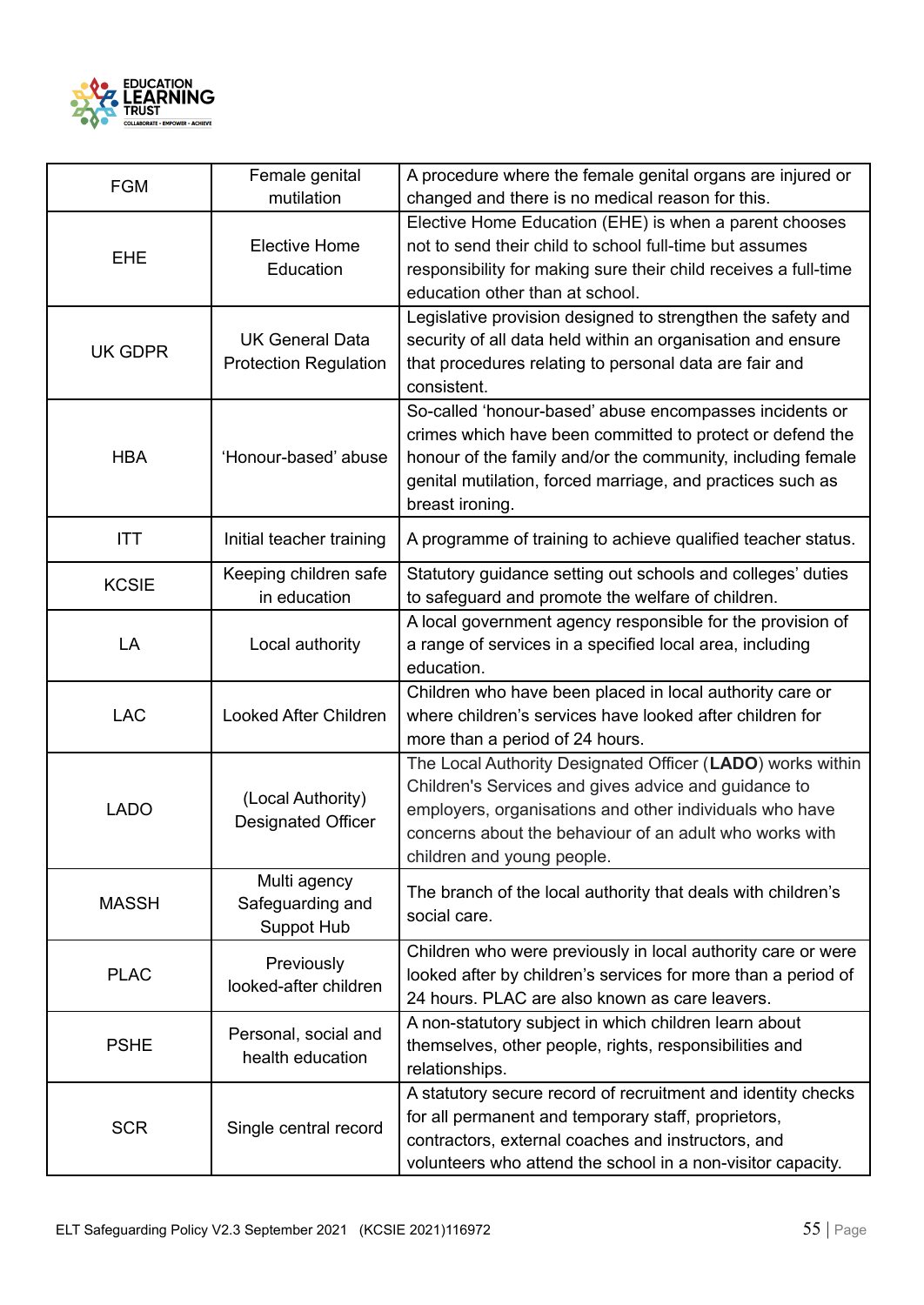| FGM | Female genital mutilation | A procedure where the female genital organs are injured or changed and there is no medical reason for this. |
|---|---|---|
| EHE | Elective Home Education | Elective Home Education (EHE) is when a parent chooses not to send their child to school full-time but assumes responsibility for making sure their child receives a full-time education other than at school. |
| UK GDPR | UK General Data Protection Regulation | Legislative provision designed to strengthen the safety and security of all data held within an organisation and ensure that procedures relating to personal data are fair and consistent. |
| HBA | 'Honour-based' abuse | So-called 'honour-based' abuse encompasses incidents or crimes which have been committed to protect or defend the honour of the family and/or the community, including female genital mutilation, forced marriage, and practices such as breast ironing. |
| ITT | Initial teacher training | A programme of training to achieve qualified teacher status. |
| KCSIE | Keeping children safe in education | Statutory guidance setting out schools and colleges' duties to safeguard and promote the welfare of children. |
| LA | Local authority | A local government agency responsible for the provision of a range of services in a specified local area, including education. |
| LAC | Looked After Children | Children who have been placed in local authority care or where children's services have looked after children for more than a period of 24 hours. |
| LADO | (Local Authority) Designated Officer | The Local Authority Designated Officer (**LADO**) works within Children's Services and gives advice and guidance to employers, organisations and other individuals who have concerns about the behaviour of an adult who works with children and young people. |
| MASSH | Multi agency Safeguarding and Suppot Hub | The branch of the local authority that deals with children's social care. |
| PLAC | Previously looked-after children | Children who were previously in local authority care or were looked after by children's services for more than a period of 24 hours. PLAC are also known as care leavers. |
| PSHE | Personal, social and health education | A non-statutory subject in which children learn about themselves, other people, rights, responsibilities and relationships. |
| SCR | Single central record | A statutory secure record of recruitment and identity checks for all permanent and temporary staff, proprietors, contractors, external coaches and instructors, and volunteers who attend the school in a non-visitor capacity. |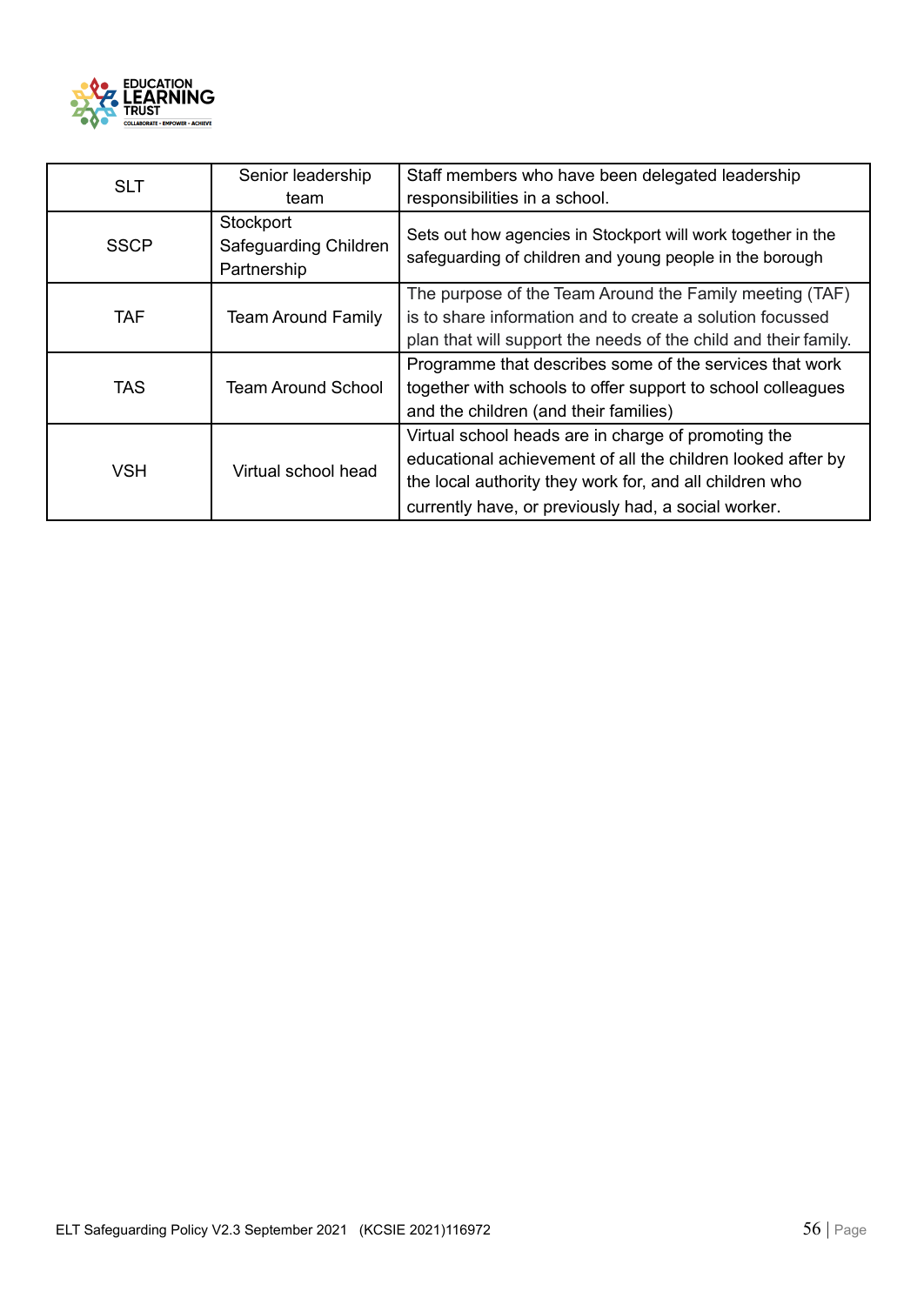| | | |
|---|---|---|
| SLT | Senior leadership team | Staff members who have been delegated leadership responsibilities in a school. |
| SSCP | Stockport Safeguarding Children Partnership | Sets out how agencies in Stockport will work together in the safeguarding of children and young people in the borough |
| TAF | Team Around Family | The purpose of the Team Around the Family meeting (TAF) is to share information and to create a solution focussed plan that will support the needs of the child and their family. |
| TAS | Team Around School | Programme that describes some of the services that work together with schools to offer support to school colleagues and the children (and their families) |
| VSH | Virtual school head | Virtual school heads are in charge of promoting the educational achievement of all the children looked after by the local authority they work for, and all children who currently have, or previously had, a social worker. |